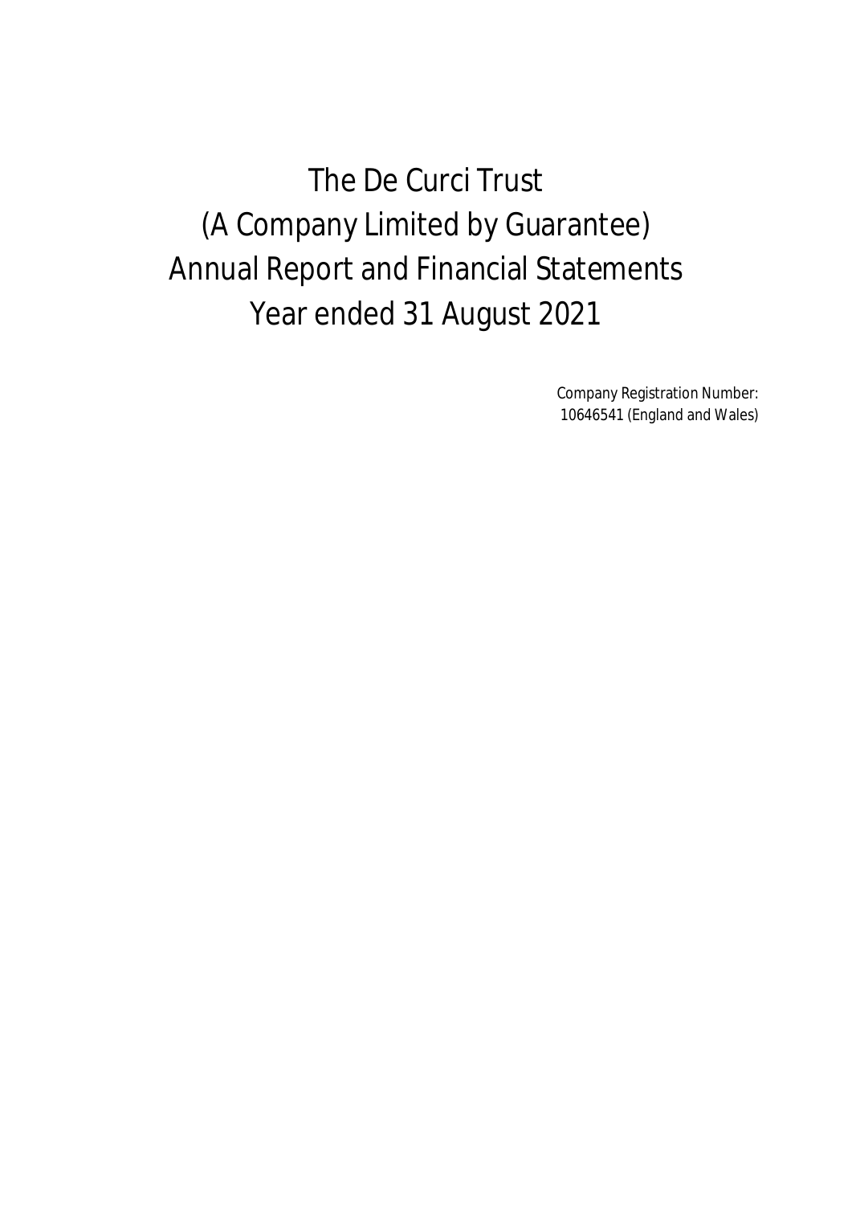# The De Curci Trust
# (A Company Limited by Guarantee)
# Annual Report and Financial Statements
# Year ended 31 August 2021

Company Registration Number:
10646541 (England and Wales)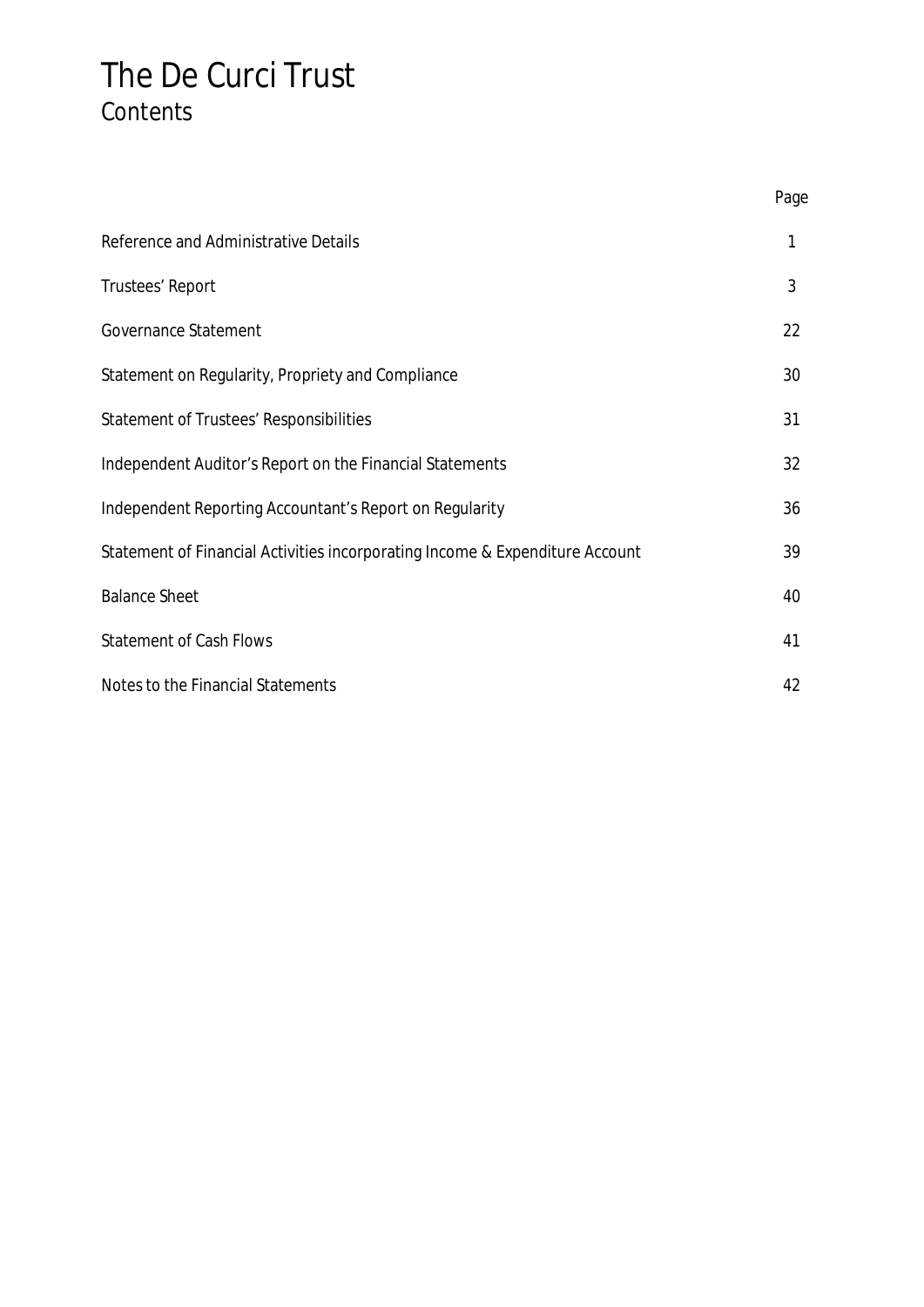# The De Curci Trust
## Contents

| | Page |
|---|---|
| Reference and Administrative Details | 1 |
| Trustees' Report | 3 |
| Governance Statement | 22 |
| Statement on Regularity, Propriety and Compliance | 30 |
| Statement of Trustees' Responsibilities | 31 |
| Independent Auditor's Report on the Financial Statements | 32 |
| Independent Reporting Accountant's Report on Regularity | 36 |
| Statement of Financial Activities incorporating Income & Expenditure Account | 39 |
| Balance Sheet | 40 |
| Statement of Cash Flows | 41 |
| Notes to the Financial Statements | 42 |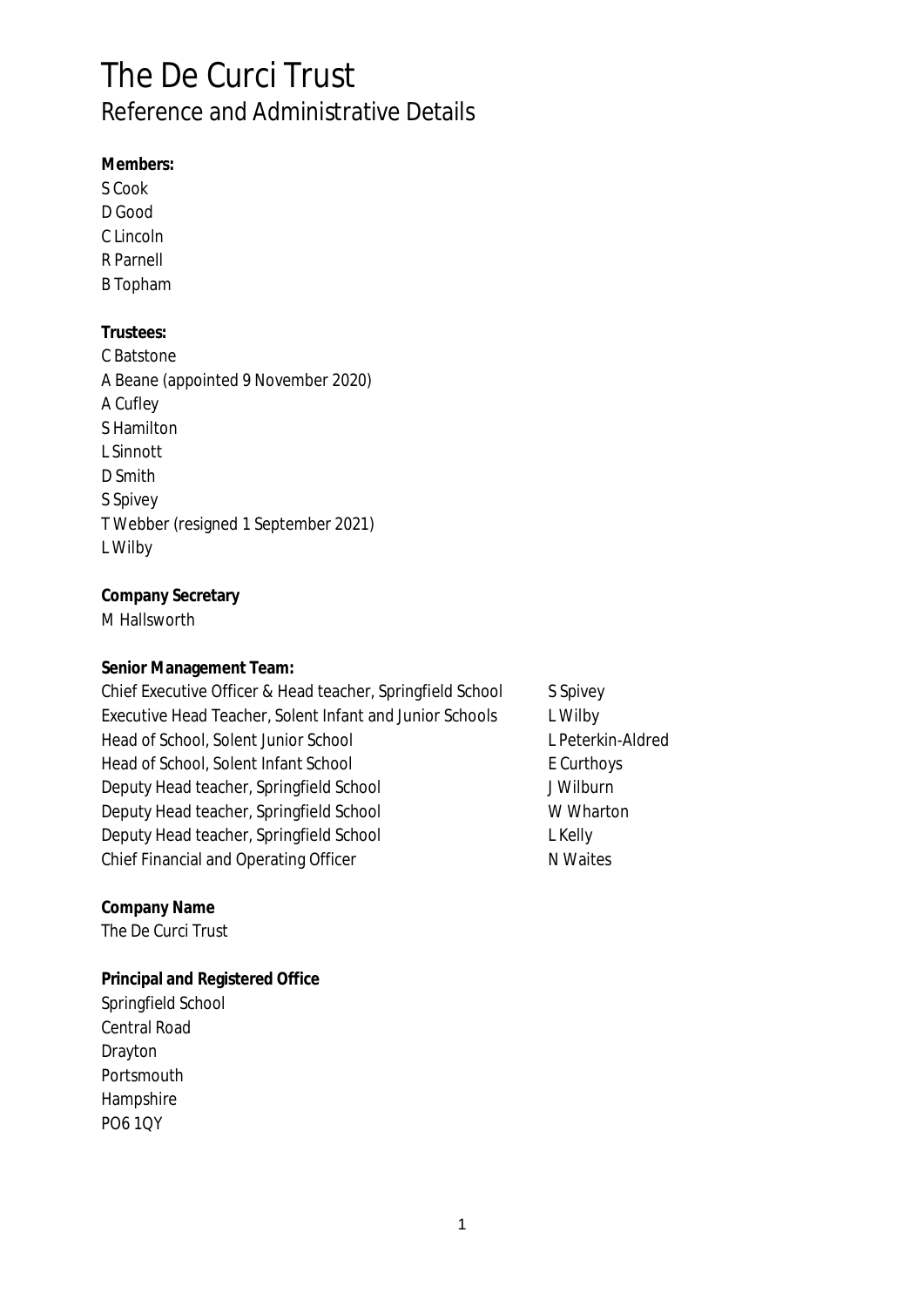# The De Curci Trust

## Reference and Administrative Details

**Members:**

S Cook
D Good
C Lincoln
R Parnell
B Topham

**Trustees:**

C Batstone
A Beane (appointed 9 November 2020)
A Cufley
S Hamilton
L Sinnott
D Smith
S Spivey
T Webber (resigned 1 September 2021)
L Wilby

**Company Secretary**

M Hallsworth

**Senior Management Team:**

| | |
|---|---|
| Chief Executive Officer & Head teacher, Springfield School | S Spivey |
| Executive Head Teacher, Solent Infant and Junior Schools | L Wilby |
| Head of School, Solent Junior School | L Peterkin-Aldred |
| Head of School, Solent Infant School | E Curthoys |
| Deputy Head teacher, Springfield School | J Wilburn |
| Deputy Head teacher, Springfield School | W Wharton |
| Deputy Head teacher, Springfield School | L Kelly |
| Chief Financial and Operating Officer | N Waites |

**Company Name**

The De Curci Trust

**Principal and Registered Office**

Springfield School
Central Road
Drayton
Portsmouth
Hampshire
PO6 1QY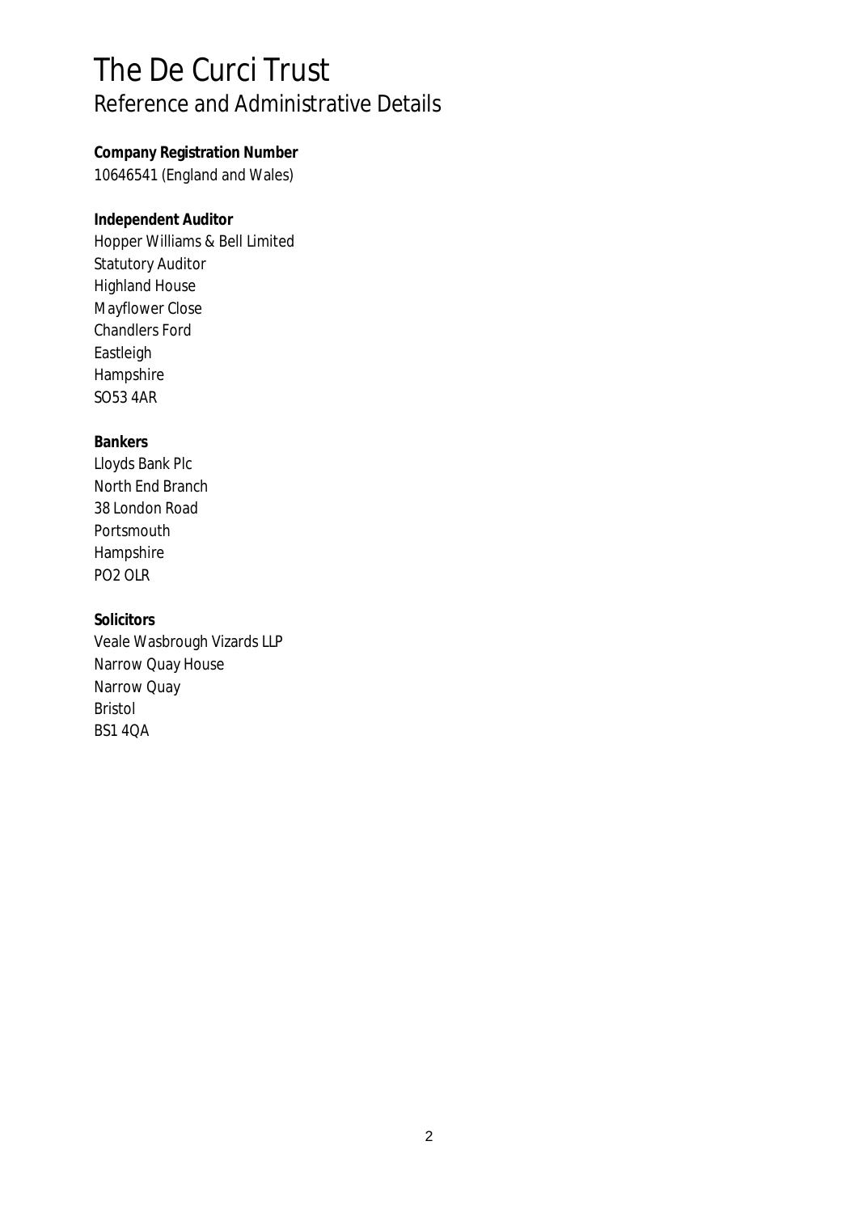# The De Curci Trust

## Reference and Administrative Details

**Company Registration Number**
10646541 (England and Wales)

**Independent Auditor**
Hopper Williams & Bell Limited
Statutory Auditor
Highland House
Mayflower Close
Chandlers Ford
Eastleigh
Hampshire
SO53 4AR

**Bankers**
Lloyds Bank Plc
North End Branch
38 London Road
Portsmouth
Hampshire
PO2 OLR

**Solicitors**
Veale Wasbrough Vizards LLP
Narrow Quay House
Narrow Quay
Bristol
BS1 4QA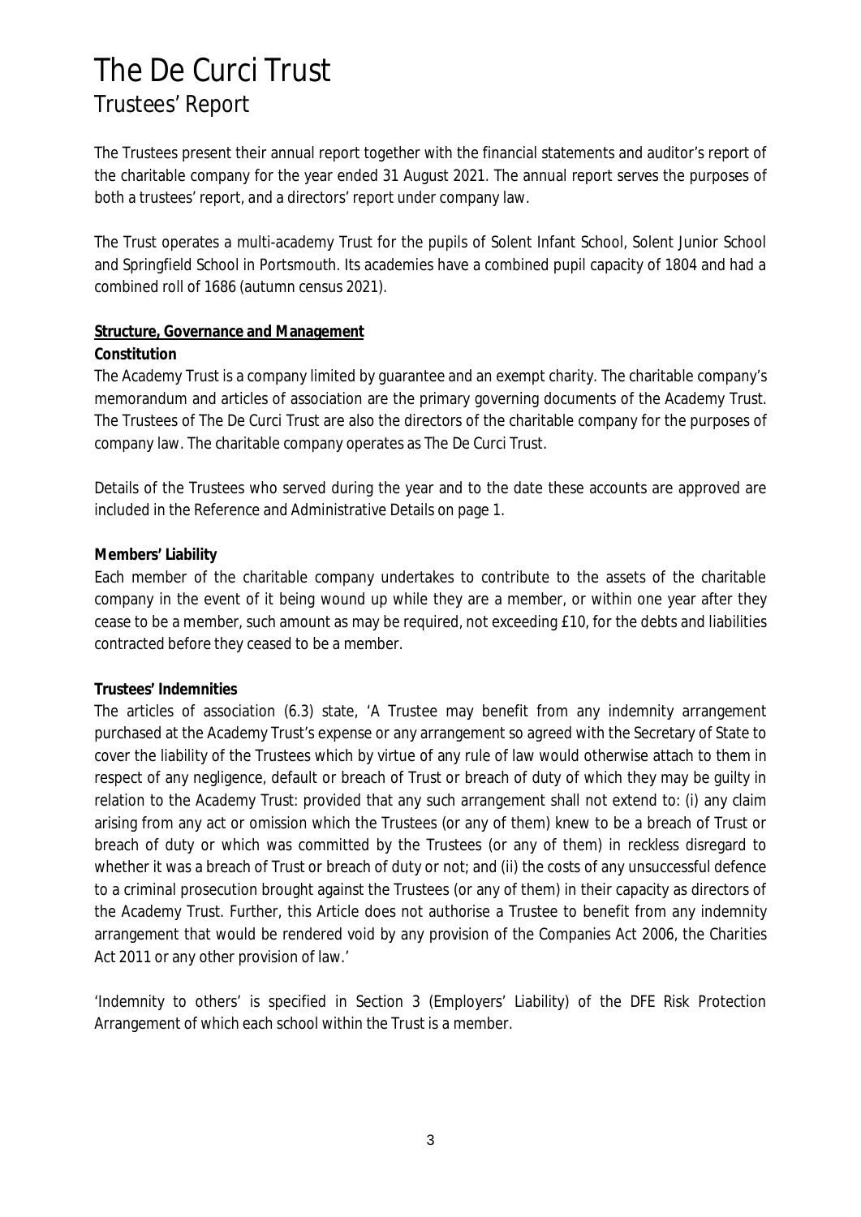# The De Curci Trust

## Trustees' Report

The Trustees present their annual report together with the financial statements and auditor's report of the charitable company for the year ended 31 August 2021. The annual report serves the purposes of both a trustees' report, and a directors' report under company law.

The Trust operates a multi-academy Trust for the pupils of Solent Infant School, Solent Junior School and Springfield School in Portsmouth. Its academies have a combined pupil capacity of 1804 and had a combined roll of 1686 (autumn census 2021).

### Structure, Governance and Management

**Constitution**

The Academy Trust is a company limited by guarantee and an exempt charity. The charitable company's memorandum and articles of association are the primary governing documents of the Academy Trust. The Trustees of The De Curci Trust are also the directors of the charitable company for the purposes of company law. The charitable company operates as The De Curci Trust.

Details of the Trustees who served during the year and to the date these accounts are approved are included in the Reference and Administrative Details on page 1.

**Members' Liability**

Each member of the charitable company undertakes to contribute to the assets of the charitable company in the event of it being wound up while they are a member, or within one year after they cease to be a member, such amount as may be required, not exceeding £10, for the debts and liabilities contracted before they ceased to be a member.

**Trustees' Indemnities**

The articles of association (6.3) state, 'A Trustee may benefit from any indemnity arrangement purchased at the Academy Trust's expense or any arrangement so agreed with the Secretary of State to cover the liability of the Trustees which by virtue of any rule of law would otherwise attach to them in respect of any negligence, default or breach of Trust or breach of duty of which they may be guilty in relation to the Academy Trust: provided that any such arrangement shall not extend to: (i) any claim arising from any act or omission which the Trustees (or any of them) knew to be a breach of Trust or breach of duty or which was committed by the Trustees (or any of them) in reckless disregard to whether it was a breach of Trust or breach of duty or not; and (ii) the costs of any unsuccessful defence to a criminal prosecution brought against the Trustees (or any of them) in their capacity as directors of the Academy Trust. Further, this Article does not authorise a Trustee to benefit from any indemnity arrangement that would be rendered void by any provision of the Companies Act 2006, the Charities Act 2011 or any other provision of law.'

'Indemnity to others' is specified in Section 3 (Employers' Liability) of the DFE Risk Protection Arrangement of which each school within the Trust is a member.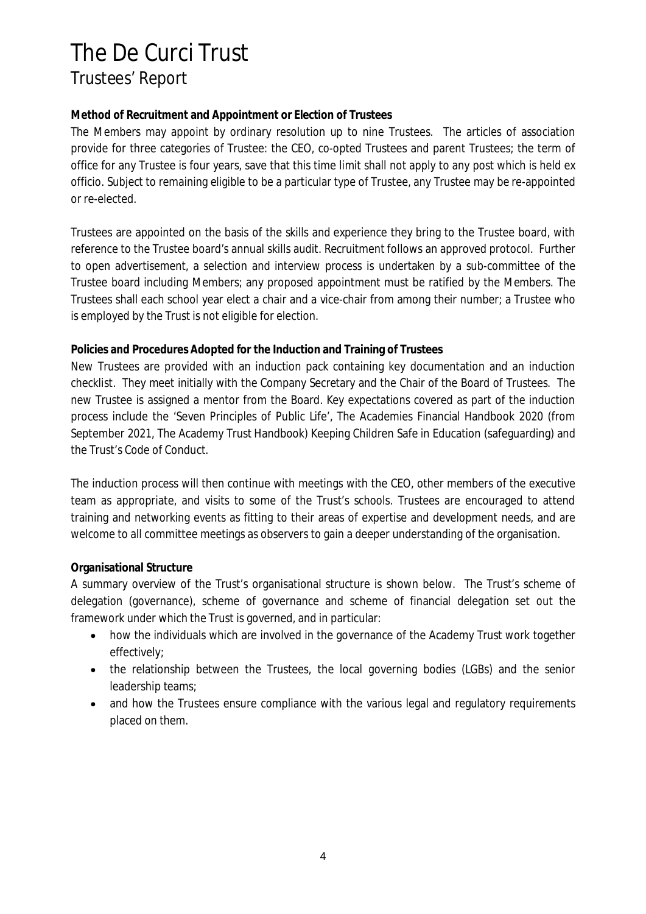# The De Curci Trust

## Trustees' Report

**Method of Recruitment and Appointment or Election of Trustees**

The Members may appoint by ordinary resolution up to nine Trustees. The articles of association provide for three categories of Trustee: the CEO, co-opted Trustees and parent Trustees; the term of office for any Trustee is four years, save that this time limit shall not apply to any post which is held ex officio. Subject to remaining eligible to be a particular type of Trustee, any Trustee may be re-appointed or re-elected.

Trustees are appointed on the basis of the skills and experience they bring to the Trustee board, with reference to the Trustee board's annual skills audit. Recruitment follows an approved protocol. Further to open advertisement, a selection and interview process is undertaken by a sub-committee of the Trustee board including Members; any proposed appointment must be ratified by the Members. The Trustees shall each school year elect a chair and a vice-chair from among their number; a Trustee who is employed by the Trust is not eligible for election.

**Policies and Procedures Adopted for the Induction and Training of Trustees**

New Trustees are provided with an induction pack containing key documentation and an induction checklist. They meet initially with the Company Secretary and the Chair of the Board of Trustees. The new Trustee is assigned a mentor from the Board. Key expectations covered as part of the induction process include the 'Seven Principles of Public Life', The Academies Financial Handbook 2020 (from September 2021, The Academy Trust Handbook) Keeping Children Safe in Education (safeguarding) and the Trust's Code of Conduct.

The induction process will then continue with meetings with the CEO, other members of the executive team as appropriate, and visits to some of the Trust's schools. Trustees are encouraged to attend training and networking events as fitting to their areas of expertise and development needs, and are welcome to all committee meetings as observers to gain a deeper understanding of the organisation.

**Organisational Structure**

A summary overview of the Trust's organisational structure is shown below. The Trust's scheme of delegation (governance), scheme of governance and scheme of financial delegation set out the framework under which the Trust is governed, and in particular:

- how the individuals which are involved in the governance of the Academy Trust work together effectively;
- the relationship between the Trustees, the local governing bodies (LGBs) and the senior leadership teams;
- and how the Trustees ensure compliance with the various legal and regulatory requirements placed on them.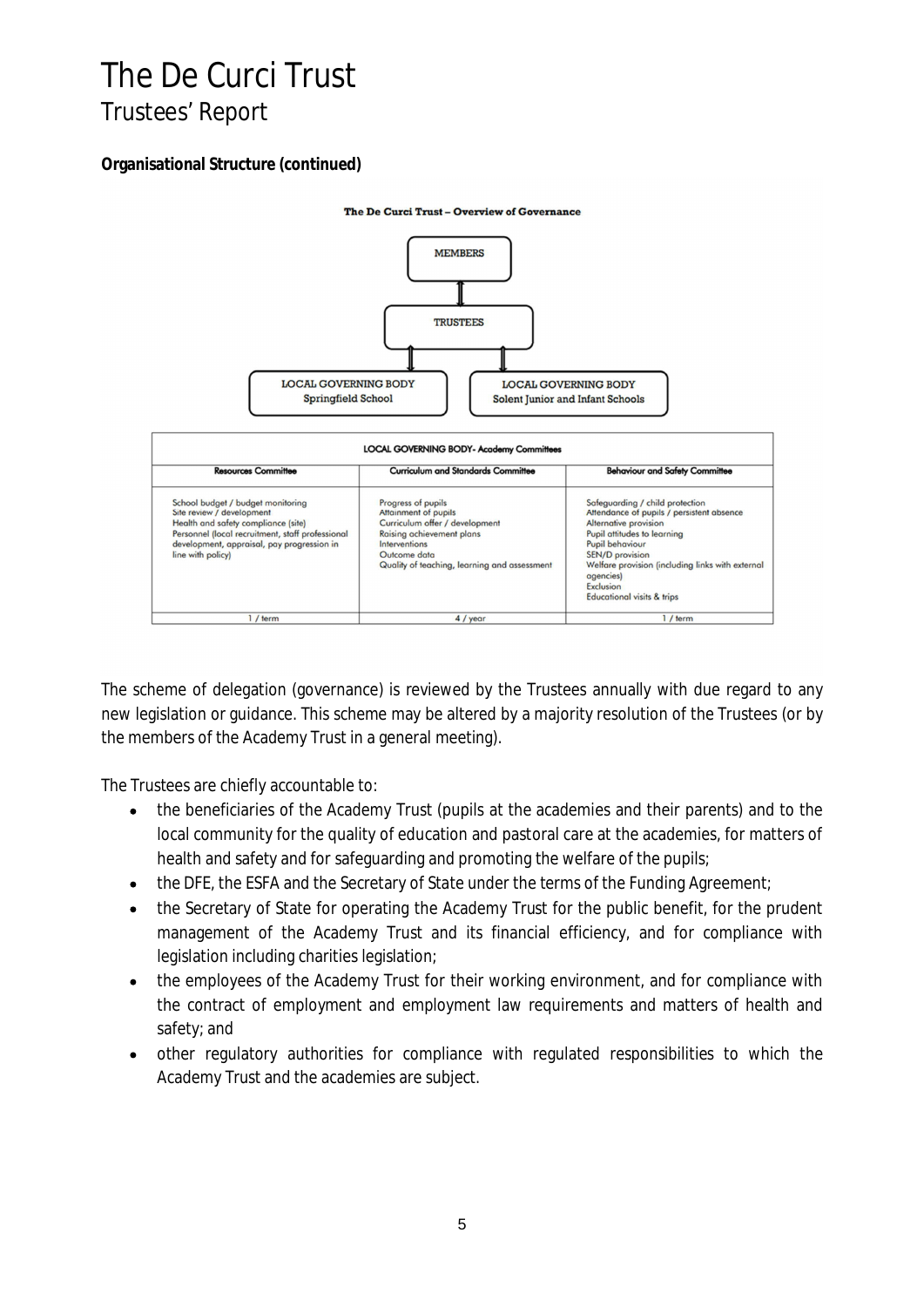# The De Curci Trust

## Trustees' Report

**Organisational Structure (continued)**

**The De Curci Trust – Overview of Governance**

MEMBERS

↕

TRUSTEES

↕ ↕

LOCAL GOVERNING BODY Springfield School | LOCAL GOVERNING BODY Solent Junior and Infant Schools

| LOCAL GOVERNING BODY- Academy Committees | | |
|---|---|---|
| **Resources Committee** | **Curriculum and Standards Committee** | **Behaviour and Safety Committee** |
| School budget / budget monitoring<br>Site review / development<br>Health and safety compliance (site)<br>Personnel (local recruitment, staff professional development, appraisal, pay progression in line with policy) | Progress of pupils<br>Attainment of pupils<br>Curriculum offer / development<br>Raising achievement plans<br>Interventions<br>Outcome data<br>Quality of teaching, learning and assessment | Safeguarding / child protection<br>Attendance of pupils / persistent absence<br>Alternative provision<br>Pupil attitudes to learning<br>Pupil behaviour<br>SEN/D provision<br>Welfare provision (including links with external agencies)<br>Exclusion<br>Educational visits & trips |
| 1 / term | 4 / year | 1 / term |

The scheme of delegation (governance) is reviewed by the Trustees annually with due regard to any new legislation or guidance. This scheme may be altered by a majority resolution of the Trustees (or by the members of the Academy Trust in a general meeting).

The Trustees are chiefly accountable to:

- the beneficiaries of the Academy Trust (pupils at the academies and their parents) and to the local community for the quality of education and pastoral care at the academies, for matters of health and safety and for safeguarding and promoting the welfare of the pupils;
- the DFE, the ESFA and the Secretary of State under the terms of the Funding Agreement;
- the Secretary of State for operating the Academy Trust for the public benefit, for the prudent management of the Academy Trust and its financial efficiency, and for compliance with legislation including charities legislation;
- the employees of the Academy Trust for their working environment, and for compliance with the contract of employment and employment law requirements and matters of health and safety; and
- other regulatory authorities for compliance with regulated responsibilities to which the Academy Trust and the academies are subject.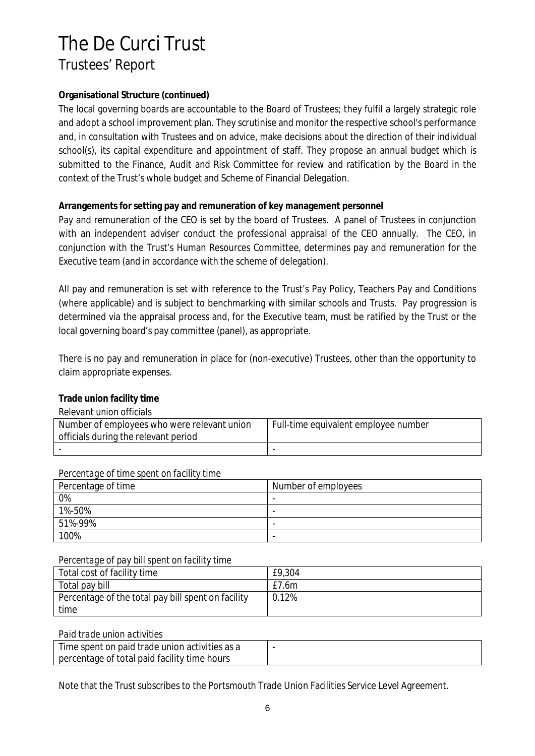# The De Curci Trust

## Trustees' Report

**Organisational Structure (continued)**

The local governing boards are accountable to the Board of Trustees; they fulfil a largely strategic role and adopt a school improvement plan. They scrutinise and monitor the respective school's performance and, in consultation with Trustees and on advice, make decisions about the direction of their individual school(s), its capital expenditure and appointment of staff. They propose an annual budget which is submitted to the Finance, Audit and Risk Committee for review and ratification by the Board in the context of the Trust's whole budget and Scheme of Financial Delegation.

**Arrangements for setting pay and remuneration of key management personnel**

Pay and remuneration of the CEO is set by the board of Trustees. A panel of Trustees in conjunction with an independent adviser conduct the professional appraisal of the CEO annually. The CEO, in conjunction with the Trust's Human Resources Committee, determines pay and remuneration for the Executive team (and in accordance with the scheme of delegation).

All pay and remuneration is set with reference to the Trust's Pay Policy, Teachers Pay and Conditions (where applicable) and is subject to benchmarking with similar schools and Trusts. Pay progression is determined via the appraisal process and, for the Executive team, must be ratified by the Trust or the local governing board's pay committee (panel), as appropriate.

There is no pay and remuneration in place for (non-executive) Trustees, other than the opportunity to claim appropriate expenses.

**Trade union facility time**

*Relevant union officials*

| Number of employees who were relevant union officials during the relevant period | Full-time equivalent employee number |
|---|---|
| - | - |

*Percentage of time spent on facility time*

| Percentage of time | Number of employees |
|---|---|
| 0% | - |
| 1%-50% | - |
| 51%-99% | - |
| 100% | - |

*Percentage of pay bill spent on facility time*

| | |
|---|---|
| Total cost of facility time | £9,304 |
| Total pay bill | £7.6m |
| Percentage of the total pay bill spent on facility time | 0.12% |

*Paid trade union activities*

| | |
|---|---|
| Time spent on paid trade union activities as a percentage of total paid facility time hours | - |

Note that the Trust subscribes to the Portsmouth Trade Union Facilities Service Level Agreement.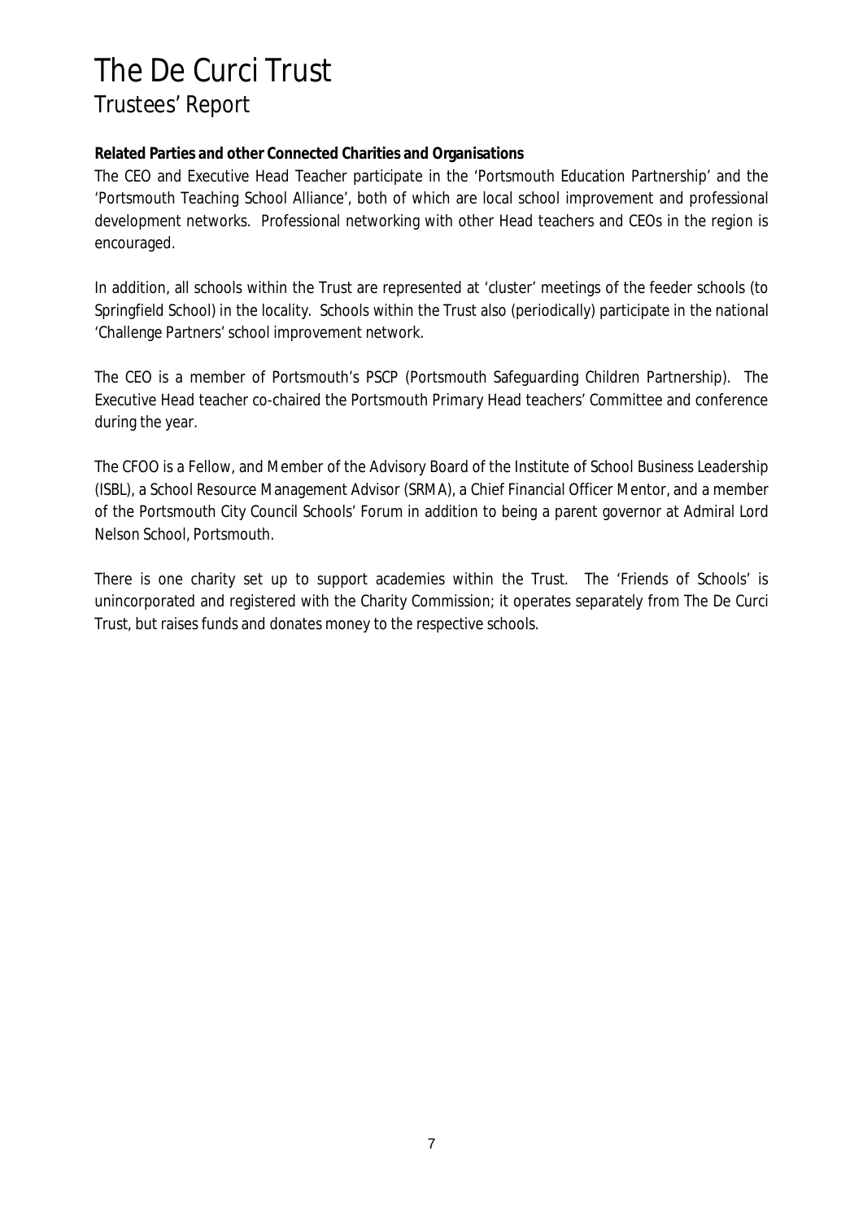**Related Parties and other Connected Charities and Organisations**

The CEO and Executive Head Teacher participate in the 'Portsmouth Education Partnership' and the 'Portsmouth Teaching School Alliance', both of which are local school improvement and professional development networks. Professional networking with other Head teachers and CEOs in the region is encouraged.

In addition, all schools within the Trust are represented at 'cluster' meetings of the feeder schools (to Springfield School) in the locality. Schools within the Trust also (periodically) participate in the national 'Challenge Partners' school improvement network.

The CEO is a member of Portsmouth's PSCP (Portsmouth Safeguarding Children Partnership). The Executive Head teacher co-chaired the Portsmouth Primary Head teachers' Committee and conference during the year.

The CFOO is a Fellow, and Member of the Advisory Board of the Institute of School Business Leadership (ISBL), a School Resource Management Advisor (SRMA), a Chief Financial Officer Mentor, and a member of the Portsmouth City Council Schools' Forum in addition to being a parent governor at Admiral Lord Nelson School, Portsmouth.

There is one charity set up to support academies within the Trust. The 'Friends of Schools' is unincorporated and registered with the Charity Commission; it operates separately from The De Curci Trust, but raises funds and donates money to the respective schools.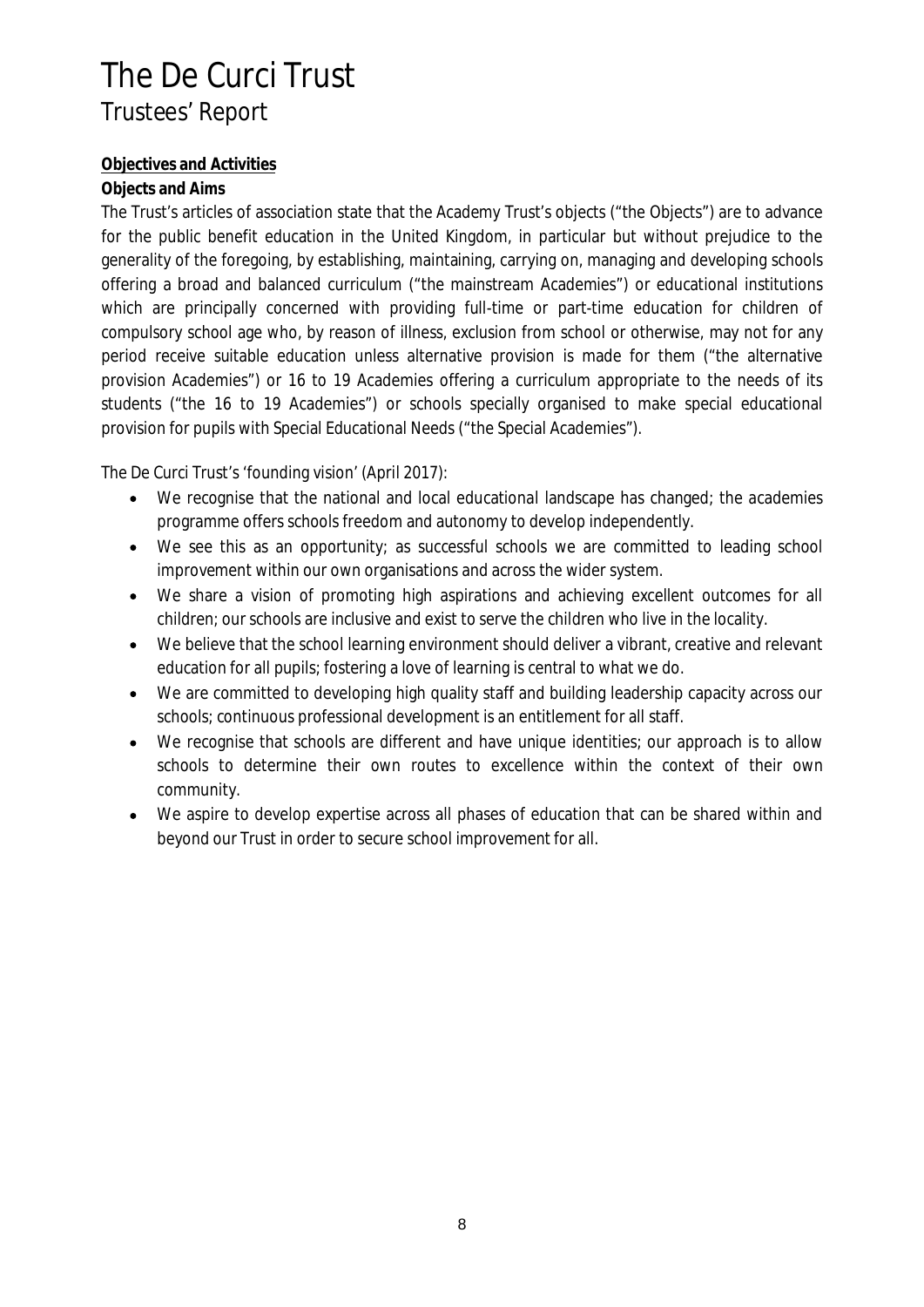# The De Curci Trust
## Trustees' Report

**Objectives and Activities**

**Objects and Aims**

The Trust's articles of association state that the Academy Trust's objects ("the Objects") are to advance for the public benefit education in the United Kingdom, in particular but without prejudice to the generality of the foregoing, by establishing, maintaining, carrying on, managing and developing schools offering a broad and balanced curriculum ("the mainstream Academies") or educational institutions which are principally concerned with providing full-time or part-time education for children of compulsory school age who, by reason of illness, exclusion from school or otherwise, may not for any period receive suitable education unless alternative provision is made for them ("the alternative provision Academies") or 16 to 19 Academies offering a curriculum appropriate to the needs of its students ("the 16 to 19 Academies") or schools specially organised to make special educational provision for pupils with Special Educational Needs ("the Special Academies").

The De Curci Trust's 'founding vision' (April 2017):

- We recognise that the national and local educational landscape has changed; the academies programme offers schools freedom and autonomy to develop independently.
- We see this as an opportunity; as successful schools we are committed to leading school improvement within our own organisations and across the wider system.
- We share a vision of promoting high aspirations and achieving excellent outcomes for all children; our schools are inclusive and exist to serve the children who live in the locality.
- We believe that the school learning environment should deliver a vibrant, creative and relevant education for all pupils; fostering a love of learning is central to what we do.
- We are committed to developing high quality staff and building leadership capacity across our schools; continuous professional development is an entitlement for all staff.
- We recognise that schools are different and have unique identities; our approach is to allow schools to determine their own routes to excellence within the context of their own community.
- We aspire to develop expertise across all phases of education that can be shared within and beyond our Trust in order to secure school improvement for all.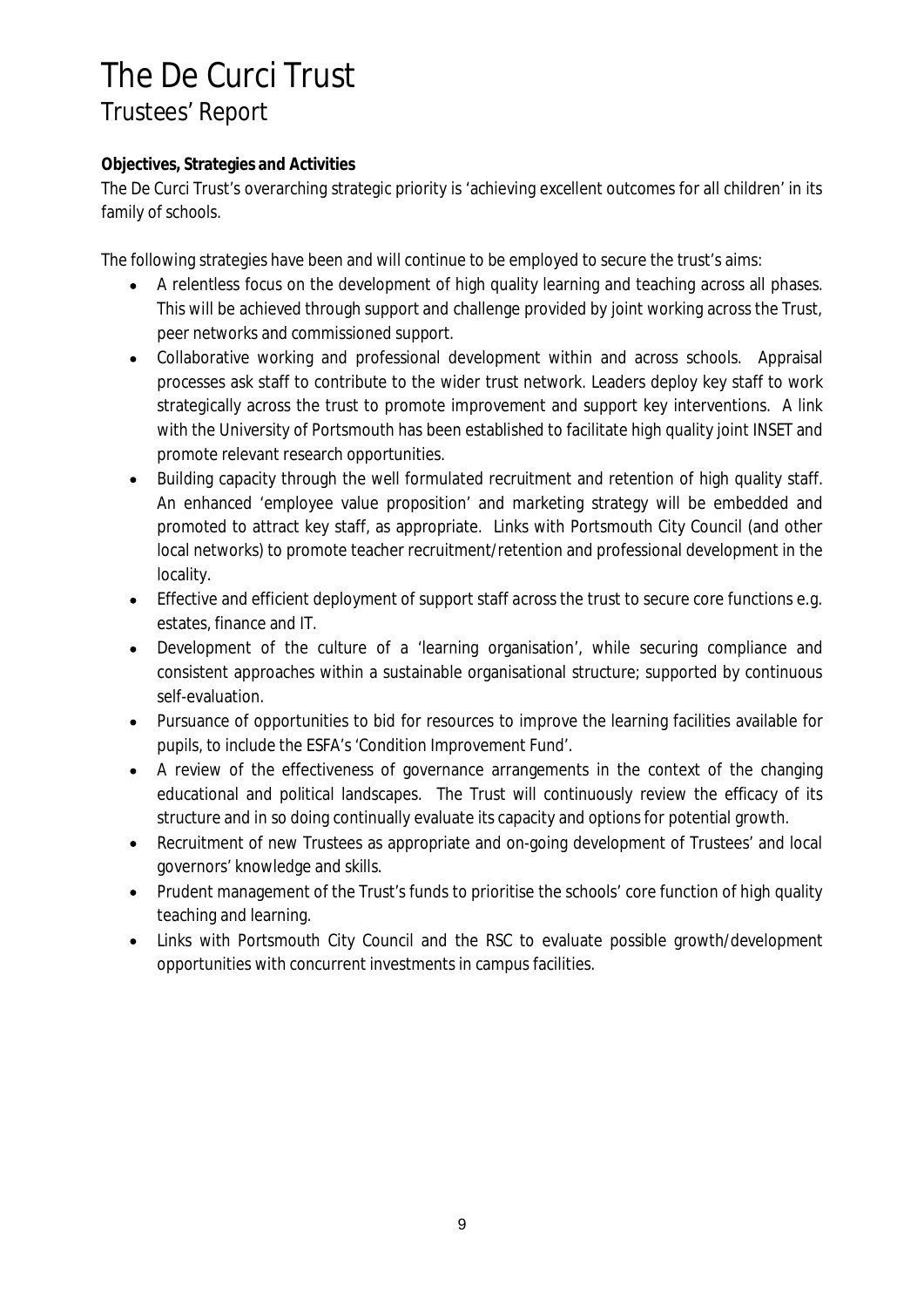# The De Curci Trust

## Trustees' Report

**Objectives, Strategies and Activities**

The De Curci Trust's overarching strategic priority is 'achieving excellent outcomes for all children' in its family of schools.

The following strategies have been and will continue to be employed to secure the trust's aims:

- A relentless focus on the development of high quality learning and teaching across all phases. This will be achieved through support and challenge provided by joint working across the Trust, peer networks and commissioned support.
- Collaborative working and professional development within and across schools. Appraisal processes ask staff to contribute to the wider trust network. Leaders deploy key staff to work strategically across the trust to promote improvement and support key interventions. A link with the University of Portsmouth has been established to facilitate high quality joint INSET and promote relevant research opportunities.
- Building capacity through the well formulated recruitment and retention of high quality staff. An enhanced 'employee value proposition' and marketing strategy will be embedded and promoted to attract key staff, as appropriate. Links with Portsmouth City Council (and other local networks) to promote teacher recruitment/retention and professional development in the locality.
- Effective and efficient deployment of support staff across the trust to secure core functions e.g. estates, finance and IT.
- Development of the culture of a 'learning organisation', while securing compliance and consistent approaches within a sustainable organisational structure; supported by continuous self-evaluation.
- Pursuance of opportunities to bid for resources to improve the learning facilities available for pupils, to include the ESFA's 'Condition Improvement Fund'.
- A review of the effectiveness of governance arrangements in the context of the changing educational and political landscapes. The Trust will continuously review the efficacy of its structure and in so doing continually evaluate its capacity and options for potential growth.
- Recruitment of new Trustees as appropriate and on-going development of Trustees' and local governors' knowledge and skills.
- Prudent management of the Trust's funds to prioritise the schools' core function of high quality teaching and learning.
- Links with Portsmouth City Council and the RSC to evaluate possible growth/development opportunities with concurrent investments in campus facilities.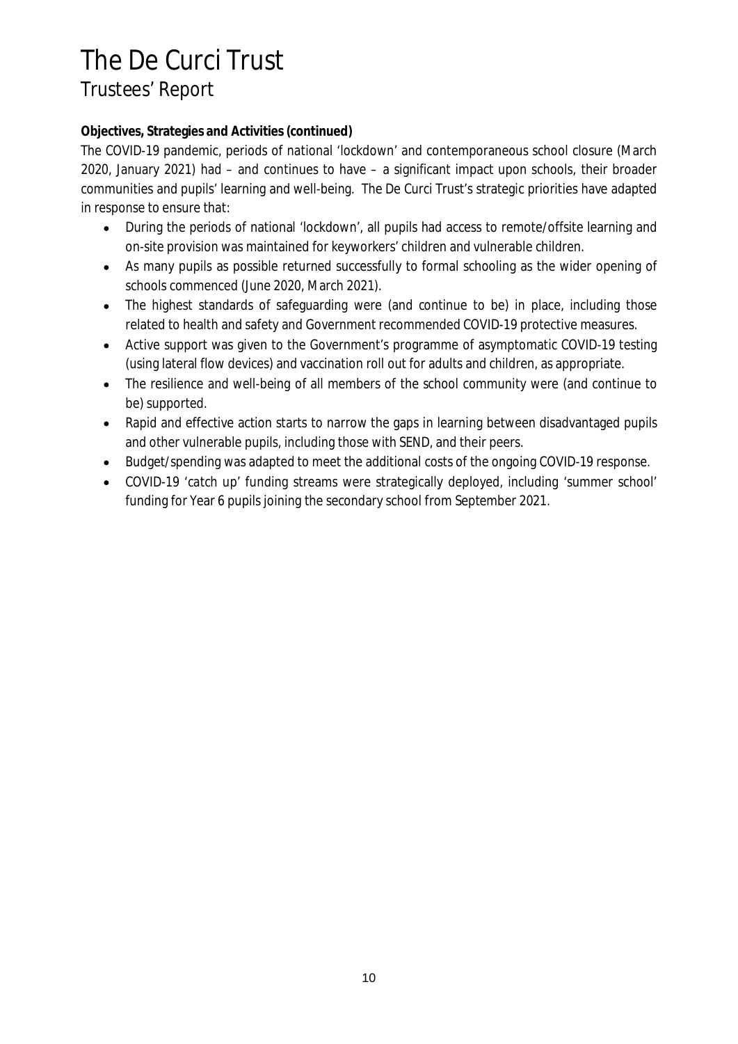# The De Curci Trust

## Trustees' Report

**Objectives, Strategies and Activities (continued)**

The COVID-19 pandemic, periods of national 'lockdown' and contemporaneous school closure (March 2020, January 2021) had – and continues to have – a significant impact upon schools, their broader communities and pupils' learning and well-being. The De Curci Trust's strategic priorities have adapted in response to ensure that:

- During the periods of national 'lockdown', all pupils had access to remote/offsite learning and on-site provision was maintained for keyworkers' children and vulnerable children.
- As many pupils as possible returned successfully to formal schooling as the wider opening of schools commenced (June 2020, March 2021).
- The highest standards of safeguarding were (and continue to be) in place, including those related to health and safety and Government recommended COVID-19 protective measures.
- Active support was given to the Government's programme of asymptomatic COVID-19 testing (using lateral flow devices) and vaccination roll out for adults and children, as appropriate.
- The resilience and well-being of all members of the school community were (and continue to be) supported.
- Rapid and effective action starts to narrow the gaps in learning between disadvantaged pupils and other vulnerable pupils, including those with SEND, and their peers.
- Budget/spending was adapted to meet the additional costs of the ongoing COVID-19 response.
- COVID-19 'catch up' funding streams were strategically deployed, including 'summer school' funding for Year 6 pupils joining the secondary school from September 2021.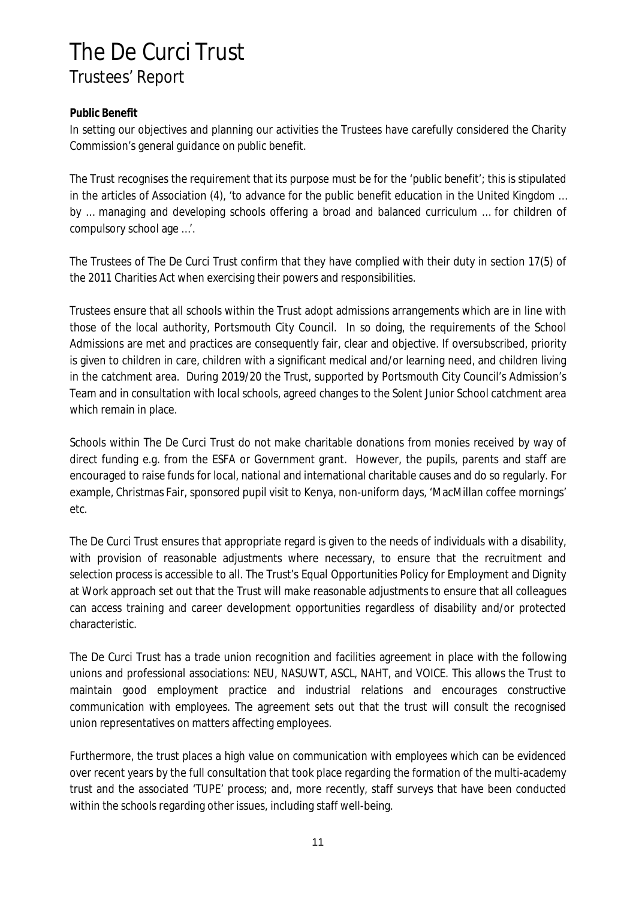# The De Curci Trust
## Trustees' Report

**Public Benefit**

In setting our objectives and planning our activities the Trustees have carefully considered the Charity Commission's general guidance on public benefit.

The Trust recognises the requirement that its purpose must be for the 'public benefit'; this is stipulated in the articles of Association (4), 'to advance for the public benefit education in the United Kingdom … by … managing and developing schools offering a broad and balanced curriculum … for children of compulsory school age …'.

The Trustees of The De Curci Trust confirm that they have complied with their duty in section 17(5) of the 2011 Charities Act when exercising their powers and responsibilities.

Trustees ensure that all schools within the Trust adopt admissions arrangements which are in line with those of the local authority, Portsmouth City Council. In so doing, the requirements of the School Admissions are met and practices are consequently fair, clear and objective. If oversubscribed, priority is given to children in care, children with a significant medical and/or learning need, and children living in the catchment area. During 2019/20 the Trust, supported by Portsmouth City Council's Admission's Team and in consultation with local schools, agreed changes to the Solent Junior School catchment area which remain in place.

Schools within The De Curci Trust do not make charitable donations from monies received by way of direct funding e.g. from the ESFA or Government grant. However, the pupils, parents and staff are encouraged to raise funds for local, national and international charitable causes and do so regularly. For example, Christmas Fair, sponsored pupil visit to Kenya, non-uniform days, 'MacMillan coffee mornings' etc.

The De Curci Trust ensures that appropriate regard is given to the needs of individuals with a disability, with provision of reasonable adjustments where necessary, to ensure that the recruitment and selection process is accessible to all. The Trust's Equal Opportunities Policy for Employment and Dignity at Work approach set out that the Trust will make reasonable adjustments to ensure that all colleagues can access training and career development opportunities regardless of disability and/or protected characteristic.

The De Curci Trust has a trade union recognition and facilities agreement in place with the following unions and professional associations: NEU, NASUWT, ASCL, NAHT, and VOICE. This allows the Trust to maintain good employment practice and industrial relations and encourages constructive communication with employees. The agreement sets out that the trust will consult the recognised union representatives on matters affecting employees.

Furthermore, the trust places a high value on communication with employees which can be evidenced over recent years by the full consultation that took place regarding the formation of the multi-academy trust and the associated 'TUPE' process; and, more recently, staff surveys that have been conducted within the schools regarding other issues, including staff well-being.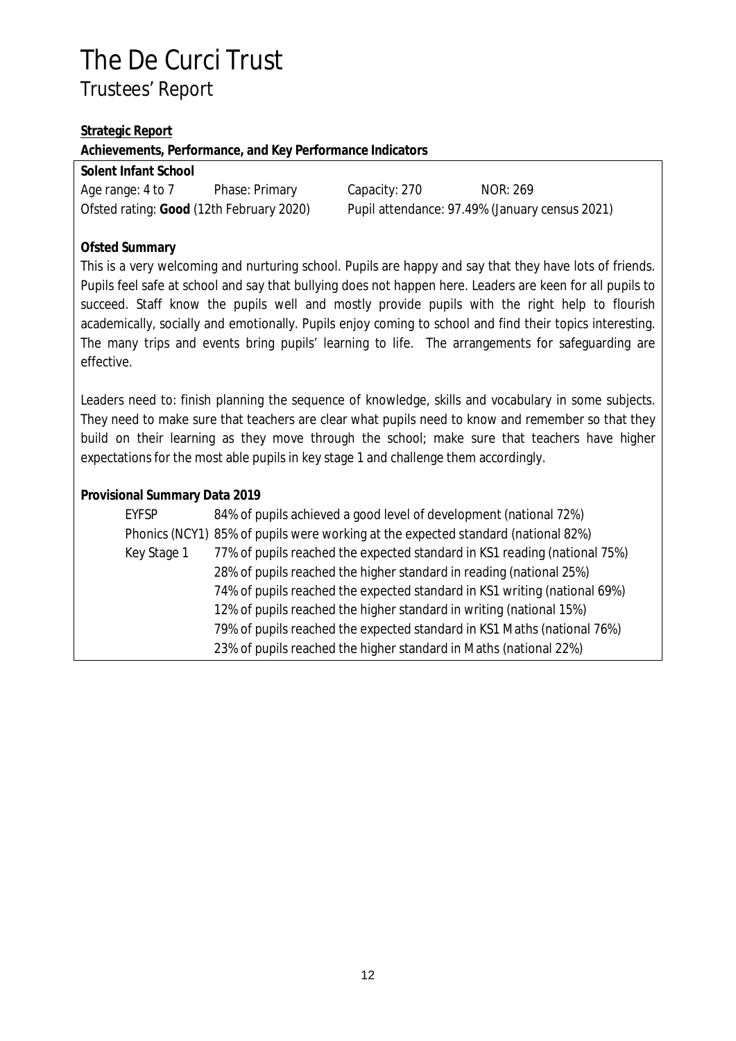# The De Curci Trust

## Trustees' Report

**Strategic Report**

**Achievements, Performance, and Key Performance Indicators**

**Solent Infant School**

Age range: 4 to 7 Phase: Primary Capacity: 270 NOR: 269

Ofsted rating: **Good** (12th February 2020) Pupil attendance: 97.49% (January census 2021)

**Ofsted Summary**

This is a very welcoming and nurturing school. Pupils are happy and say that they have lots of friends. Pupils feel safe at school and say that bullying does not happen here. Leaders are keen for all pupils to succeed. Staff know the pupils well and mostly provide pupils with the right help to flourish academically, socially and emotionally. Pupils enjoy coming to school and find their topics interesting. The many trips and events bring pupils' learning to life. The arrangements for safeguarding are effective.

Leaders need to: finish planning the sequence of knowledge, skills and vocabulary in some subjects. They need to make sure that teachers are clear what pupils need to know and remember so that they build on their learning as they move through the school; make sure that teachers have higher expectations for the most able pupils in key stage 1 and challenge them accordingly.

**Provisional Summary Data 2019**

| | |
|---|---|
| EYFSP | 84% of pupils achieved a good level of development (national 72%) |
| Phonics (NCY1) | 85% of pupils were working at the expected standard (national 82%) |
| Key Stage 1 | 77% of pupils reached the expected standard in KS1 reading (national 75%) |
| | 28% of pupils reached the higher standard in reading (national 25%) |
| | 74% of pupils reached the expected standard in KS1 writing (national 69%) |
| | 12% of pupils reached the higher standard in writing (national 15%) |
| | 79% of pupils reached the expected standard in KS1 Maths (national 76%) |
| | 23% of pupils reached the higher standard in Maths (national 22%) |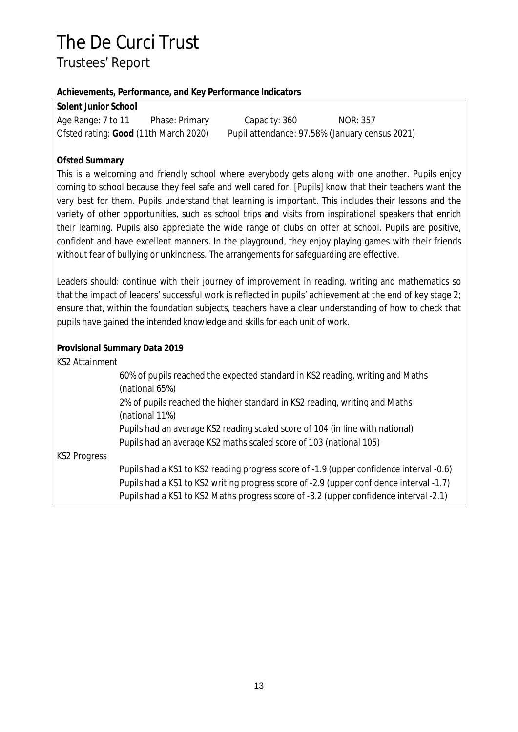# The De Curci Trust

## Trustees' Report

**Achievements, Performance, and Key Performance Indicators**

**Solent Junior School**

Age Range: 7 to 11 Phase: Primary Capacity: 360 NOR: 357

Ofsted rating: **Good** (11th March 2020) Pupil attendance: 97.58% (January census 2021)

**Ofsted Summary**

This is a welcoming and friendly school where everybody gets along with one another. Pupils enjoy coming to school because they feel safe and well cared for. [Pupils] know that their teachers want the very best for them. Pupils understand that learning is important. This includes their lessons and the variety of other opportunities, such as school trips and visits from inspirational speakers that enrich their learning. Pupils also appreciate the wide range of clubs on offer at school. Pupils are positive, confident and have excellent manners. In the playground, they enjoy playing games with their friends without fear of bullying or unkindness. The arrangements for safeguarding are effective.

Leaders should: continue with their journey of improvement in reading, writing and mathematics so that the impact of leaders' successful work is reflected in pupils' achievement at the end of key stage 2; ensure that, within the foundation subjects, teachers have a clear understanding of how to check that pupils have gained the intended knowledge and skills for each unit of work.

**Provisional Summary Data 2019**

KS2 Attainment

- 60% of pupils reached the expected standard in KS2 reading, writing and Maths (national 65%)
- 2% of pupils reached the higher standard in KS2 reading, writing and Maths (national 11%)
- Pupils had an average KS2 reading scaled score of 104 (in line with national)
- Pupils had an average KS2 maths scaled score of 103 (national 105)

KS2 Progress

- Pupils had a KS1 to KS2 reading progress score of -1.9 (upper confidence interval -0.6)
- Pupils had a KS1 to KS2 writing progress score of -2.9 (upper confidence interval -1.7)
- Pupils had a KS1 to KS2 Maths progress score of -3.2 (upper confidence interval -2.1)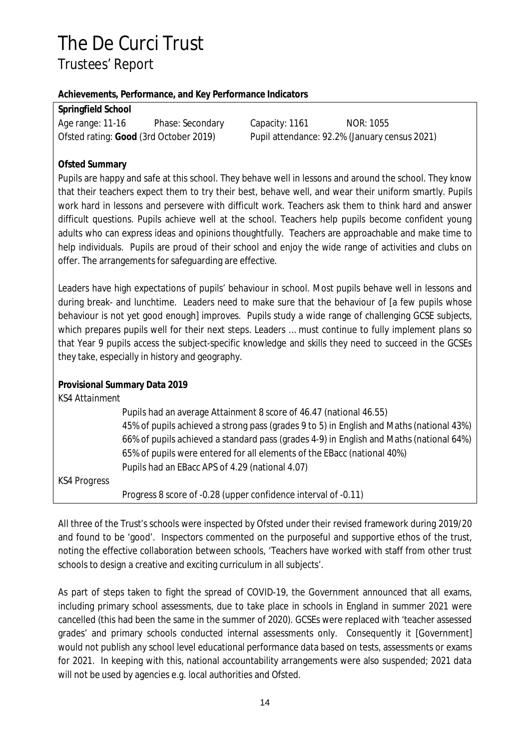# The De Curci Trust

## Trustees' Report

**Achievements, Performance, and Key Performance Indicators**

**Springfield School**

Age range: 11-16 Phase: Secondary Capacity: 1161 NOR: 1055

Ofsted rating: **Good** (3rd October 2019) Pupil attendance: 92.2% (January census 2021)

**Ofsted Summary**

Pupils are happy and safe at this school. They behave well in lessons and around the school. They know that their teachers expect them to try their best, behave well, and wear their uniform smartly. Pupils work hard in lessons and persevere with difficult work. Teachers ask them to think hard and answer difficult questions. Pupils achieve well at the school. Teachers help pupils become confident young adults who can express ideas and opinions thoughtfully. Teachers are approachable and make time to help individuals. Pupils are proud of their school and enjoy the wide range of activities and clubs on offer. The arrangements for safeguarding are effective.

Leaders have high expectations of pupils' behaviour in school. Most pupils behave well in lessons and during break- and lunchtime. Leaders need to make sure that the behaviour of [a few pupils whose behaviour is not yet good enough] improves. Pupils study a wide range of challenging GCSE subjects, which prepares pupils well for their next steps. Leaders … must continue to fully implement plans so that Year 9 pupils access the subject-specific knowledge and skills they need to succeed in the GCSEs they take, especially in history and geography.

**Provisional Summary Data 2019**

*KS4 Attainment*

- Pupils had an average Attainment 8 score of 46.47 (national 46.55)
- 45% of pupils achieved a strong pass (grades 9 to 5) in English and Maths (national 43%)
- 66% of pupils achieved a standard pass (grades 4-9) in English and Maths (national 64%)
- 65% of pupils were entered for all elements of the EBacc (national 40%)
- Pupils had an EBacc APS of 4.29 (national 4.07)

*KS4 Progress*

- Progress 8 score of -0.28 (upper confidence interval of -0.11)

All three of the Trust's schools were inspected by Ofsted under their revised framework during 2019/20 and found to be 'good'. Inspectors commented on the purposeful and supportive ethos of the trust, noting the effective collaboration between schools, 'Teachers have worked with staff from other trust schools to design a creative and exciting curriculum in all subjects'.

As part of steps taken to fight the spread of COVID-19, the Government announced that all exams, including primary school assessments, due to take place in schools in England in summer 2021 were cancelled (this had been the same in the summer of 2020). GCSEs were replaced with 'teacher assessed grades' and primary schools conducted internal assessments only. Consequently it [Government] would not publish any school level educational performance data based on tests, assessments or exams for 2021. In keeping with this, national accountability arrangements were also suspended; 2021 data will not be used by agencies e.g. local authorities and Ofsted.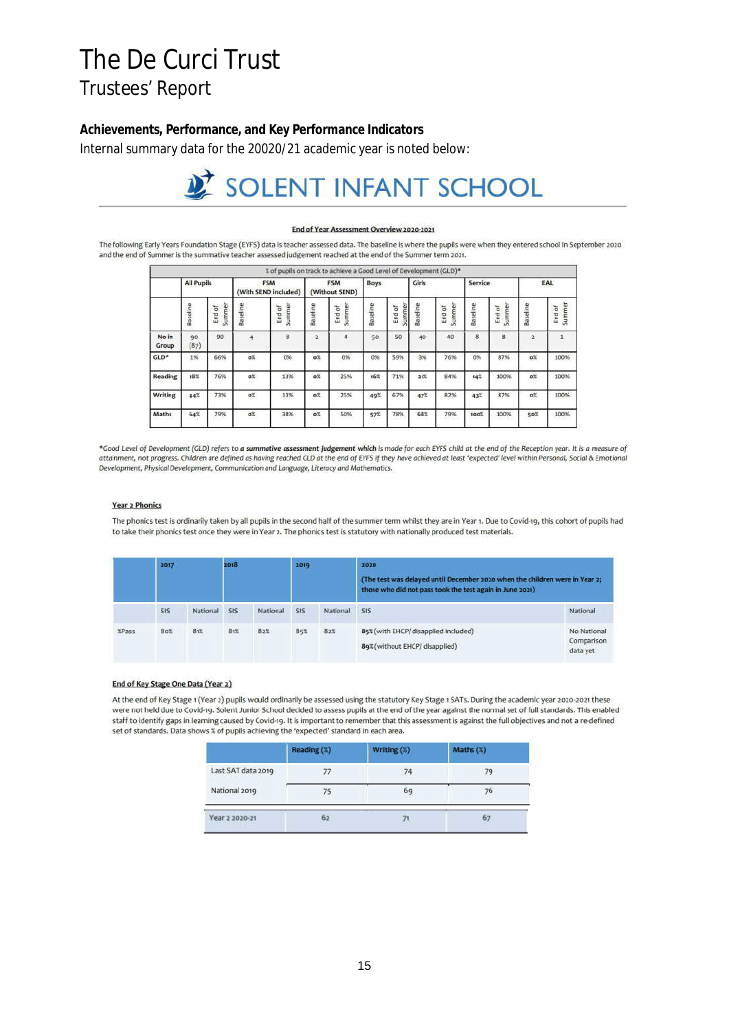# The De Curci Trust

## Trustees' Report

### Achievements, Performance, and Key Performance Indicators

Internal summary data for the 20020/21 academic year is noted below:

SOLENT INFANT SCHOOL

**End of Year Assessment Overview 2020-2021**

The following Early Years Foundation Stage (EYFS) data is teacher assessed data. The baseline is where the pupils were when they entered school in September 2020 and the end of Summer is the summative teacher assessed judgement reached at the end of the Summer term 2021.

| % of pupils on track to achieve a Good Level of Development (GLD)* | | | | | | | | | | | | | | | | |
|---|---|---|---|---|---|---|---|---|---|---|---|---|---|---|---|---|
| | All Pupils | | FSM (With SEND included) | | FSM (Without SEND) | | Boys | | Girls | | Service | | EAL | | | |
| | Baseline | End of Summer | Baseline | End of Summer | Baseline | End of Summer | Baseline | End of Summer | Baseline | End of Summer | Baseline | End of Summer | Baseline | End of Summer | | |
| No in Group | 90 (87) | 90 | 4 | 8 | 2 | 4 | 50 | 50 | 40 | 40 | 8 | 8 | 2 | 1 | | |
| GLD* | 1% | 66% | 0% | 0% | 0% | 0% | 0% | 59% | 3% | 76% | 0% | 87% | 0% | 100% | | |
| Reading | 18% | 76% | 0% | 13% | 0% | 25% | 16% | 71% | 21% | 84% | 14% | 100% | 0% | 100% | | |
| Writing | 44% | 73% | 0% | 13% | 0% | 25% | 49% | 67% | 47% | 82% | 43% | 87% | 0% | 100% | | |
| Maths | 64% | 79% | 0% | 38% | 0% | 50% | 57% | 78% | 68% | 79% | 100% | 100% | 50% | 100% | | |

*Good Level of Development (GLD) refers to **a summative assessment judgement which** is made for each EYFS child at the end of the Reception year. It is a measure of attainment, not progress. Children are defined as having reached GLD at the end of EYFS if they have achieved at least 'expected' level within Personal, Social & Emotional Development, Physical Development, Communication and Language, Literacy and Mathematics.*

**Year 2 Phonics**

The phonics test is ordinarily taken by all pupils in the second half of the summer term whilst they are in Year 1. Due to Covid-19, this cohort of pupils had to take their phonics test once they were in Year 2. The phonics test is statutory with nationally produced test materials.

| | 2017 | | 2018 | | 2019 | | 2020 (The test was delayed until December 2020 when the children were in Year 2; those who did not pass took the test again in June 2021) | |
|---|---|---|---|---|---|---|---|---|
| | SIS | National | SIS | National | SIS | National | SIS | National |
| %Pass | 80% | 81% | 81% | 82% | 85% | 82% | 85% (with EHCP/ disapplied included)<br>89% (without EHCP/ disapplied) | No National Comparison data yet |

**End of Key Stage One Data (Year 2)**

At the end of Key Stage 1 (Year 2) pupils would ordinarily be assessed using the statutory Key Stage 1 SATs. During the academic year 2020-2021 these were not held due to Covid-19. Solent Junior School decided to assess pupils at the end of the year against the normal set of full standards. This enabled staff to identify gaps in learning caused by Covid-19. It is important to remember that this assessment is against the full objectives and not a re-defined set of standards. Data shows % of pupils achieving the 'expected' standard in each area.

| | Reading (%) | Writing (%) | Maths (%) |
|---|---|---|---|
| Last SAT data 2019 | 77 | 74 | 79 |
| National 2019 | 75 | 69 | 76 |
| Year 2 2020-21 | 62 | 71 | 67 |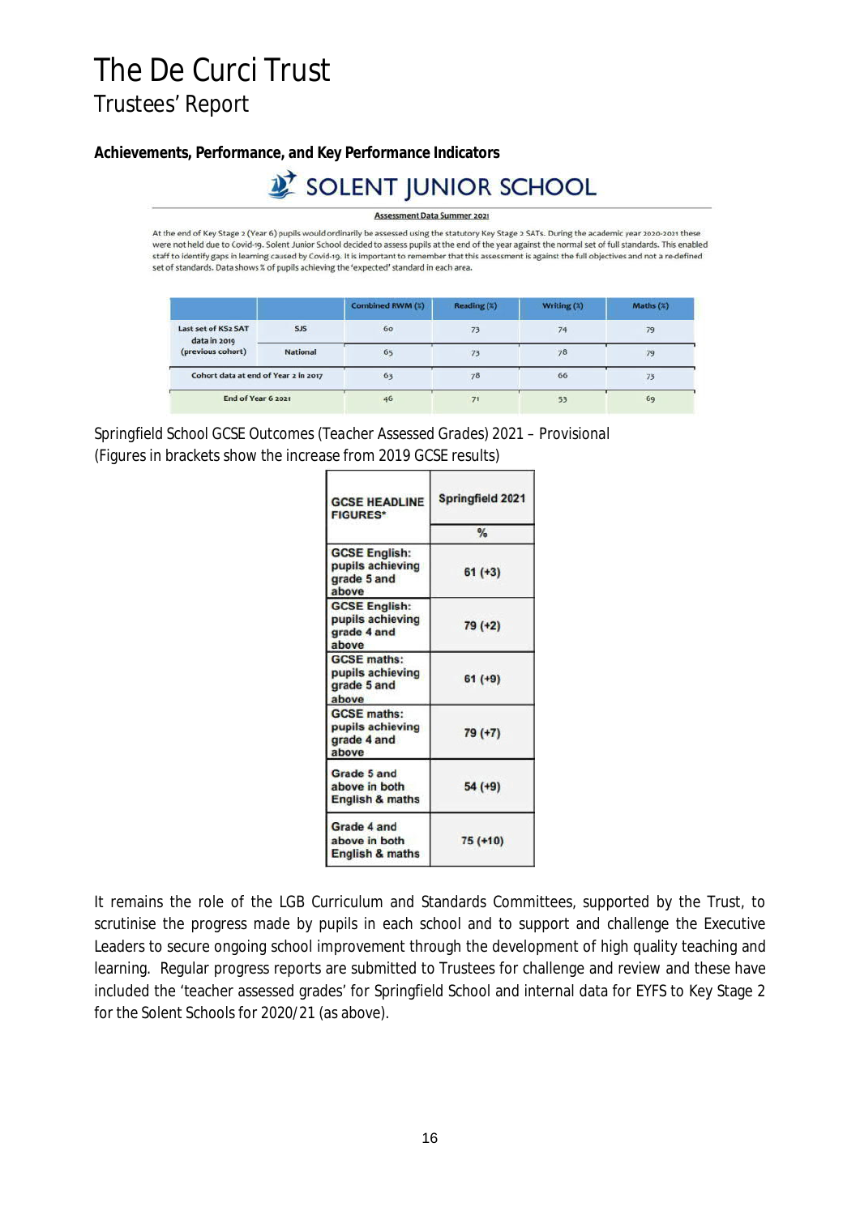# The De Curci Trust

## Trustees' Report

**Achievements, Performance, and Key Performance Indicators**

SOLENT JUNIOR SCHOOL

Assessment Data Summer 2021

At the end of Key Stage 2 (Year 6) pupils would ordinarily be assessed using the statutory Key Stage 2 SATs. During the academic year 2020-2021 these were not held due to Covid-19. Solent Junior School decided to assess pupils at the end of the year against the normal set of full standards. This enabled staff to identify gaps in learning caused by Covid-19. It is important to remember that this assessment is against the full objectives and not a re-defined set of standards. Data shows % of pupils achieving the 'expected' standard in each area.

| | | Combined RWM (%) | Reading (%) | Writing (%) | Maths (%) |
|---|---|---|---|---|---|
| Last set of KS2 SAT data in 2019 (previous cohort) | SJS | 60 | 73 | 74 | 79 |
| | National | 65 | 73 | 78 | 79 |
| Cohort data at end of Year 2 in 2017 | | 63 | 78 | 66 | 73 |
| End of Year 6 2021 | | 46 | 71 | 53 | 69 |

Springfield School GCSE Outcomes (Teacher Assessed Grades) 2021 – Provisional
(Figures in brackets show the increase from 2019 GCSE results)

| GCSE HEADLINE FIGURES* | Springfield 2021 |
|---|---|
| | % |
| GCSE English: pupils achieving grade 5 and above | 61 (+3) |
| GCSE English: pupils achieving grade 4 and above | 79 (+2) |
| GCSE maths: pupils achieving grade 5 and above | 61 (+9) |
| GCSE maths: pupils achieving grade 4 and above | 79 (+7) |
| Grade 5 and above in both English & maths | 54 (+9) |
| Grade 4 and above in both English & maths | 75 (+10) |

It remains the role of the LGB Curriculum and Standards Committees, supported by the Trust, to scrutinise the progress made by pupils in each school and to support and challenge the Executive Leaders to secure ongoing school improvement through the development of high quality teaching and learning. Regular progress reports are submitted to Trustees for challenge and review and these have included the 'teacher assessed grades' for Springfield School and internal data for EYFS to Key Stage 2 for the Solent Schools for 2020/21 (as above).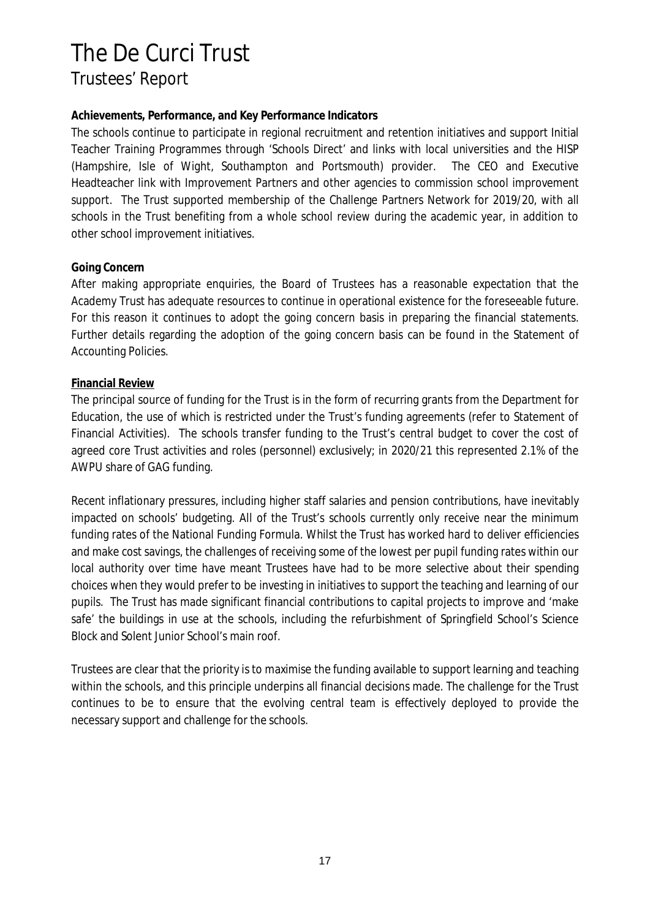# The De Curci Trust

## Trustees' Report

**Achievements, Performance, and Key Performance Indicators**

The schools continue to participate in regional recruitment and retention initiatives and support Initial Teacher Training Programmes through 'Schools Direct' and links with local universities and the HISP (Hampshire, Isle of Wight, Southampton and Portsmouth) provider. The CEO and Executive Headteacher link with Improvement Partners and other agencies to commission school improvement support. The Trust supported membership of the Challenge Partners Network for 2019/20, with all schools in the Trust benefiting from a whole school review during the academic year, in addition to other school improvement initiatives.

**Going Concern**

After making appropriate enquiries, the Board of Trustees has a reasonable expectation that the Academy Trust has adequate resources to continue in operational existence for the foreseeable future. For this reason it continues to adopt the going concern basis in preparing the financial statements. Further details regarding the adoption of the going concern basis can be found in the Statement of Accounting Policies.

**Financial Review**

The principal source of funding for the Trust is in the form of recurring grants from the Department for Education, the use of which is restricted under the Trust's funding agreements (refer to Statement of Financial Activities). The schools transfer funding to the Trust's central budget to cover the cost of agreed core Trust activities and roles (personnel) exclusively; in 2020/21 this represented 2.1% of the AWPU share of GAG funding.

Recent inflationary pressures, including higher staff salaries and pension contributions, have inevitably impacted on schools' budgeting. All of the Trust's schools currently only receive near the minimum funding rates of the National Funding Formula. Whilst the Trust has worked hard to deliver efficiencies and make cost savings, the challenges of receiving some of the lowest per pupil funding rates within our local authority over time have meant Trustees have had to be more selective about their spending choices when they would prefer to be investing in initiatives to support the teaching and learning of our pupils. The Trust has made significant financial contributions to capital projects to improve and 'make safe' the buildings in use at the schools, including the refurbishment of Springfield School's Science Block and Solent Junior School's main roof.

Trustees are clear that the priority is to maximise the funding available to support learning and teaching within the schools, and this principle underpins all financial decisions made. The challenge for the Trust continues to be to ensure that the evolving central team is effectively deployed to provide the necessary support and challenge for the schools.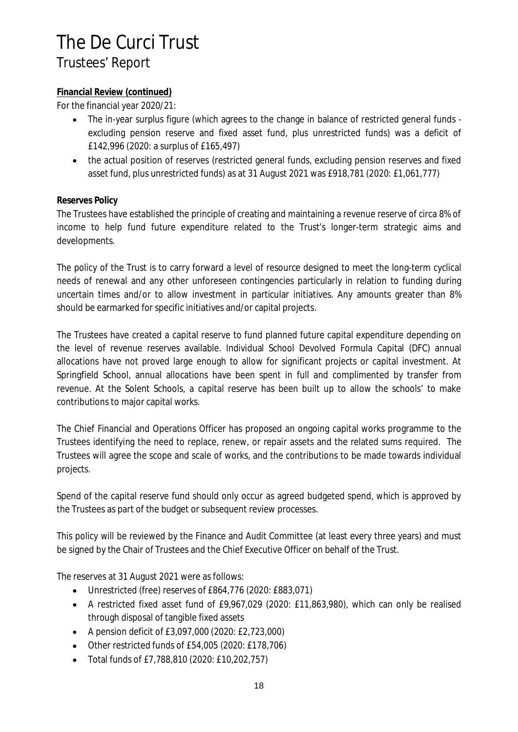# The De Curci Trust

## Trustees' Report

**Financial Review (continued)**

For the financial year 2020/21:

- The in-year surplus figure (which agrees to the change in balance of restricted general funds - excluding pension reserve and fixed asset fund, plus unrestricted funds) was a deficit of £142,996 (2020: a surplus of £165,497)
- the actual position of reserves (restricted general funds, excluding pension reserves and fixed asset fund, plus unrestricted funds) as at 31 August 2021 was £918,781 (2020: £1,061,777)

**Reserves Policy**

The Trustees have established the principle of creating and maintaining a revenue reserve of circa 8% of income to help fund future expenditure related to the Trust's longer-term strategic aims and developments.

The policy of the Trust is to carry forward a level of resource designed to meet the long-term cyclical needs of renewal and any other unforeseen contingencies particularly in relation to funding during uncertain times and/or to allow investment in particular initiatives. Any amounts greater than 8% should be earmarked for specific initiatives and/or capital projects.

The Trustees have created a capital reserve to fund planned future capital expenditure depending on the level of revenue reserves available. Individual School Devolved Formula Capital (DFC) annual allocations have not proved large enough to allow for significant projects or capital investment. At Springfield School, annual allocations have been spent in full and complimented by transfer from revenue. At the Solent Schools, a capital reserve has been built up to allow the schools' to make contributions to major capital works.

The Chief Financial and Operations Officer has proposed an ongoing capital works programme to the Trustees identifying the need to replace, renew, or repair assets and the related sums required. The Trustees will agree the scope and scale of works, and the contributions to be made towards individual projects.

Spend of the capital reserve fund should only occur as agreed budgeted spend, which is approved by the Trustees as part of the budget or subsequent review processes.

This policy will be reviewed by the Finance and Audit Committee (at least every three years) and must be signed by the Chair of Trustees and the Chief Executive Officer on behalf of the Trust.

The reserves at 31 August 2021 were as follows:

- Unrestricted (free) reserves of £864,776 (2020: £883,071)
- A restricted fixed asset fund of £9,967,029 (2020: £11,863,980), which can only be realised through disposal of tangible fixed assets
- A pension deficit of £3,097,000 (2020: £2,723,000)
- Other restricted funds of £54,005 (2020: £178,706)
- Total funds of £7,788,810 (2020: £10,202,757)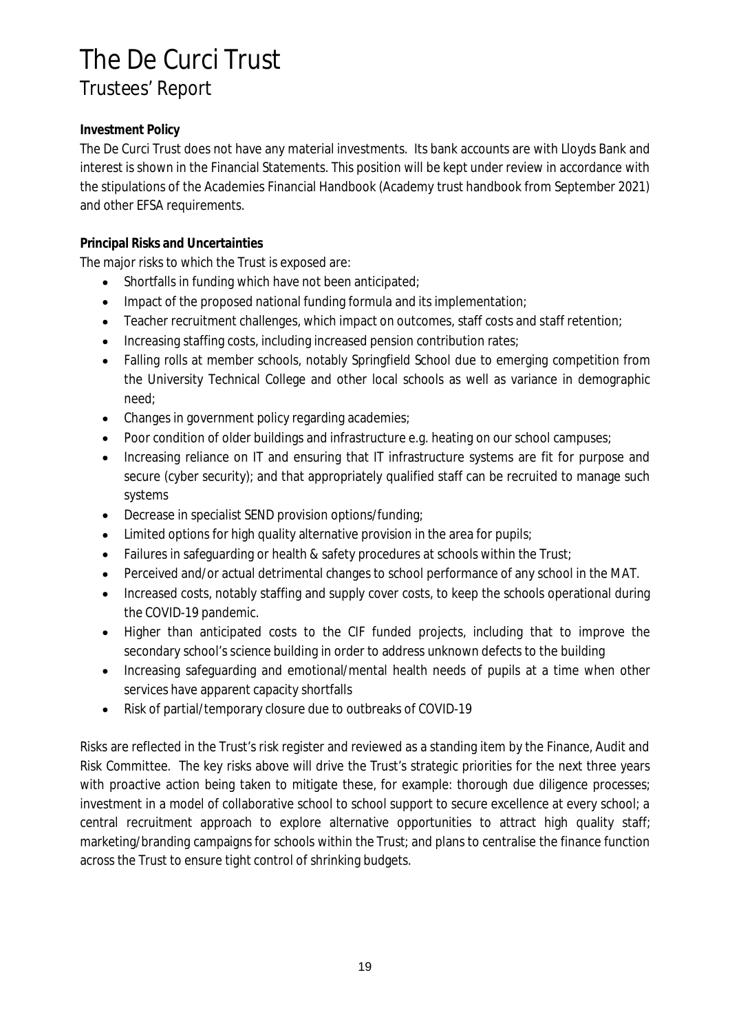# The De Curci Trust

## Trustees' Report

**Investment Policy**

The De Curci Trust does not have any material investments. Its bank accounts are with Lloyds Bank and interest is shown in the Financial Statements. This position will be kept under review in accordance with the stipulations of the Academies Financial Handbook (Academy trust handbook from September 2021) and other EFSA requirements.

**Principal Risks and Uncertainties**

The major risks to which the Trust is exposed are:

- Shortfalls in funding which have not been anticipated;
- Impact of the proposed national funding formula and its implementation;
- Teacher recruitment challenges, which impact on outcomes, staff costs and staff retention;
- Increasing staffing costs, including increased pension contribution rates;
- Falling rolls at member schools, notably Springfield School due to emerging competition from the University Technical College and other local schools as well as variance in demographic need;
- Changes in government policy regarding academies;
- Poor condition of older buildings and infrastructure e.g. heating on our school campuses;
- Increasing reliance on IT and ensuring that IT infrastructure systems are fit for purpose and secure (cyber security); and that appropriately qualified staff can be recruited to manage such systems
- Decrease in specialist SEND provision options/funding;
- Limited options for high quality alternative provision in the area for pupils;
- Failures in safeguarding or health & safety procedures at schools within the Trust;
- Perceived and/or actual detrimental changes to school performance of any school in the MAT.
- Increased costs, notably staffing and supply cover costs, to keep the schools operational during the COVID-19 pandemic.
- Higher than anticipated costs to the CIF funded projects, including that to improve the secondary school's science building in order to address unknown defects to the building
- Increasing safeguarding and emotional/mental health needs of pupils at a time when other services have apparent capacity shortfalls
- Risk of partial/temporary closure due to outbreaks of COVID-19

Risks are reflected in the Trust's risk register and reviewed as a standing item by the Finance, Audit and Risk Committee. The key risks above will drive the Trust's strategic priorities for the next three years with proactive action being taken to mitigate these, for example: thorough due diligence processes; investment in a model of collaborative school to school support to secure excellence at every school; a central recruitment approach to explore alternative opportunities to attract high quality staff; marketing/branding campaigns for schools within the Trust; and plans to centralise the finance function across the Trust to ensure tight control of shrinking budgets.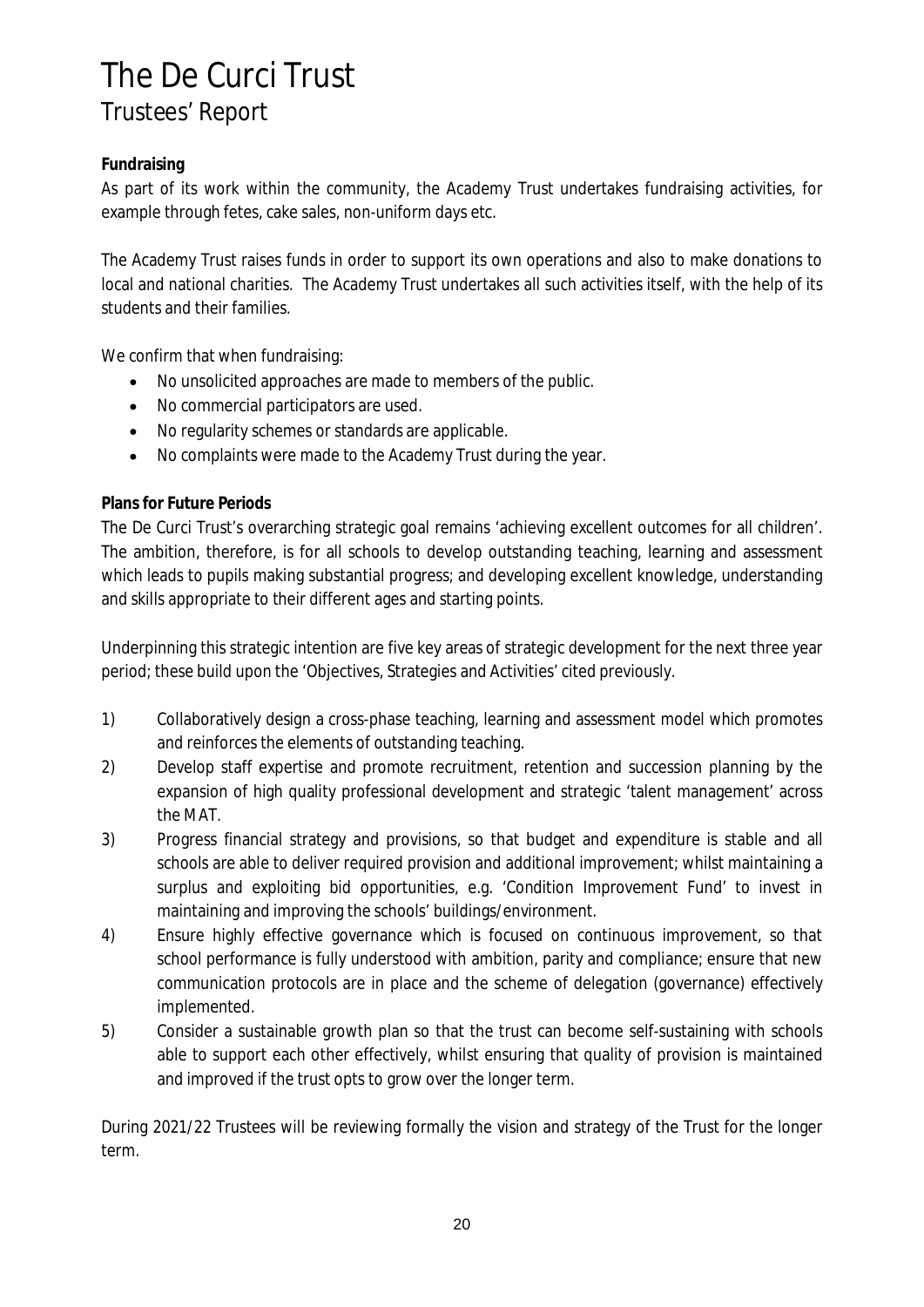# The De Curci Trust

## Trustees' Report

**Fundraising**

As part of its work within the community, the Academy Trust undertakes fundraising activities, for example through fetes, cake sales, non-uniform days etc.

The Academy Trust raises funds in order to support its own operations and also to make donations to local and national charities. The Academy Trust undertakes all such activities itself, with the help of its students and their families.

We confirm that when fundraising:

- No unsolicited approaches are made to members of the public.
- No commercial participators are used.
- No regularity schemes or standards are applicable.
- No complaints were made to the Academy Trust during the year.

**Plans for Future Periods**

The De Curci Trust's overarching strategic goal remains 'achieving excellent outcomes for all children'. The ambition, therefore, is for all schools to develop outstanding teaching, learning and assessment which leads to pupils making substantial progress; and developing excellent knowledge, understanding and skills appropriate to their different ages and starting points.

Underpinning this strategic intention are five key areas of strategic development for the next three year period; these build upon the 'Objectives, Strategies and Activities' cited previously.

1) Collaboratively design a cross-phase teaching, learning and assessment model which promotes and reinforces the elements of outstanding teaching.
2) Develop staff expertise and promote recruitment, retention and succession planning by the expansion of high quality professional development and strategic 'talent management' across the MAT.
3) Progress financial strategy and provisions, so that budget and expenditure is stable and all schools are able to deliver required provision and additional improvement; whilst maintaining a surplus and exploiting bid opportunities, e.g. 'Condition Improvement Fund' to invest in maintaining and improving the schools' buildings/environment.
4) Ensure highly effective governance which is focused on continuous improvement, so that school performance is fully understood with ambition, parity and compliance; ensure that new communication protocols are in place and the scheme of delegation (governance) effectively implemented.
5) Consider a sustainable growth plan so that the trust can become self-sustaining with schools able to support each other effectively, whilst ensuring that quality of provision is maintained and improved if the trust opts to grow over the longer term.

During 2021/22 Trustees will be reviewing formally the vision and strategy of the Trust for the longer term.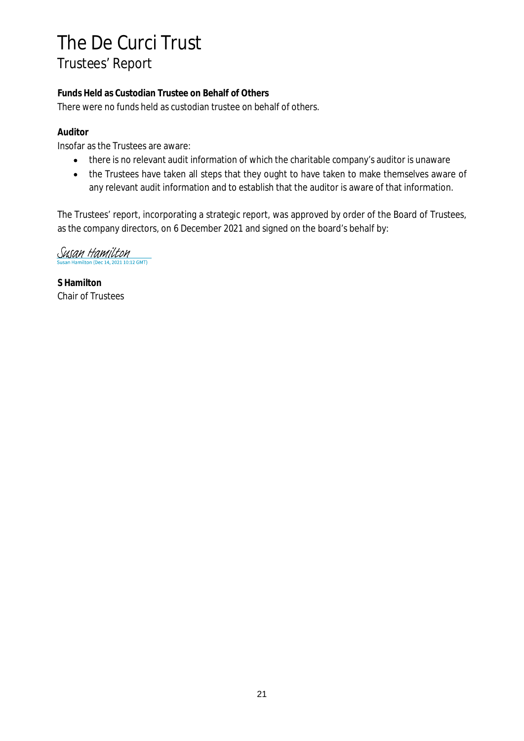# The De Curci Trust

## Trustees' Report

**Funds Held as Custodian Trustee on Behalf of Others**

There were no funds held as custodian trustee on behalf of others.

**Auditor**

Insofar as the Trustees are aware:

- there is no relevant audit information of which the charitable company's auditor is unaware
- the Trustees have taken all steps that they ought to have taken to make themselves aware of any relevant audit information and to establish that the auditor is aware of that information.

The Trustees' report, incorporating a strategic report, was approved by order of the Board of Trustees, as the company directors, on 6 December 2021 and signed on the board's behalf by:

Susan Hamilton
Susan Hamilton (Dec 14, 2021 10:12 GMT)

**S Hamilton**
Chair of Trustees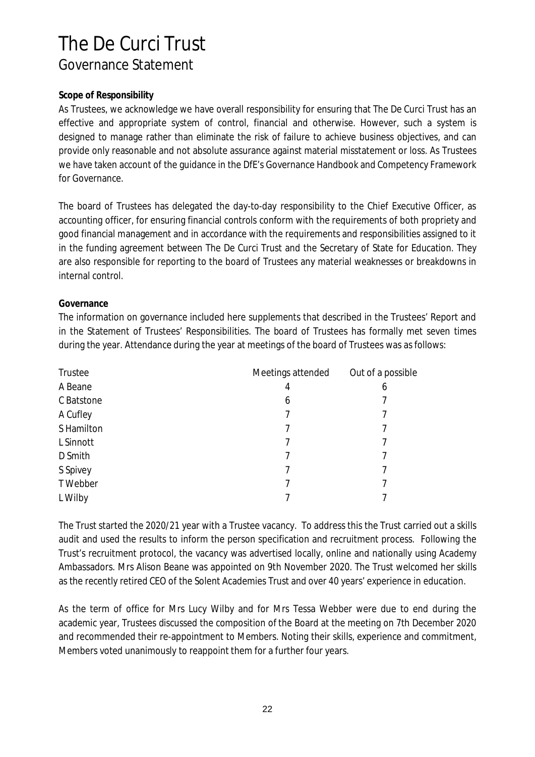# The De Curci Trust

## Governance Statement

**Scope of Responsibility**

As Trustees, we acknowledge we have overall responsibility for ensuring that The De Curci Trust has an effective and appropriate system of control, financial and otherwise. However, such a system is designed to manage rather than eliminate the risk of failure to achieve business objectives, and can provide only reasonable and not absolute assurance against material misstatement or loss. As Trustees we have taken account of the guidance in the DfE's Governance Handbook and Competency Framework for Governance.

The board of Trustees has delegated the day-to-day responsibility to the Chief Executive Officer, as accounting officer, for ensuring financial controls conform with the requirements of both propriety and good financial management and in accordance with the requirements and responsibilities assigned to it in the funding agreement between The De Curci Trust and the Secretary of State for Education. They are also responsible for reporting to the board of Trustees any material weaknesses or breakdowns in internal control.

**Governance**

The information on governance included here supplements that described in the Trustees' Report and in the Statement of Trustees' Responsibilities. The board of Trustees has formally met seven times during the year. Attendance during the year at meetings of the board of Trustees was as follows:

| Trustee | Meetings attended | Out of a possible |
|---|---|---|
| A Beane | 4 | 6 |
| C Batstone | 6 | 7 |
| A Cufley | 7 | 7 |
| S Hamilton | 7 | 7 |
| L Sinnott | 7 | 7 |
| D Smith | 7 | 7 |
| S Spivey | 7 | 7 |
| T Webber | 7 | 7 |
| L Wilby | 7 | 7 |

The Trust started the 2020/21 year with a Trustee vacancy. To address this the Trust carried out a skills audit and used the results to inform the person specification and recruitment process. Following the Trust's recruitment protocol, the vacancy was advertised locally, online and nationally using Academy Ambassadors. Mrs Alison Beane was appointed on 9th November 2020. The Trust welcomed her skills as the recently retired CEO of the Solent Academies Trust and over 40 years' experience in education.

As the term of office for Mrs Lucy Wilby and for Mrs Tessa Webber were due to end during the academic year, Trustees discussed the composition of the Board at the meeting on 7th December 2020 and recommended their re-appointment to Members. Noting their skills, experience and commitment, Members voted unanimously to reappoint them for a further four years.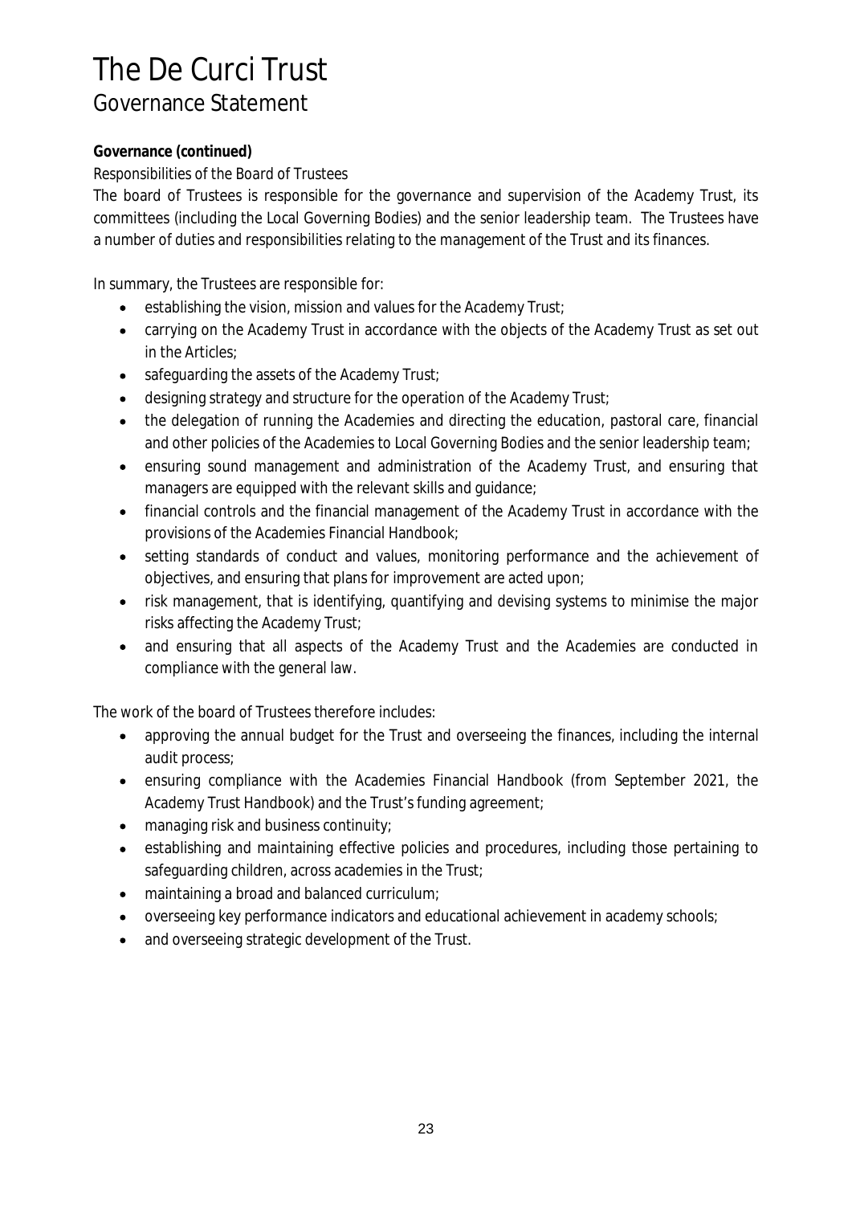# The De Curci Trust

## Governance Statement

**Governance (continued)**

Responsibilities of the Board of Trustees

The board of Trustees is responsible for the governance and supervision of the Academy Trust, its committees (including the Local Governing Bodies) and the senior leadership team. The Trustees have a number of duties and responsibilities relating to the management of the Trust and its finances.

In summary, the Trustees are responsible for:

- establishing the vision, mission and values for the Academy Trust;
- carrying on the Academy Trust in accordance with the objects of the Academy Trust as set out in the Articles;
- safeguarding the assets of the Academy Trust;
- designing strategy and structure for the operation of the Academy Trust;
- the delegation of running the Academies and directing the education, pastoral care, financial and other policies of the Academies to Local Governing Bodies and the senior leadership team;
- ensuring sound management and administration of the Academy Trust, and ensuring that managers are equipped with the relevant skills and guidance;
- financial controls and the financial management of the Academy Trust in accordance with the provisions of the Academies Financial Handbook;
- setting standards of conduct and values, monitoring performance and the achievement of objectives, and ensuring that plans for improvement are acted upon;
- risk management, that is identifying, quantifying and devising systems to minimise the major risks affecting the Academy Trust;
- and ensuring that all aspects of the Academy Trust and the Academies are conducted in compliance with the general law.

The work of the board of Trustees therefore includes:

- approving the annual budget for the Trust and overseeing the finances, including the internal audit process;
- ensuring compliance with the Academies Financial Handbook (from September 2021, the Academy Trust Handbook) and the Trust's funding agreement;
- managing risk and business continuity;
- establishing and maintaining effective policies and procedures, including those pertaining to safeguarding children, across academies in the Trust;
- maintaining a broad and balanced curriculum;
- overseeing key performance indicators and educational achievement in academy schools;
- and overseeing strategic development of the Trust.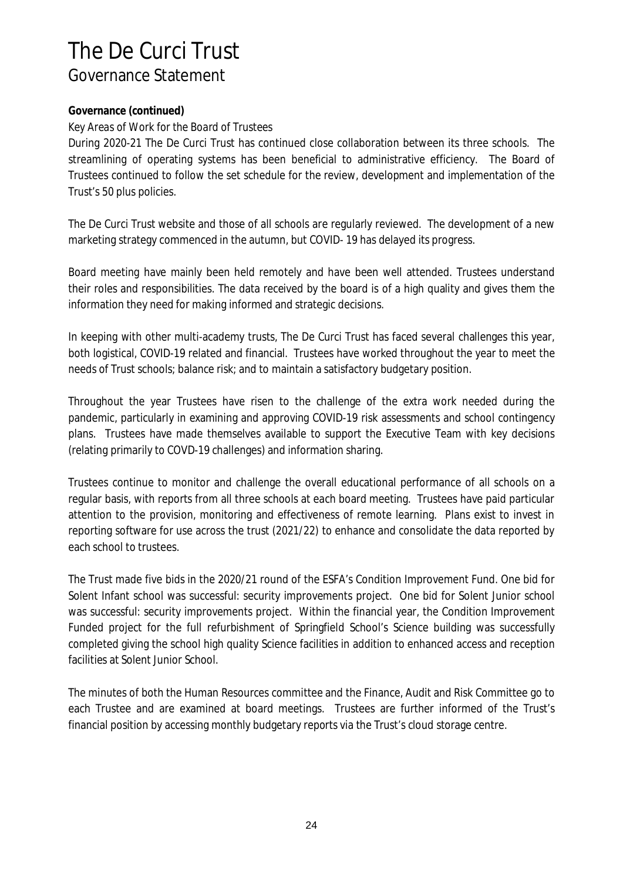# The De Curci Trust

## Governance Statement

**Governance (continued)**

*Key Areas of Work for the Board of Trustees*

During 2020-21 The De Curci Trust has continued close collaboration between its three schools. The streamlining of operating systems has been beneficial to administrative efficiency. The Board of Trustees continued to follow the set schedule for the review, development and implementation of the Trust's 50 plus policies.

The De Curci Trust website and those of all schools are regularly reviewed. The development of a new marketing strategy commenced in the autumn, but COVID- 19 has delayed its progress.

Board meeting have mainly been held remotely and have been well attended. Trustees understand their roles and responsibilities. The data received by the board is of a high quality and gives them the information they need for making informed and strategic decisions.

In keeping with other multi-academy trusts, The De Curci Trust has faced several challenges this year, both logistical, COVID-19 related and financial. Trustees have worked throughout the year to meet the needs of Trust schools; balance risk; and to maintain a satisfactory budgetary position.

Throughout the year Trustees have risen to the challenge of the extra work needed during the pandemic, particularly in examining and approving COVID-19 risk assessments and school contingency plans. Trustees have made themselves available to support the Executive Team with key decisions (relating primarily to COVD-19 challenges) and information sharing.

Trustees continue to monitor and challenge the overall educational performance of all schools on a regular basis, with reports from all three schools at each board meeting. Trustees have paid particular attention to the provision, monitoring and effectiveness of remote learning. Plans exist to invest in reporting software for use across the trust (2021/22) to enhance and consolidate the data reported by each school to trustees.

The Trust made five bids in the 2020/21 round of the ESFA's Condition Improvement Fund. One bid for Solent Infant school was successful: security improvements project. One bid for Solent Junior school was successful: security improvements project. Within the financial year, the Condition Improvement Funded project for the full refurbishment of Springfield School's Science building was successfully completed giving the school high quality Science facilities in addition to enhanced access and reception facilities at Solent Junior School.

The minutes of both the Human Resources committee and the Finance, Audit and Risk Committee go to each Trustee and are examined at board meetings. Trustees are further informed of the Trust's financial position by accessing monthly budgetary reports via the Trust's cloud storage centre.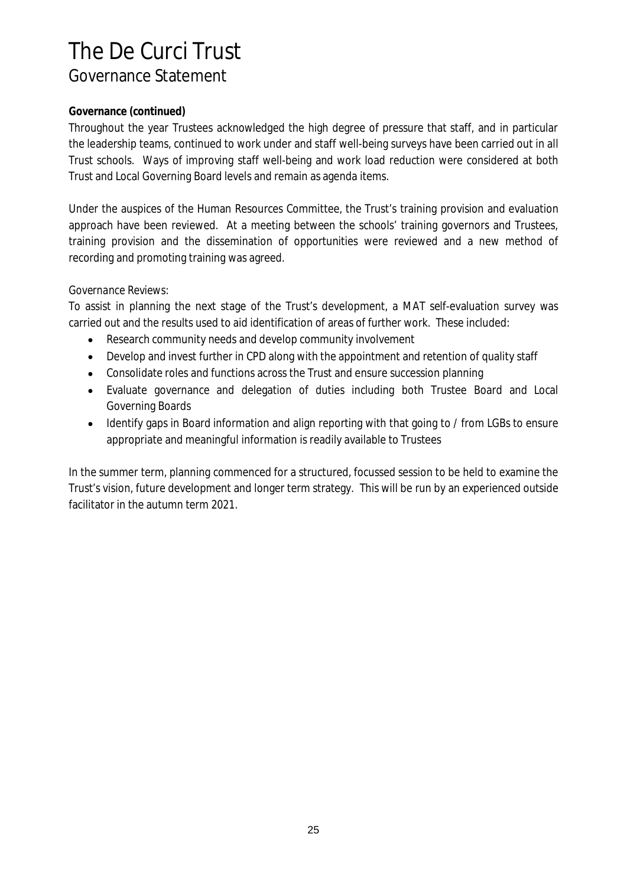**Governance (continued)**

Throughout the year Trustees acknowledged the high degree of pressure that staff, and in particular the leadership teams, continued to work under and staff well-being surveys have been carried out in all Trust schools. Ways of improving staff well-being and work load reduction were considered at both Trust and Local Governing Board levels and remain as agenda items.

Under the auspices of the Human Resources Committee, the Trust's training provision and evaluation approach have been reviewed. At a meeting between the schools' training governors and Trustees, training provision and the dissemination of opportunities were reviewed and a new method of recording and promoting training was agreed.

*Governance Reviews:*

To assist in planning the next stage of the Trust's development, a MAT self-evaluation survey was carried out and the results used to aid identification of areas of further work. These included:

- Research community needs and develop community involvement
- Develop and invest further in CPD along with the appointment and retention of quality staff
- Consolidate roles and functions across the Trust and ensure succession planning
- Evaluate governance and delegation of duties including both Trustee Board and Local Governing Boards
- Identify gaps in Board information and align reporting with that going to / from LGBs to ensure appropriate and meaningful information is readily available to Trustees

In the summer term, planning commenced for a structured, focussed session to be held to examine the Trust's vision, future development and longer term strategy. This will be run by an experienced outside facilitator in the autumn term 2021.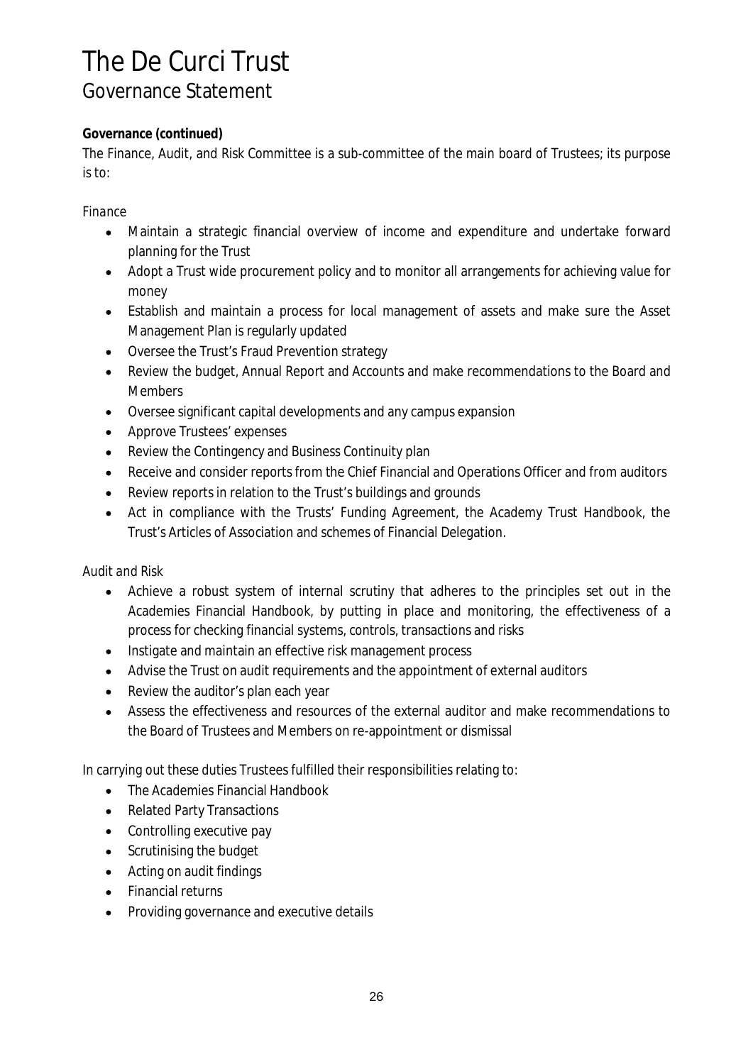# The De Curci Trust

## Governance Statement

**Governance (continued)**

The Finance, Audit, and Risk Committee is a sub-committee of the main board of Trustees; its purpose is to:

*Finance*

- Maintain a strategic financial overview of income and expenditure and undertake forward planning for the Trust
- Adopt a Trust wide procurement policy and to monitor all arrangements for achieving value for money
- Establish and maintain a process for local management of assets and make sure the Asset Management Plan is regularly updated
- Oversee the Trust's Fraud Prevention strategy
- Review the budget, Annual Report and Accounts and make recommendations to the Board and Members
- Oversee significant capital developments and any campus expansion
- Approve Trustees' expenses
- Review the Contingency and Business Continuity plan
- Receive and consider reports from the Chief Financial and Operations Officer and from auditors
- Review reports in relation to the Trust's buildings and grounds
- Act in compliance with the Trusts' Funding Agreement, the Academy Trust Handbook, the Trust's Articles of Association and schemes of Financial Delegation.

*Audit and Risk*

- Achieve a robust system of internal scrutiny that adheres to the principles set out in the Academies Financial Handbook, by putting in place and monitoring, the effectiveness of a process for checking financial systems, controls, transactions and risks
- Instigate and maintain an effective risk management process
- Advise the Trust on audit requirements and the appointment of external auditors
- Review the auditor's plan each year
- Assess the effectiveness and resources of the external auditor and make recommendations to the Board of Trustees and Members on re-appointment or dismissal

In carrying out these duties Trustees fulfilled their responsibilities relating to:

- The Academies Financial Handbook
- Related Party Transactions
- Controlling executive pay
- Scrutinising the budget
- Acting on audit findings
- Financial returns
- Providing governance and executive details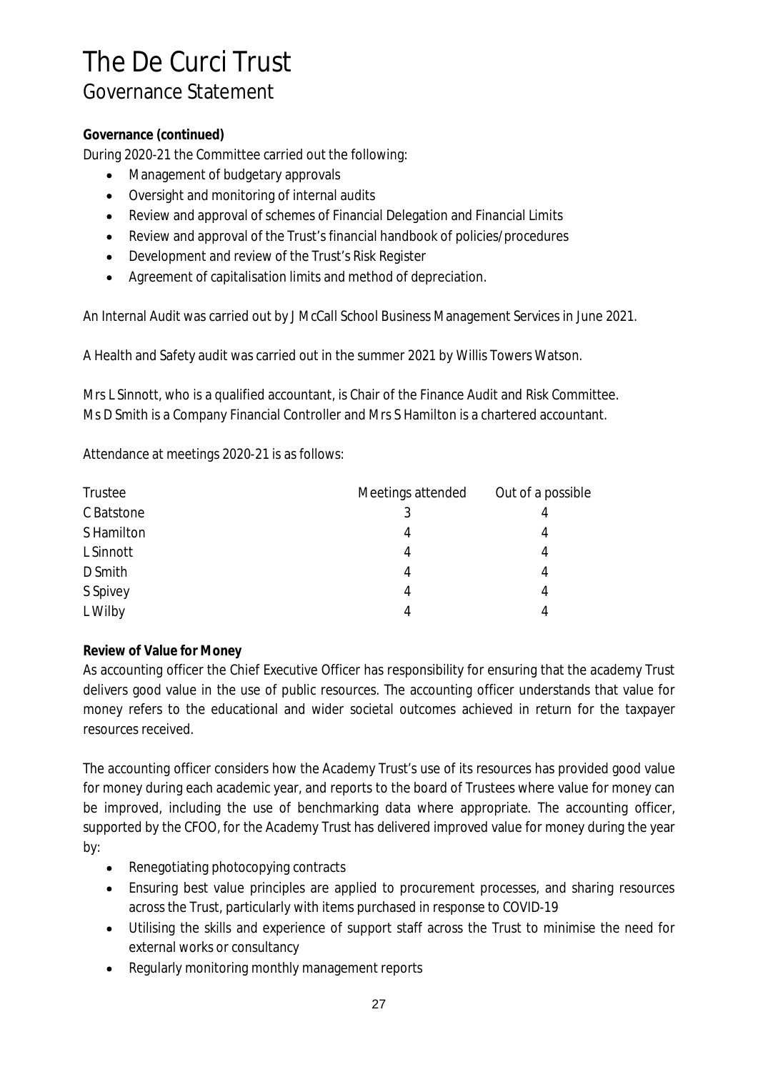# The De Curci Trust
## Governance Statement

**Governance (continued)**

During 2020-21 the Committee carried out the following:

- Management of budgetary approvals
- Oversight and monitoring of internal audits
- Review and approval of schemes of Financial Delegation and Financial Limits
- Review and approval of the Trust's financial handbook of policies/procedures
- Development and review of the Trust's Risk Register
- Agreement of capitalisation limits and method of depreciation.

An Internal Audit was carried out by J McCall School Business Management Services in June 2021.

A Health and Safety audit was carried out in the summer 2021 by Willis Towers Watson.

Mrs L Sinnott, who is a qualified accountant, is Chair of the Finance Audit and Risk Committee. Ms D Smith is a Company Financial Controller and Mrs S Hamilton is a chartered accountant.

Attendance at meetings 2020-21 is as follows:

| Trustee | Meetings attended | Out of a possible |
|---|---|---|
| C Batstone | 3 | 4 |
| S Hamilton | 4 | 4 |
| L Sinnott | 4 | 4 |
| D Smith | 4 | 4 |
| S Spivey | 4 | 4 |
| L Wilby | 4 | 4 |

**Review of Value for Money**

As accounting officer the Chief Executive Officer has responsibility for ensuring that the academy Trust delivers good value in the use of public resources. The accounting officer understands that value for money refers to the educational and wider societal outcomes achieved in return for the taxpayer resources received.

The accounting officer considers how the Academy Trust's use of its resources has provided good value for money during each academic year, and reports to the board of Trustees where value for money can be improved, including the use of benchmarking data where appropriate. The accounting officer, supported by the CFOO, for the Academy Trust has delivered improved value for money during the year by:

- Renegotiating photocopying contracts
- Ensuring best value principles are applied to procurement processes, and sharing resources across the Trust, particularly with items purchased in response to COVID-19
- Utilising the skills and experience of support staff across the Trust to minimise the need for external works or consultancy
- Regularly monitoring monthly management reports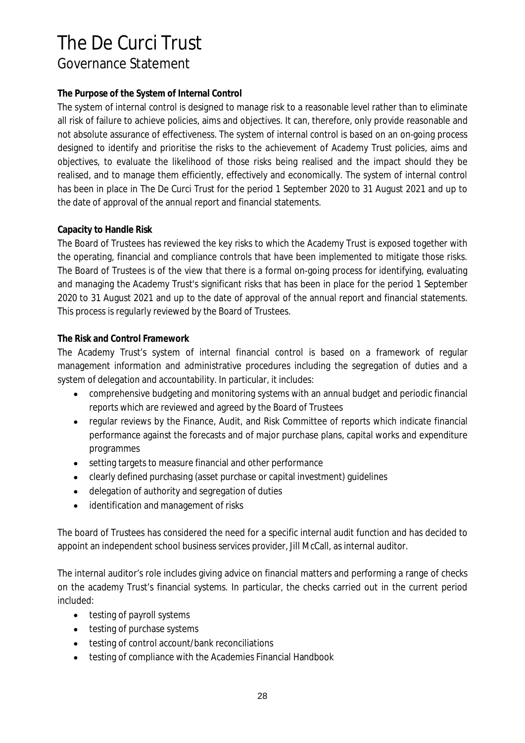# The De Curci Trust

## Governance Statement

**The Purpose of the System of Internal Control**

The system of internal control is designed to manage risk to a reasonable level rather than to eliminate all risk of failure to achieve policies, aims and objectives. It can, therefore, only provide reasonable and not absolute assurance of effectiveness. The system of internal control is based on an on-going process designed to identify and prioritise the risks to the achievement of Academy Trust policies, aims and objectives, to evaluate the likelihood of those risks being realised and the impact should they be realised, and to manage them efficiently, effectively and economically. The system of internal control has been in place in The De Curci Trust for the period 1 September 2020 to 31 August 2021 and up to the date of approval of the annual report and financial statements.

**Capacity to Handle Risk**

The Board of Trustees has reviewed the key risks to which the Academy Trust is exposed together with the operating, financial and compliance controls that have been implemented to mitigate those risks. The Board of Trustees is of the view that there is a formal on-going process for identifying, evaluating and managing the Academy Trust's significant risks that has been in place for the period 1 September 2020 to 31 August 2021 and up to the date of approval of the annual report and financial statements. This process is regularly reviewed by the Board of Trustees.

**The Risk and Control Framework**

The Academy Trust's system of internal financial control is based on a framework of regular management information and administrative procedures including the segregation of duties and a system of delegation and accountability. In particular, it includes:

- comprehensive budgeting and monitoring systems with an annual budget and periodic financial reports which are reviewed and agreed by the Board of Trustees
- regular reviews by the Finance, Audit, and Risk Committee of reports which indicate financial performance against the forecasts and of major purchase plans, capital works and expenditure programmes
- setting targets to measure financial and other performance
- clearly defined purchasing (asset purchase or capital investment) guidelines
- delegation of authority and segregation of duties
- identification and management of risks

The board of Trustees has considered the need for a specific internal audit function and has decided to appoint an independent school business services provider, Jill McCall, as internal auditor.

The internal auditor's role includes giving advice on financial matters and performing a range of checks on the academy Trust's financial systems. In particular, the checks carried out in the current period included:

- testing of payroll systems
- testing of purchase systems
- testing of control account/bank reconciliations
- testing of compliance with the Academies Financial Handbook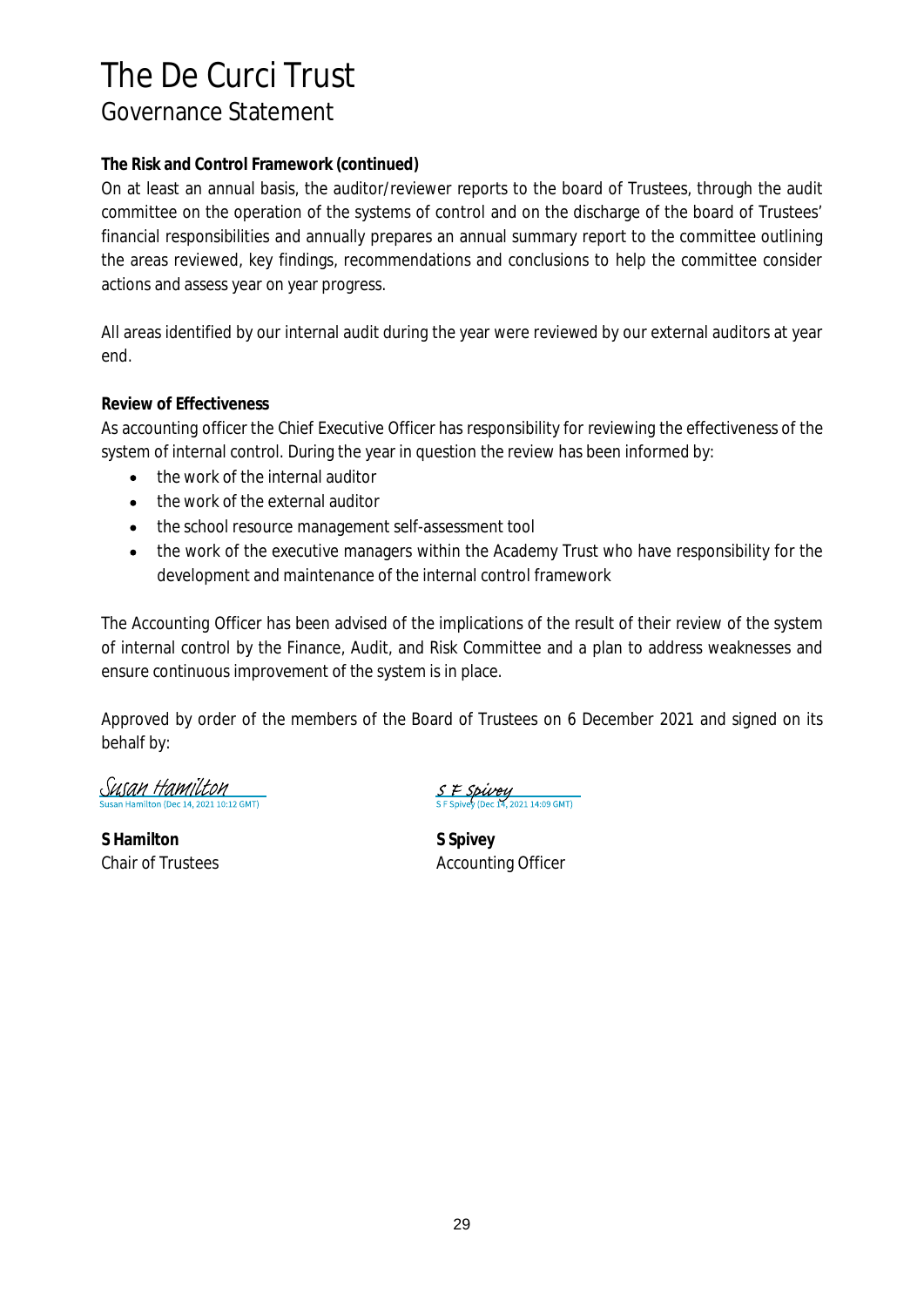# The De Curci Trust

## Governance Statement

**The Risk and Control Framework (continued)**

On at least an annual basis, the auditor/reviewer reports to the board of Trustees, through the audit committee on the operation of the systems of control and on the discharge of the board of Trustees' financial responsibilities and annually prepares an annual summary report to the committee outlining the areas reviewed, key findings, recommendations and conclusions to help the committee consider actions and assess year on year progress.

All areas identified by our internal audit during the year were reviewed by our external auditors at year end.

**Review of Effectiveness**

As accounting officer the Chief Executive Officer has responsibility for reviewing the effectiveness of the system of internal control. During the year in question the review has been informed by:

- the work of the internal auditor
- the work of the external auditor
- the school resource management self-assessment tool
- the work of the executive managers within the Academy Trust who have responsibility for the development and maintenance of the internal control framework

The Accounting Officer has been advised of the implications of the result of their review of the system of internal control by the Finance, Audit, and Risk Committee and a plan to address weaknesses and ensure continuous improvement of the system is in place.

Approved by order of the members of the Board of Trustees on 6 December 2021 and signed on its behalf by:

Susan Hamilton
Susan Hamilton (Dec 14, 2021 10:12 GMT)

**S Hamilton**
Chair of Trustees

S F Spivey
S F Spivey (Dec 14, 2021 14:09 GMT)

**S Spivey**
Accounting Officer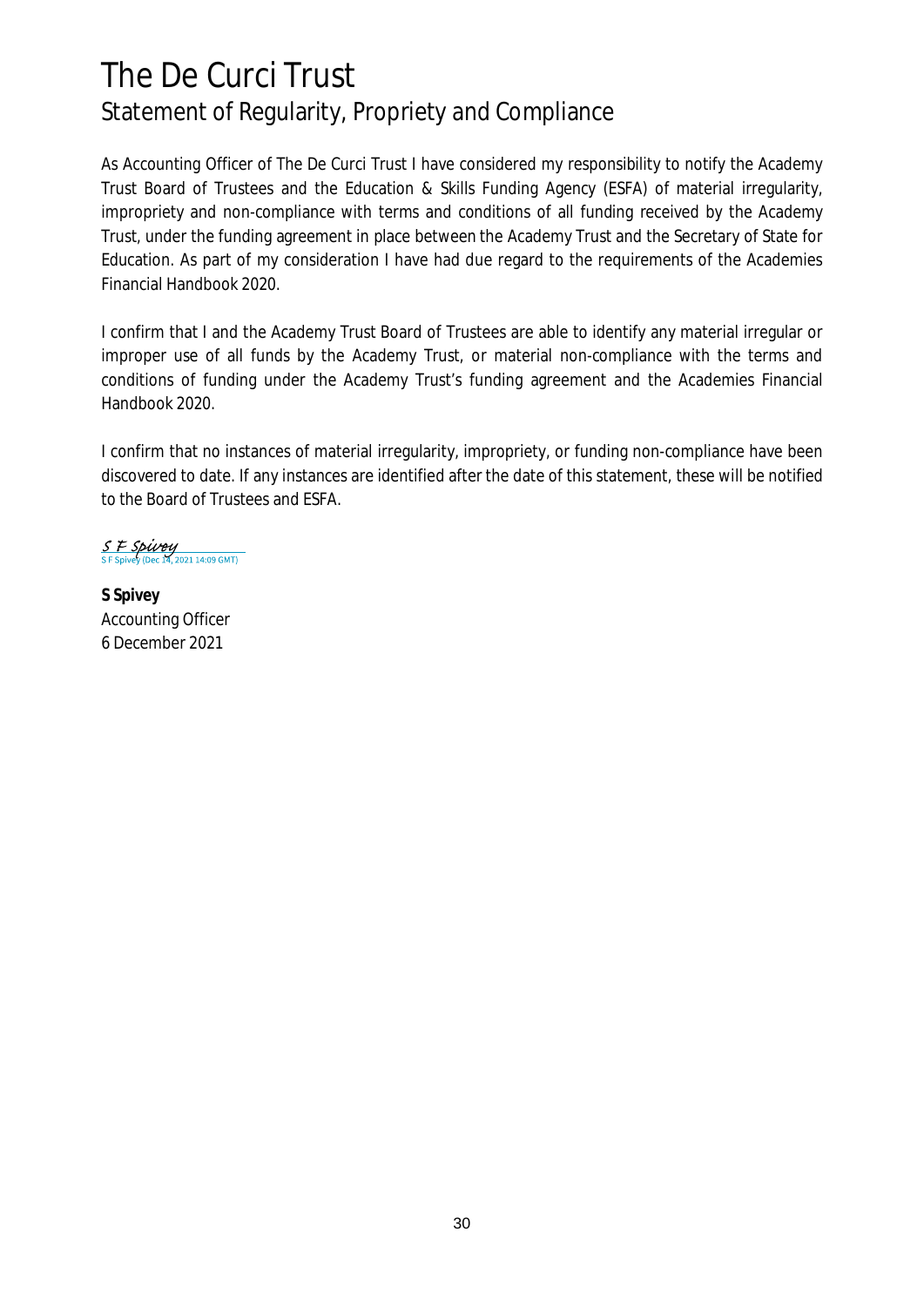# The De Curci Trust

## Statement of Regularity, Propriety and Compliance

As Accounting Officer of The De Curci Trust I have considered my responsibility to notify the Academy Trust Board of Trustees and the Education & Skills Funding Agency (ESFA) of material irregularity, impropriety and non-compliance with terms and conditions of all funding received by the Academy Trust, under the funding agreement in place between the Academy Trust and the Secretary of State for Education. As part of my consideration I have had due regard to the requirements of the Academies Financial Handbook 2020.

I confirm that I and the Academy Trust Board of Trustees are able to identify any material irregular or improper use of all funds by the Academy Trust, or material non-compliance with the terms and conditions of funding under the Academy Trust's funding agreement and the Academies Financial Handbook 2020.

I confirm that no instances of material irregularity, impropriety, or funding non-compliance have been discovered to date. If any instances are identified after the date of this statement, these will be notified to the Board of Trustees and ESFA.

S F Spivey
S F Spivey (Dec 14, 2021 14:09 GMT)

**S Spivey**
Accounting Officer
6 December 2021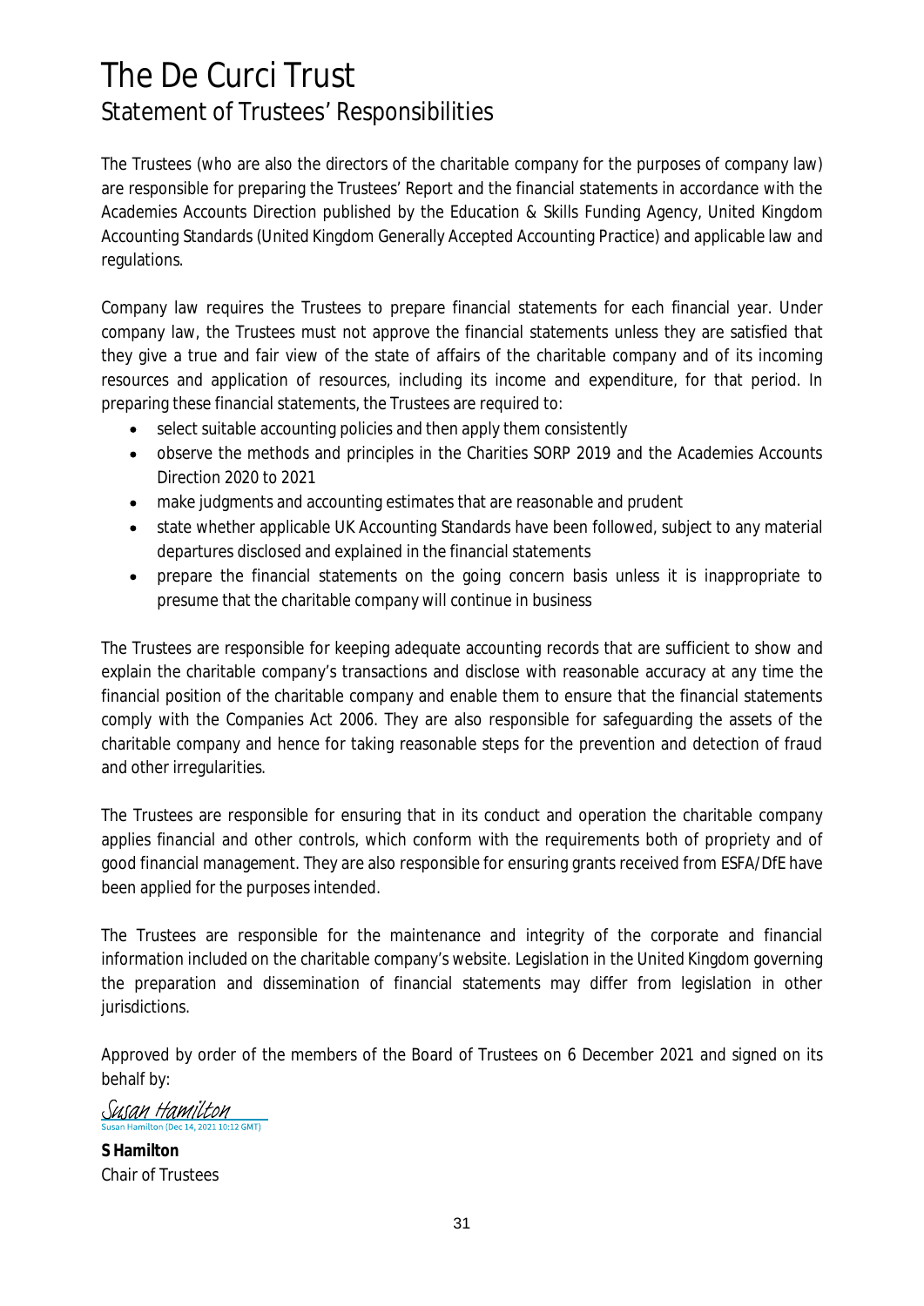# The De Curci Trust

## Statement of Trustees' Responsibilities

The Trustees (who are also the directors of the charitable company for the purposes of company law) are responsible for preparing the Trustees' Report and the financial statements in accordance with the Academies Accounts Direction published by the Education & Skills Funding Agency, United Kingdom Accounting Standards (United Kingdom Generally Accepted Accounting Practice) and applicable law and regulations.

Company law requires the Trustees to prepare financial statements for each financial year. Under company law, the Trustees must not approve the financial statements unless they are satisfied that they give a true and fair view of the state of affairs of the charitable company and of its incoming resources and application of resources, including its income and expenditure, for that period. In preparing these financial statements, the Trustees are required to:

- select suitable accounting policies and then apply them consistently
- observe the methods and principles in the Charities SORP 2019 and the Academies Accounts Direction 2020 to 2021
- make judgments and accounting estimates that are reasonable and prudent
- state whether applicable UK Accounting Standards have been followed, subject to any material departures disclosed and explained in the financial statements
- prepare the financial statements on the going concern basis unless it is inappropriate to presume that the charitable company will continue in business

The Trustees are responsible for keeping adequate accounting records that are sufficient to show and explain the charitable company's transactions and disclose with reasonable accuracy at any time the financial position of the charitable company and enable them to ensure that the financial statements comply with the Companies Act 2006. They are also responsible for safeguarding the assets of the charitable company and hence for taking reasonable steps for the prevention and detection of fraud and other irregularities.

The Trustees are responsible for ensuring that in its conduct and operation the charitable company applies financial and other controls, which conform with the requirements both of propriety and of good financial management. They are also responsible for ensuring grants received from ESFA/DfE have been applied for the purposes intended.

The Trustees are responsible for the maintenance and integrity of the corporate and financial information included on the charitable company's website. Legislation in the United Kingdom governing the preparation and dissemination of financial statements may differ from legislation in other jurisdictions.

Approved by order of the members of the Board of Trustees on 6 December 2021 and signed on its behalf by:

*Susan Hamilton*
Susan Hamilton (Dec 14, 2021 10:12 GMT)

**S Hamilton**
Chair of Trustees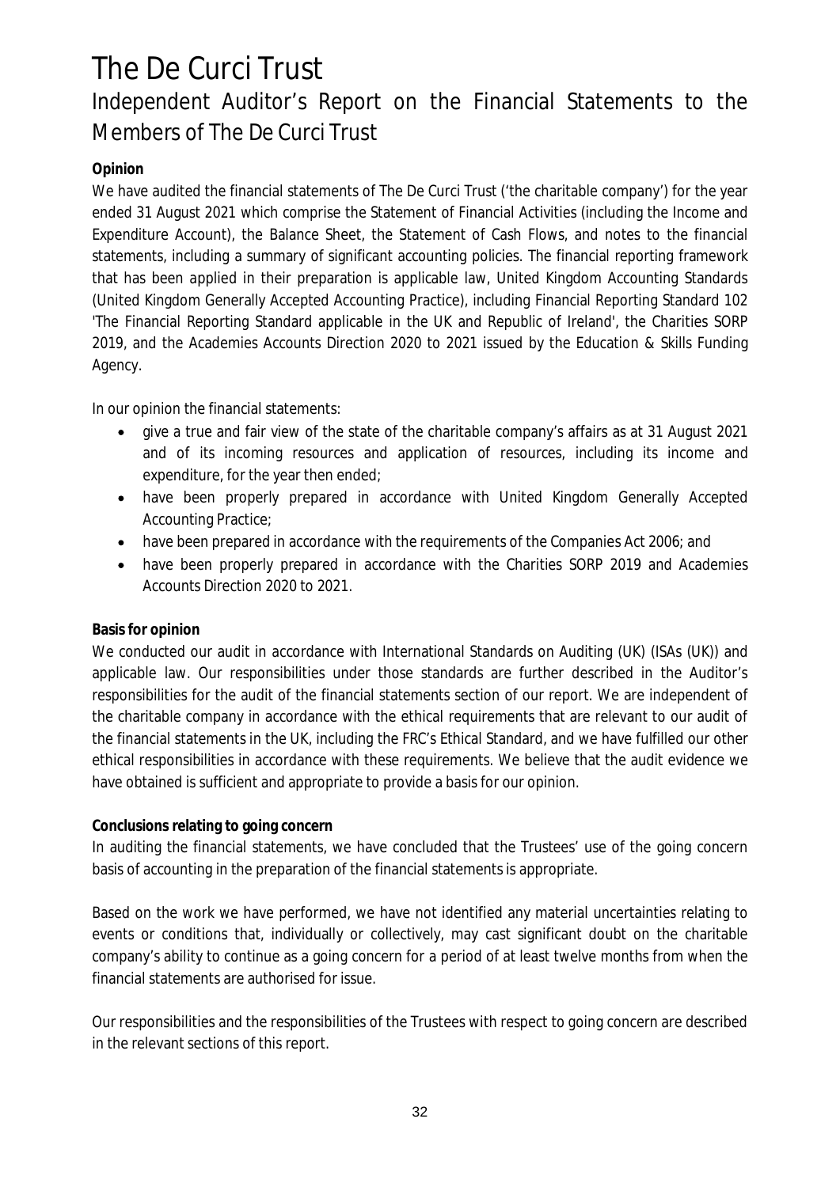# The De Curci Trust

## Independent Auditor's Report on the Financial Statements to the Members of The De Curci Trust

**Opinion**

We have audited the financial statements of The De Curci Trust ('the charitable company') for the year ended 31 August 2021 which comprise the Statement of Financial Activities (including the Income and Expenditure Account), the Balance Sheet, the Statement of Cash Flows, and notes to the financial statements, including a summary of significant accounting policies. The financial reporting framework that has been applied in their preparation is applicable law, United Kingdom Accounting Standards (United Kingdom Generally Accepted Accounting Practice), including Financial Reporting Standard 102 'The Financial Reporting Standard applicable in the UK and Republic of Ireland', the Charities SORP 2019, and the Academies Accounts Direction 2020 to 2021 issued by the Education & Skills Funding Agency.

In our opinion the financial statements:

- give a true and fair view of the state of the charitable company's affairs as at 31 August 2021 and of its incoming resources and application of resources, including its income and expenditure, for the year then ended;
- have been properly prepared in accordance with United Kingdom Generally Accepted Accounting Practice;
- have been prepared in accordance with the requirements of the Companies Act 2006; and
- have been properly prepared in accordance with the Charities SORP 2019 and Academies Accounts Direction 2020 to 2021.

**Basis for opinion**

We conducted our audit in accordance with International Standards on Auditing (UK) (ISAs (UK)) and applicable law. Our responsibilities under those standards are further described in the Auditor's responsibilities for the audit of the financial statements section of our report. We are independent of the charitable company in accordance with the ethical requirements that are relevant to our audit of the financial statements in the UK, including the FRC's Ethical Standard, and we have fulfilled our other ethical responsibilities in accordance with these requirements. We believe that the audit evidence we have obtained is sufficient and appropriate to provide a basis for our opinion.

**Conclusions relating to going concern**

In auditing the financial statements, we have concluded that the Trustees' use of the going concern basis of accounting in the preparation of the financial statements is appropriate.

Based on the work we have performed, we have not identified any material uncertainties relating to events or conditions that, individually or collectively, may cast significant doubt on the charitable company's ability to continue as a going concern for a period of at least twelve months from when the financial statements are authorised for issue.

Our responsibilities and the responsibilities of the Trustees with respect to going concern are described in the relevant sections of this report.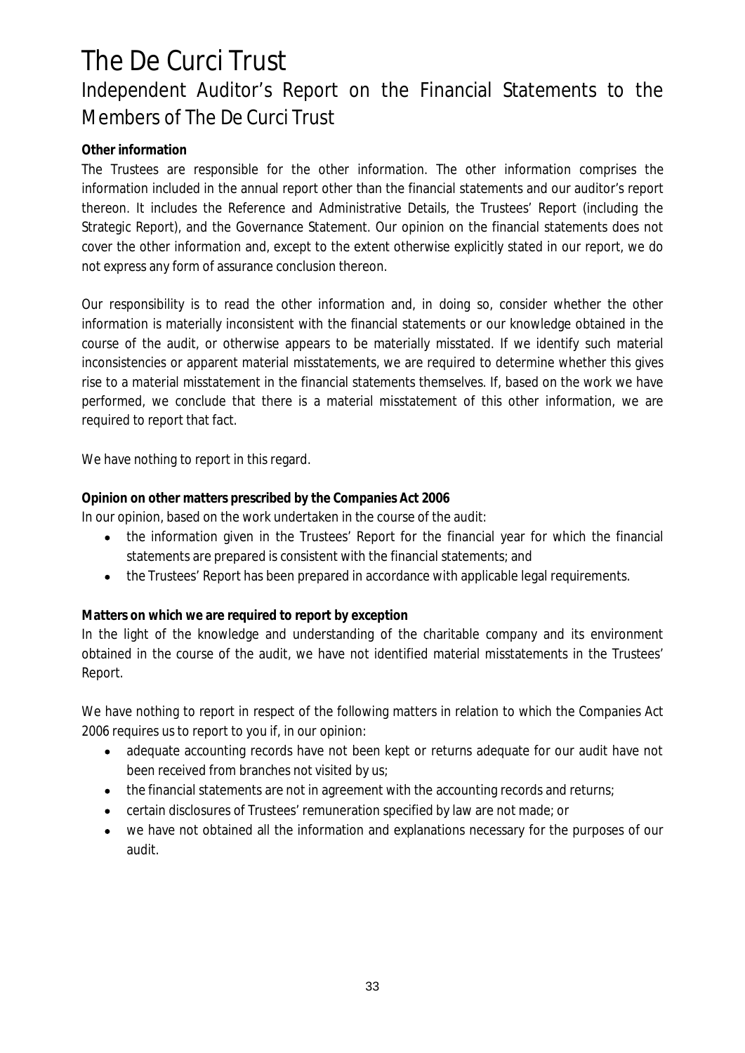# The De Curci Trust

## Independent Auditor's Report on the Financial Statements to the Members of The De Curci Trust

**Other information**

The Trustees are responsible for the other information. The other information comprises the information included in the annual report other than the financial statements and our auditor's report thereon. It includes the Reference and Administrative Details, the Trustees' Report (including the Strategic Report), and the Governance Statement. Our opinion on the financial statements does not cover the other information and, except to the extent otherwise explicitly stated in our report, we do not express any form of assurance conclusion thereon.

Our responsibility is to read the other information and, in doing so, consider whether the other information is materially inconsistent with the financial statements or our knowledge obtained in the course of the audit, or otherwise appears to be materially misstated. If we identify such material inconsistencies or apparent material misstatements, we are required to determine whether this gives rise to a material misstatement in the financial statements themselves. If, based on the work we have performed, we conclude that there is a material misstatement of this other information, we are required to report that fact.

We have nothing to report in this regard.

**Opinion on other matters prescribed by the Companies Act 2006**

In our opinion, based on the work undertaken in the course of the audit:

- the information given in the Trustees' Report for the financial year for which the financial statements are prepared is consistent with the financial statements; and
- the Trustees' Report has been prepared in accordance with applicable legal requirements.

**Matters on which we are required to report by exception**

In the light of the knowledge and understanding of the charitable company and its environment obtained in the course of the audit, we have not identified material misstatements in the Trustees' Report.

We have nothing to report in respect of the following matters in relation to which the Companies Act 2006 requires us to report to you if, in our opinion:

- adequate accounting records have not been kept or returns adequate for our audit have not been received from branches not visited by us;
- the financial statements are not in agreement with the accounting records and returns;
- certain disclosures of Trustees' remuneration specified by law are not made; or
- we have not obtained all the information and explanations necessary for the purposes of our audit.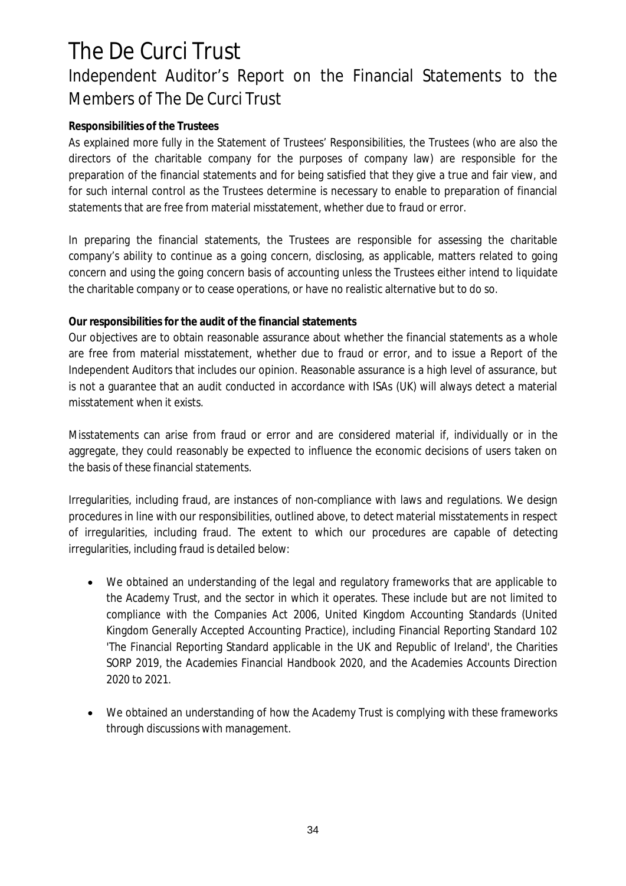# The De Curci Trust

## Independent Auditor's Report on the Financial Statements to the Members of The De Curci Trust

**Responsibilities of the Trustees**

As explained more fully in the Statement of Trustees' Responsibilities, the Trustees (who are also the directors of the charitable company for the purposes of company law) are responsible for the preparation of the financial statements and for being satisfied that they give a true and fair view, and for such internal control as the Trustees determine is necessary to enable to preparation of financial statements that are free from material misstatement, whether due to fraud or error.

In preparing the financial statements, the Trustees are responsible for assessing the charitable company's ability to continue as a going concern, disclosing, as applicable, matters related to going concern and using the going concern basis of accounting unless the Trustees either intend to liquidate the charitable company or to cease operations, or have no realistic alternative but to do so.

**Our responsibilities for the audit of the financial statements**

Our objectives are to obtain reasonable assurance about whether the financial statements as a whole are free from material misstatement, whether due to fraud or error, and to issue a Report of the Independent Auditors that includes our opinion. Reasonable assurance is a high level of assurance, but is not a guarantee that an audit conducted in accordance with ISAs (UK) will always detect a material misstatement when it exists.

Misstatements can arise from fraud or error and are considered material if, individually or in the aggregate, they could reasonably be expected to influence the economic decisions of users taken on the basis of these financial statements.

Irregularities, including fraud, are instances of non-compliance with laws and regulations. We design procedures in line with our responsibilities, outlined above, to detect material misstatements in respect of irregularities, including fraud. The extent to which our procedures are capable of detecting irregularities, including fraud is detailed below:

- We obtained an understanding of the legal and regulatory frameworks that are applicable to the Academy Trust, and the sector in which it operates. These include but are not limited to compliance with the Companies Act 2006, United Kingdom Accounting Standards (United Kingdom Generally Accepted Accounting Practice), including Financial Reporting Standard 102 'The Financial Reporting Standard applicable in the UK and Republic of Ireland', the Charities SORP 2019, the Academies Financial Handbook 2020, and the Academies Accounts Direction 2020 to 2021.

- We obtained an understanding of how the Academy Trust is complying with these frameworks through discussions with management.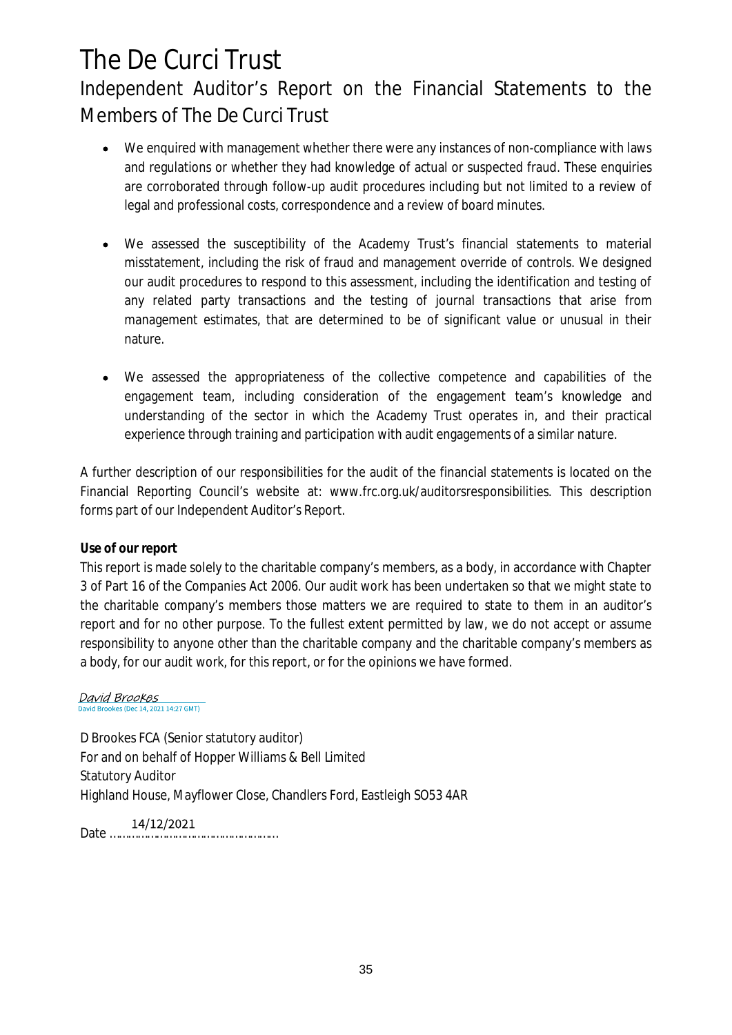# The De Curci Trust

## Independent Auditor's Report on the Financial Statements to the Members of The De Curci Trust

- We enquired with management whether there were any instances of non-compliance with laws and regulations or whether they had knowledge of actual or suspected fraud. These enquiries are corroborated through follow-up audit procedures including but not limited to a review of legal and professional costs, correspondence and a review of board minutes.

- We assessed the susceptibility of the Academy Trust's financial statements to material misstatement, including the risk of fraud and management override of controls. We designed our audit procedures to respond to this assessment, including the identification and testing of any related party transactions and the testing of journal transactions that arise from management estimates, that are determined to be of significant value or unusual in their nature.

- We assessed the appropriateness of the collective competence and capabilities of the engagement team, including consideration of the engagement team's knowledge and understanding of the sector in which the Academy Trust operates in, and their practical experience through training and participation with audit engagements of a similar nature.

A further description of our responsibilities for the audit of the financial statements is located on the Financial Reporting Council's website at: www.frc.org.uk/auditorsresponsibilities. This description forms part of our Independent Auditor's Report.

**Use of our report**

This report is made solely to the charitable company's members, as a body, in accordance with Chapter 3 of Part 16 of the Companies Act 2006. Our audit work has been undertaken so that we might state to the charitable company's members those matters we are required to state to them in an auditor's report and for no other purpose. To the fullest extent permitted by law, we do not accept or assume responsibility to anyone other than the charitable company and the charitable company's members as a body, for our audit work, for this report, or for the opinions we have formed.

David Brookes
David Brookes (Dec 14, 2021 14:27 GMT)

D Brookes FCA (Senior statutory auditor)
For and on behalf of Hopper Williams & Bell Limited
Statutory Auditor
Highland House, Mayflower Close, Chandlers Ford, Eastleigh SO53 4AR

Date 14/12/2021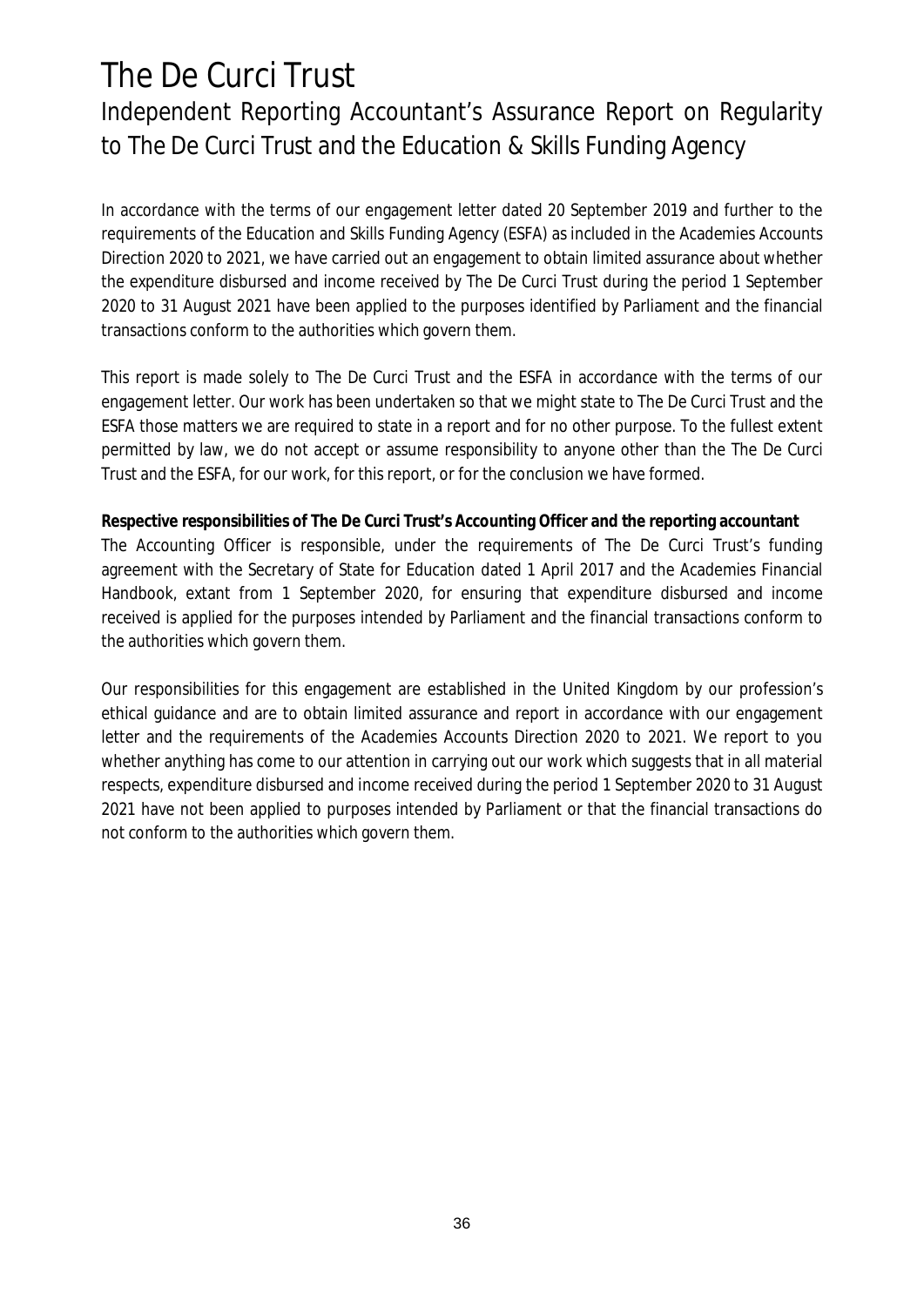# The De Curci Trust

## Independent Reporting Accountant's Assurance Report on Regularity to The De Curci Trust and the Education & Skills Funding Agency

In accordance with the terms of our engagement letter dated 20 September 2019 and further to the requirements of the Education and Skills Funding Agency (ESFA) as included in the Academies Accounts Direction 2020 to 2021, we have carried out an engagement to obtain limited assurance about whether the expenditure disbursed and income received by The De Curci Trust during the period 1 September 2020 to 31 August 2021 have been applied to the purposes identified by Parliament and the financial transactions conform to the authorities which govern them.

This report is made solely to The De Curci Trust and the ESFA in accordance with the terms of our engagement letter. Our work has been undertaken so that we might state to The De Curci Trust and the ESFA those matters we are required to state in a report and for no other purpose. To the fullest extent permitted by law, we do not accept or assume responsibility to anyone other than the The De Curci Trust and the ESFA, for our work, for this report, or for the conclusion we have formed.

**Respective responsibilities of The De Curci Trust's Accounting Officer and the reporting accountant**

The Accounting Officer is responsible, under the requirements of The De Curci Trust's funding agreement with the Secretary of State for Education dated 1 April 2017 and the Academies Financial Handbook, extant from 1 September 2020, for ensuring that expenditure disbursed and income received is applied for the purposes intended by Parliament and the financial transactions conform to the authorities which govern them.

Our responsibilities for this engagement are established in the United Kingdom by our profession's ethical guidance and are to obtain limited assurance and report in accordance with our engagement letter and the requirements of the Academies Accounts Direction 2020 to 2021. We report to you whether anything has come to our attention in carrying out our work which suggests that in all material respects, expenditure disbursed and income received during the period 1 September 2020 to 31 August 2021 have not been applied to purposes intended by Parliament or that the financial transactions do not conform to the authorities which govern them.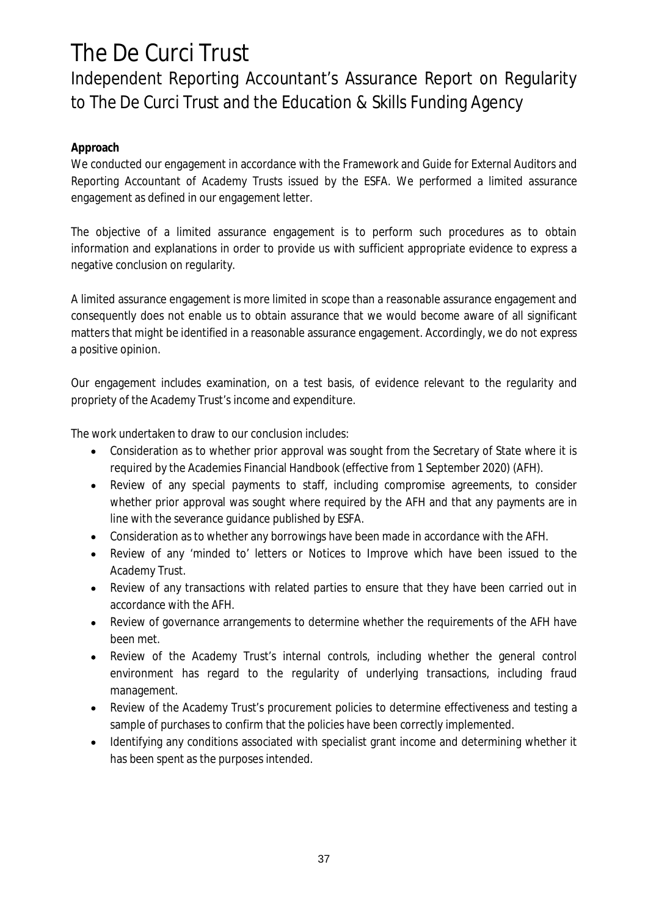# The De Curci Trust

## Independent Reporting Accountant's Assurance Report on Regularity to The De Curci Trust and the Education & Skills Funding Agency

**Approach**

We conducted our engagement in accordance with the Framework and Guide for External Auditors and Reporting Accountant of Academy Trusts issued by the ESFA. We performed a limited assurance engagement as defined in our engagement letter.

The objective of a limited assurance engagement is to perform such procedures as to obtain information and explanations in order to provide us with sufficient appropriate evidence to express a negative conclusion on regularity.

A limited assurance engagement is more limited in scope than a reasonable assurance engagement and consequently does not enable us to obtain assurance that we would become aware of all significant matters that might be identified in a reasonable assurance engagement. Accordingly, we do not express a positive opinion.

Our engagement includes examination, on a test basis, of evidence relevant to the regularity and propriety of the Academy Trust's income and expenditure.

The work undertaken to draw to our conclusion includes:

- Consideration as to whether prior approval was sought from the Secretary of State where it is required by the Academies Financial Handbook (effective from 1 September 2020) (AFH).
- Review of any special payments to staff, including compromise agreements, to consider whether prior approval was sought where required by the AFH and that any payments are in line with the severance guidance published by ESFA.
- Consideration as to whether any borrowings have been made in accordance with the AFH.
- Review of any 'minded to' letters or Notices to Improve which have been issued to the Academy Trust.
- Review of any transactions with related parties to ensure that they have been carried out in accordance with the AFH.
- Review of governance arrangements to determine whether the requirements of the AFH have been met.
- Review of the Academy Trust's internal controls, including whether the general control environment has regard to the regularity of underlying transactions, including fraud management.
- Review of the Academy Trust's procurement policies to determine effectiveness and testing a sample of purchases to confirm that the policies have been correctly implemented.
- Identifying any conditions associated with specialist grant income and determining whether it has been spent as the purposes intended.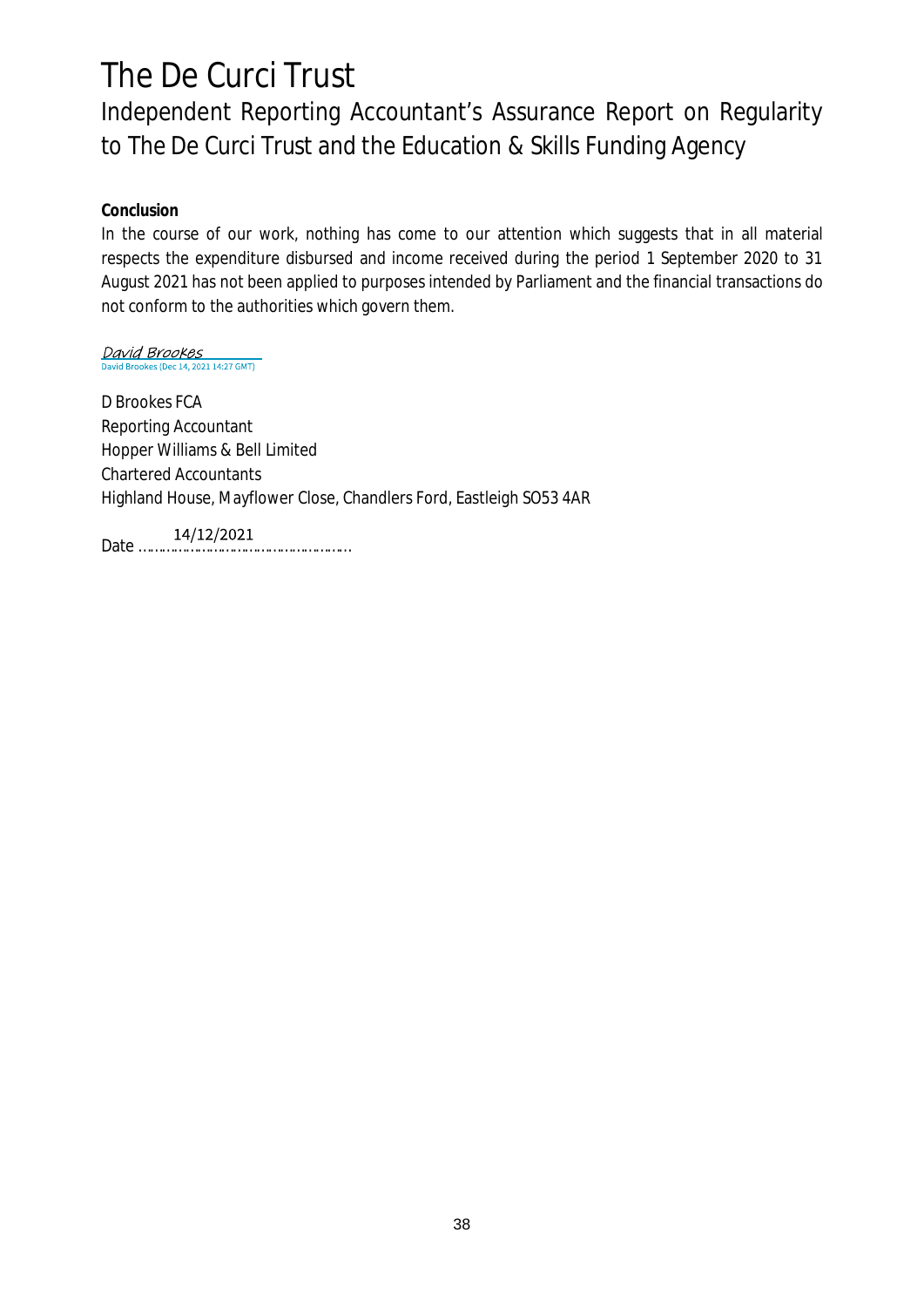# The De Curci Trust

## Independent Reporting Accountant's Assurance Report on Regularity to The De Curci Trust and the Education & Skills Funding Agency

**Conclusion**

In the course of our work, nothing has come to our attention which suggests that in all material respects the expenditure disbursed and income received during the period 1 September 2020 to 31 August 2021 has not been applied to purposes intended by Parliament and the financial transactions do not conform to the authorities which govern them.

David Brookes
David Brookes (Dec 14, 2021 14:27 GMT)

D Brookes FCA
Reporting Accountant
Hopper Williams & Bell Limited
Chartered Accountants
Highland House, Mayflower Close, Chandlers Ford, Eastleigh SO53 4AR

Date 14/12/2021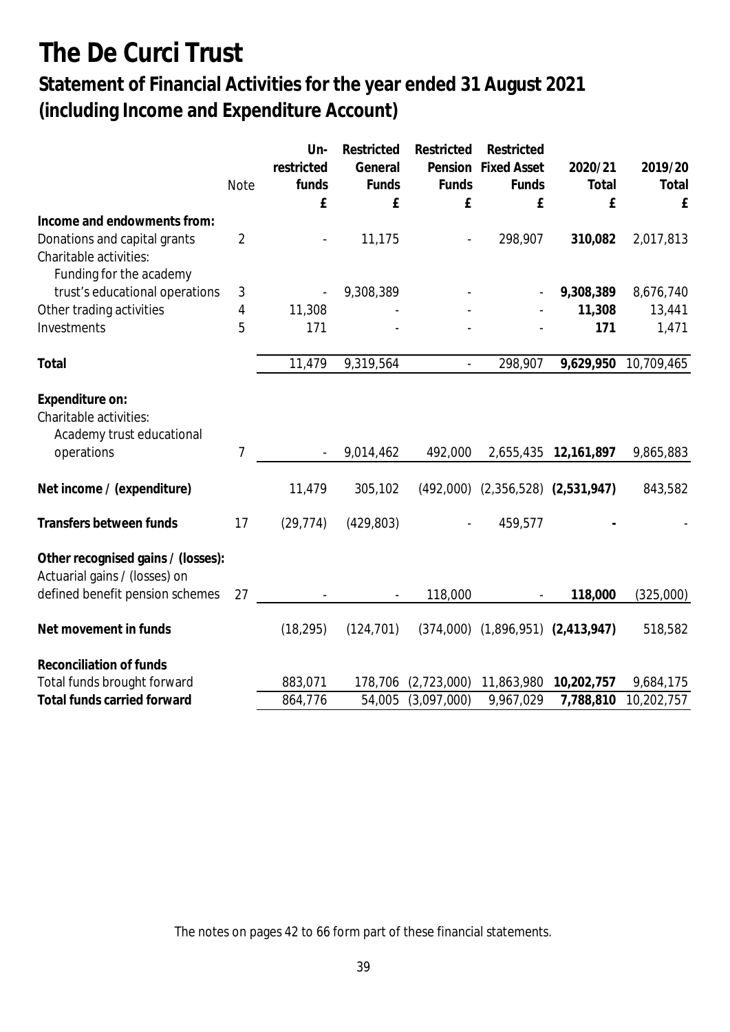# The De Curci Trust

## Statement of Financial Activities for the year ended 31 August 2021 (including Income and Expenditure Account)

| | Note | Un-restricted funds | Restricted General Funds | Restricted Pension Funds | Restricted Fixed Asset Funds | 2020/21 Total | 2019/20 Total |
|---|---|---|---|---|---|---|---|
| | | £ | £ | £ | £ | £ | £ |
| **Income and endowments from:** | | | | | | | |
| Donations and capital grants | 2 | - | 11,175 | - | 298,907 | **310,082** | 2,017,813 |
| Charitable activities: | | | | | | | |
| Funding for the academy trust's educational operations | 3 | - | 9,308,389 | - | - | **9,308,389** | 8,676,740 |
| Other trading activities | 4 | 11,308 | - | - | - | **11,308** | 13,441 |
| Investments | 5 | 171 | - | - | - | **171** | 1,471 |
| **Total** | | 11,479 | 9,319,564 | - | 298,907 | **9,629,950** | 10,709,465 |
| **Expenditure on:** | | | | | | | |
| Charitable activities: | | | | | | | |
| Academy trust educational operations | 7 | - | 9,014,462 | 492,000 | 2,655,435 | **12,161,897** | 9,865,883 |
| **Net income / (expenditure)** | | 11,479 | 305,102 | (492,000) | (2,356,528) | **(2,531,947)** | 843,582 |
| **Transfers between funds** | 17 | (29,774) | (429,803) | - | 459,577 | **-** | - |
| **Other recognised gains / (losses):** | | | | | | | |
| Actuarial gains / (losses) on defined benefit pension schemes | 27 | - | - | 118,000 | - | **118,000** | (325,000) |
| **Net movement in funds** | | (18,295) | (124,701) | (374,000) | (1,896,951) | **(2,413,947)** | 518,582 |
| **Reconciliation of funds** | | | | | | | |
| Total funds brought forward | | 883,071 | 178,706 | (2,723,000) | 11,863,980 | **10,202,757** | 9,684,175 |
| **Total funds carried forward** | | 864,776 | 54,005 | (3,097,000) | 9,967,029 | **7,788,810** | 10,202,757 |

The notes on pages 42 to 66 form part of these financial statements.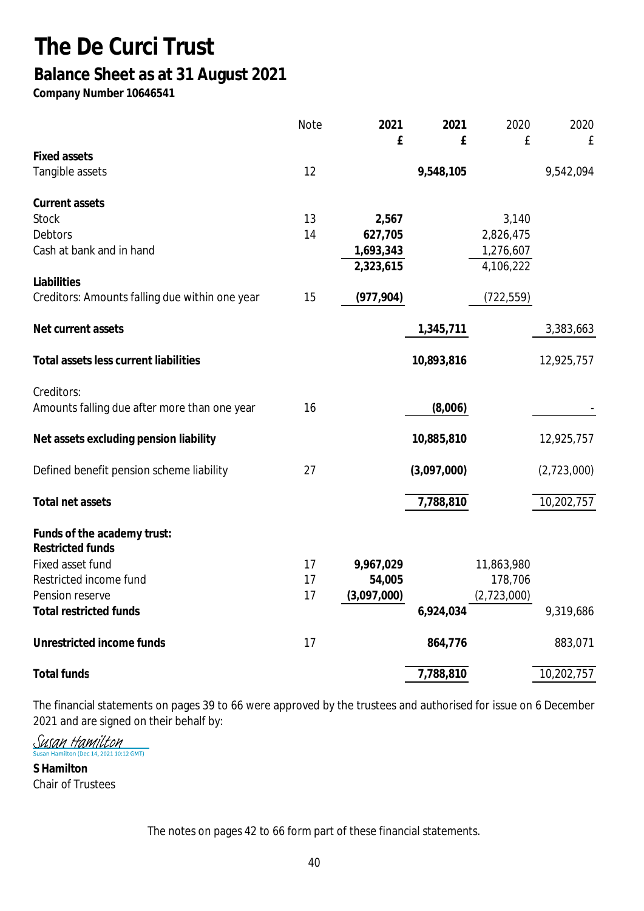# The De Curci Trust

## Balance Sheet as at 31 August 2021

**Company Number 10646541**

| | Note | 2021 £ | 2021 £ | 2020 £ | 2020 £ |
|---|---|---|---|---|---|
| **Fixed assets** | | | | | |
| Tangible assets | 12 | | **9,548,105** | | 9,542,094 |
| **Current assets** | | | | | |
| Stock | 13 | **2,567** | | 3,140 | |
| Debtors | 14 | **627,705** | | 2,826,475 | |
| Cash at bank and in hand | | **1,693,343** | | 1,276,607 | |
| | | **2,323,615** | | 4,106,222 | |
| **Liabilities** | | | | | |
| Creditors: Amounts falling due within one year | 15 | **(977,904)** | | (722,559) | |
| **Net current assets** | | | **1,345,711** | | 3,383,663 |
| **Total assets less current liabilities** | | | **10,893,816** | | 12,925,757 |
| Creditors: | | | | | |
| Amounts falling due after more than one year | 16 | | **(8,006)** | | - |
| **Net assets excluding pension liability** | | | **10,885,810** | | 12,925,757 |
| Defined benefit pension scheme liability | 27 | | **(3,097,000)** | | (2,723,000) |
| **Total net assets** | | | **7,788,810** | | 10,202,757 |
| **Funds of the academy trust:** | | | | | |
| **Restricted funds** | | | | | |
| Fixed asset fund | 17 | **9,967,029** | | 11,863,980 | |
| Restricted income fund | 17 | **54,005** | | 178,706 | |
| Pension reserve | 17 | **(3,097,000)** | | (2,723,000) | |
| **Total restricted funds** | | | **6,924,034** | | 9,319,686 |
| **Unrestricted income funds** | 17 | | **864,776** | | 883,071 |
| **Total funds** | | | **7,788,810** | | 10,202,757 |

The financial statements on pages 39 to 66 were approved by the trustees and authorised for issue on 6 December 2021 and are signed on their behalf by:

Susan Hamilton
Susan Hamilton (Dec 14, 2021 10:12 GMT)

**S Hamilton**
Chair of Trustees

The notes on pages 42 to 66 form part of these financial statements.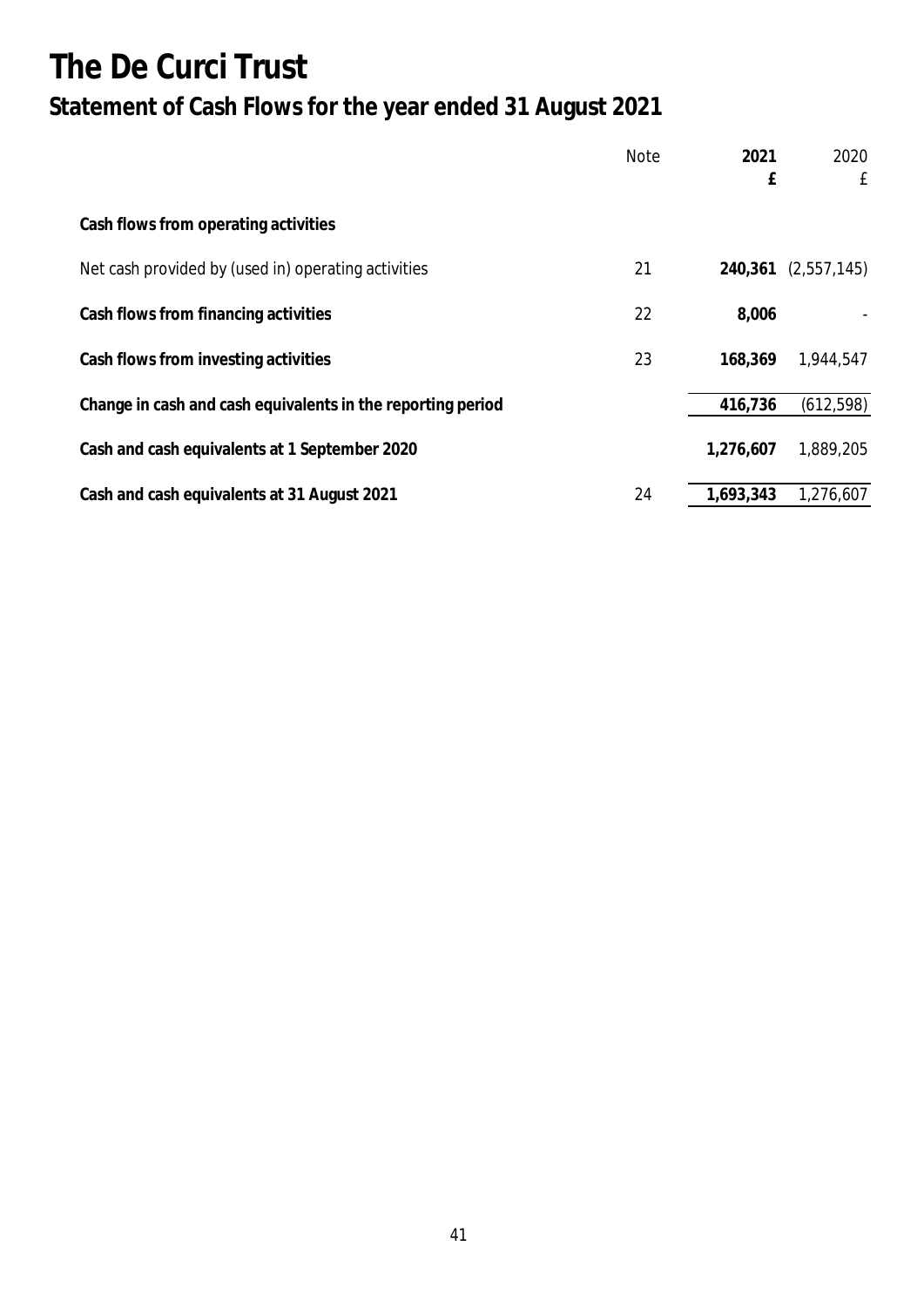# The De Curci Trust

## Statement of Cash Flows for the year ended 31 August 2021

| | Note | 2021 £ | 2020 £ |
|---|---|---|---|
| **Cash flows from operating activities** | | | |
| Net cash provided by (used in) operating activities | 21 | **240,361** | (2,557,145) |
| **Cash flows from financing activities** | 22 | **8,006** | - |
| **Cash flows from investing activities** | 23 | **168,369** | 1,944,547 |
| **Change in cash and cash equivalents in the reporting period** | | **416,736** | (612,598) |
| **Cash and cash equivalents at 1 September 2020** | | **1,276,607** | 1,889,205 |
| **Cash and cash equivalents at 31 August 2021** | 24 | **1,693,343** | 1,276,607 |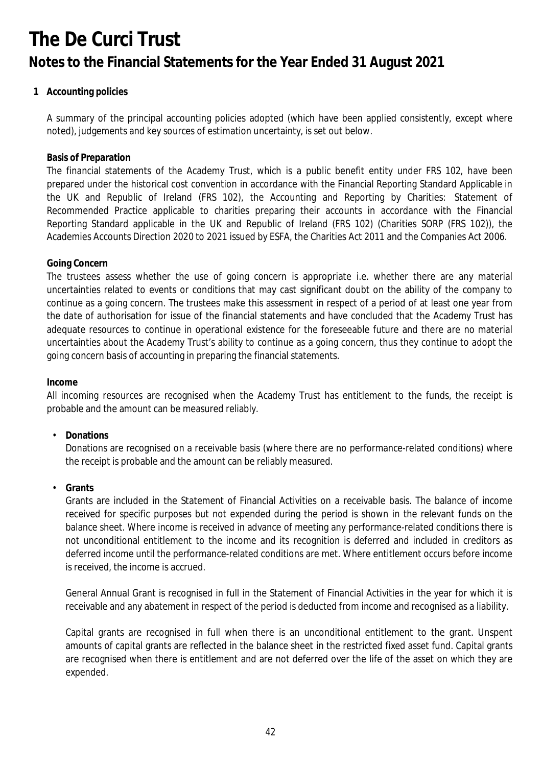# The De Curci Trust

## Notes to the Financial Statements for the Year Ended 31 August 2021

### 1 Accounting policies

A summary of the principal accounting policies adopted (which have been applied consistently, except where noted), judgements and key sources of estimation uncertainty, is set out below.

**Basis of Preparation**

The financial statements of the Academy Trust, which is a public benefit entity under FRS 102, have been prepared under the historical cost convention in accordance with the Financial Reporting Standard Applicable in the UK and Republic of Ireland (FRS 102), the Accounting and Reporting by Charities: Statement of Recommended Practice applicable to charities preparing their accounts in accordance with the Financial Reporting Standard applicable in the UK and Republic of Ireland (FRS 102) (Charities SORP (FRS 102)), the Academies Accounts Direction 2020 to 2021 issued by ESFA, the Charities Act 2011 and the Companies Act 2006.

**Going Concern**

The trustees assess whether the use of going concern is appropriate i.e. whether there are any material uncertainties related to events or conditions that may cast significant doubt on the ability of the company to continue as a going concern. The trustees make this assessment in respect of a period of at least one year from the date of authorisation for issue of the financial statements and have concluded that the Academy Trust has adequate resources to continue in operational existence for the foreseeable future and there are no material uncertainties about the Academy Trust's ability to continue as a going concern, thus they continue to adopt the going concern basis of accounting in preparing the financial statements.

**Income**

All incoming resources are recognised when the Academy Trust has entitlement to the funds, the receipt is probable and the amount can be measured reliably.

- **Donations**

  Donations are recognised on a receivable basis (where there are no performance-related conditions) where the receipt is probable and the amount can be reliably measured.

- **Grants**

  Grants are included in the Statement of Financial Activities on a receivable basis. The balance of income received for specific purposes but not expended during the period is shown in the relevant funds on the balance sheet. Where income is received in advance of meeting any performance-related conditions there is not unconditional entitlement to the income and its recognition is deferred and included in creditors as deferred income until the performance-related conditions are met. Where entitlement occurs before income is received, the income is accrued.

  General Annual Grant is recognised in full in the Statement of Financial Activities in the year for which it is receivable and any abatement in respect of the period is deducted from income and recognised as a liability.

  Capital grants are recognised in full when there is an unconditional entitlement to the grant. Unspent amounts of capital grants are reflected in the balance sheet in the restricted fixed asset fund. Capital grants are recognised when there is entitlement and are not deferred over the life of the asset on which they are expended.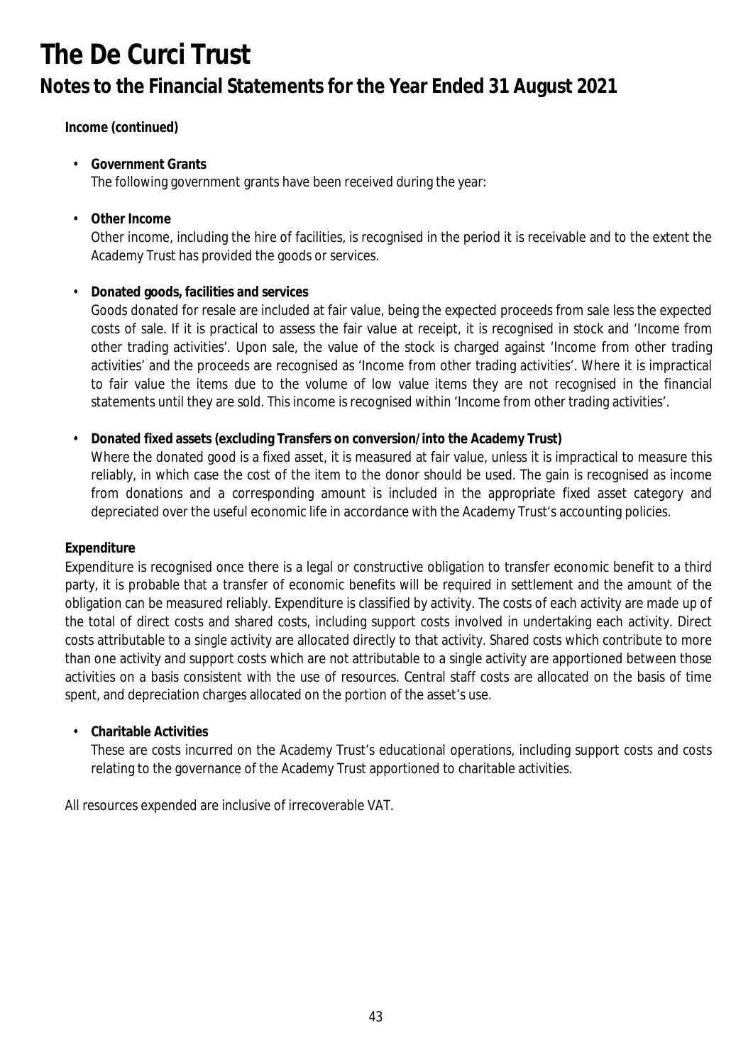# The De Curci Trust

## Notes to the Financial Statements for the Year Ended 31 August 2021

**Income (continued)**

- **Government Grants**
  The following government grants have been received during the year:

- **Other Income**
  Other income, including the hire of facilities, is recognised in the period it is receivable and to the extent the Academy Trust has provided the goods or services.

- **Donated goods, facilities and services**
  Goods donated for resale are included at fair value, being the expected proceeds from sale less the expected costs of sale. If it is practical to assess the fair value at receipt, it is recognised in stock and 'Income from other trading activities'. Upon sale, the value of the stock is charged against 'Income from other trading activities' and the proceeds are recognised as 'Income from other trading activities'. Where it is impractical to fair value the items due to the volume of low value items they are not recognised in the financial statements until they are sold. This income is recognised within 'Income from other trading activities'.

- **Donated fixed assets (excluding Transfers on conversion/into the Academy Trust)**
  Where the donated good is a fixed asset, it is measured at fair value, unless it is impractical to measure this reliably, in which case the cost of the item to the donor should be used. The gain is recognised as income from donations and a corresponding amount is included in the appropriate fixed asset category and depreciated over the useful economic life in accordance with the Academy Trust's accounting policies.

**Expenditure**

Expenditure is recognised once there is a legal or constructive obligation to transfer economic benefit to a third party, it is probable that a transfer of economic benefits will be required in settlement and the amount of the obligation can be measured reliably. Expenditure is classified by activity. The costs of each activity are made up of the total of direct costs and shared costs, including support costs involved in undertaking each activity. Direct costs attributable to a single activity are allocated directly to that activity. Shared costs which contribute to more than one activity and support costs which are not attributable to a single activity are apportioned between those activities on a basis consistent with the use of resources. Central staff costs are allocated on the basis of time spent, and depreciation charges allocated on the portion of the asset's use.

- **Charitable Activities**
  These are costs incurred on the Academy Trust's educational operations, including support costs and costs relating to the governance of the Academy Trust apportioned to charitable activities.

All resources expended are inclusive of irrecoverable VAT.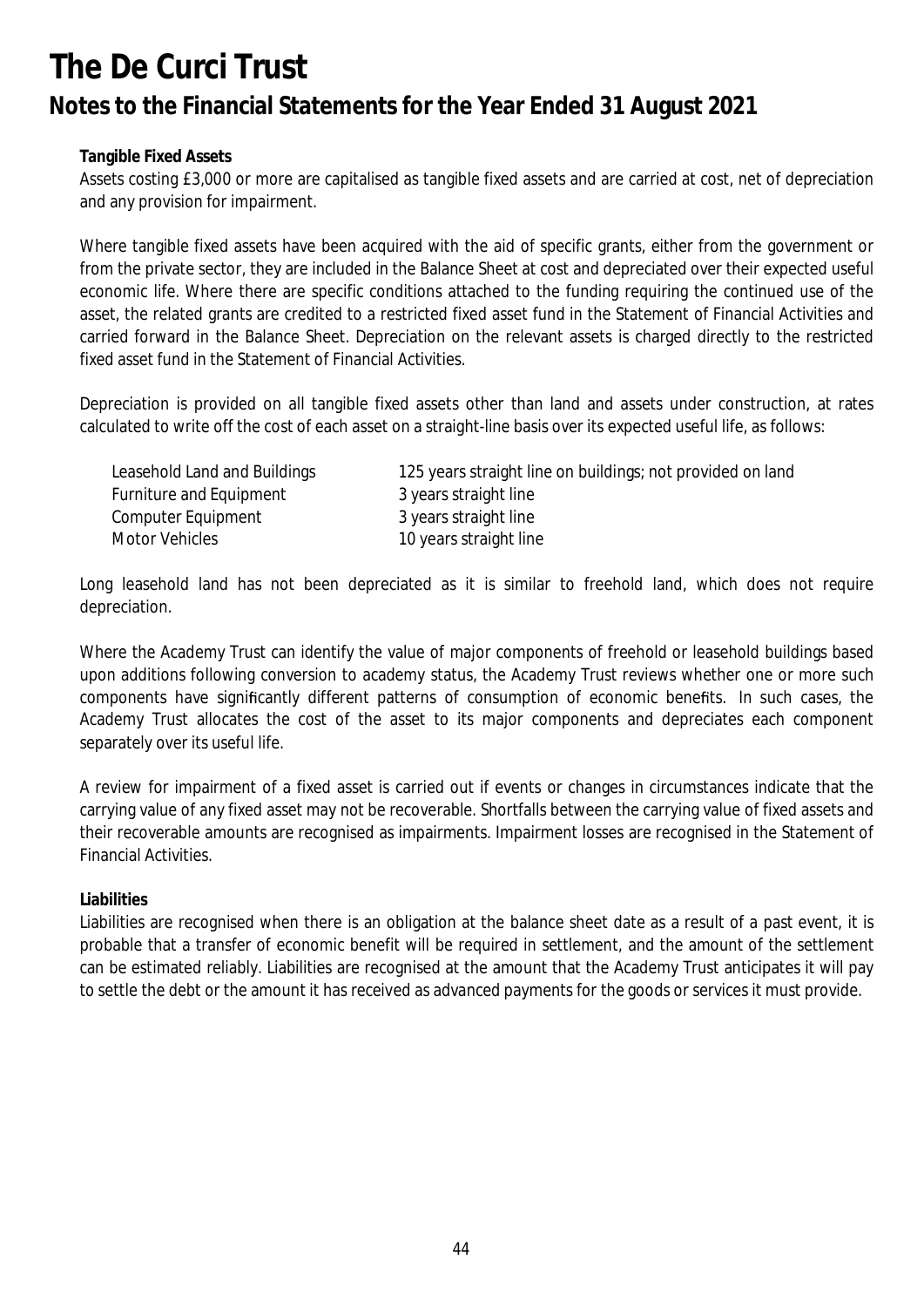# The De Curci Trust

## Notes to the Financial Statements for the Year Ended 31 August 2021

**Tangible Fixed Assets**

Assets costing £3,000 or more are capitalised as tangible fixed assets and are carried at cost, net of depreciation and any provision for impairment.

Where tangible fixed assets have been acquired with the aid of specific grants, either from the government or from the private sector, they are included in the Balance Sheet at cost and depreciated over their expected useful economic life. Where there are specific conditions attached to the funding requiring the continued use of the asset, the related grants are credited to a restricted fixed asset fund in the Statement of Financial Activities and carried forward in the Balance Sheet. Depreciation on the relevant assets is charged directly to the restricted fixed asset fund in the Statement of Financial Activities.

Depreciation is provided on all tangible fixed assets other than land and assets under construction, at rates calculated to write off the cost of each asset on a straight-line basis over its expected useful life, as follows:

| | |
|---|---|
| Leasehold Land and Buildings | 125 years straight line on buildings; not provided on land |
| Furniture and Equipment | 3 years straight line |
| Computer Equipment | 3 years straight line |
| Motor Vehicles | 10 years straight line |

Long leasehold land has not been depreciated as it is similar to freehold land, which does not require depreciation.

Where the Academy Trust can identify the value of major components of freehold or leasehold buildings based upon additions following conversion to academy status, the Academy Trust reviews whether one or more such components have significantly different patterns of consumption of economic benefits. In such cases, the Academy Trust allocates the cost of the asset to its major components and depreciates each component separately over its useful life.

A review for impairment of a fixed asset is carried out if events or changes in circumstances indicate that the carrying value of any fixed asset may not be recoverable. Shortfalls between the carrying value of fixed assets and their recoverable amounts are recognised as impairments. Impairment losses are recognised in the Statement of Financial Activities.

**Liabilities**

Liabilities are recognised when there is an obligation at the balance sheet date as a result of a past event, it is probable that a transfer of economic benefit will be required in settlement, and the amount of the settlement can be estimated reliably. Liabilities are recognised at the amount that the Academy Trust anticipates it will pay to settle the debt or the amount it has received as advanced payments for the goods or services it must provide.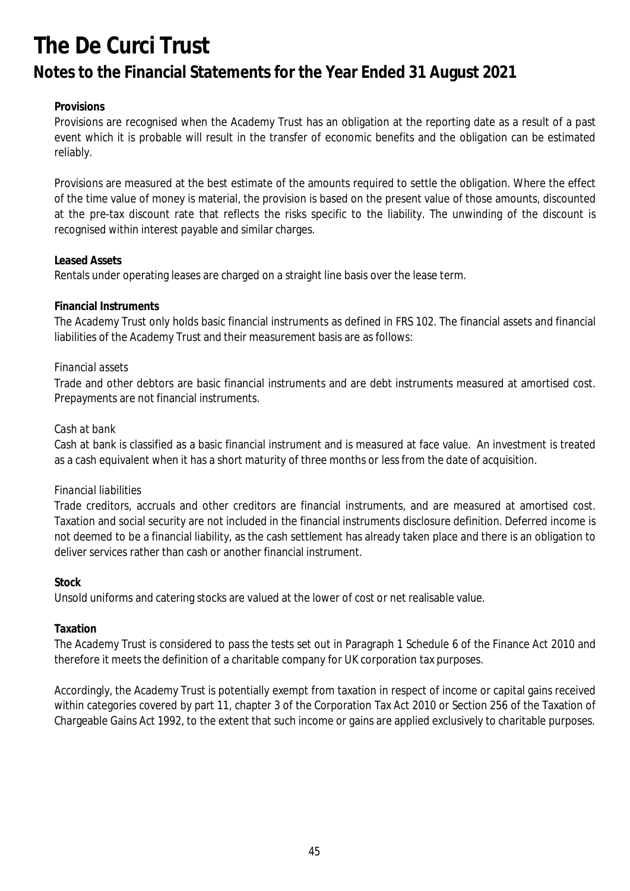# The De Curci Trust

## Notes to the Financial Statements for the Year Ended 31 August 2021

**Provisions**

Provisions are recognised when the Academy Trust has an obligation at the reporting date as a result of a past event which it is probable will result in the transfer of economic benefits and the obligation can be estimated reliably.

Provisions are measured at the best estimate of the amounts required to settle the obligation. Where the effect of the time value of money is material, the provision is based on the present value of those amounts, discounted at the pre-tax discount rate that reflects the risks specific to the liability. The unwinding of the discount is recognised within interest payable and similar charges.

**Leased Assets**

Rentals under operating leases are charged on a straight line basis over the lease term.

**Financial Instruments**

The Academy Trust only holds basic financial instruments as defined in FRS 102. The financial assets and financial liabilities of the Academy Trust and their measurement basis are as follows:

*Financial assets*

Trade and other debtors are basic financial instruments and are debt instruments measured at amortised cost. Prepayments are not financial instruments.

*Cash at bank*

Cash at bank is classified as a basic financial instrument and is measured at face value. An investment is treated as a cash equivalent when it has a short maturity of three months or less from the date of acquisition.

*Financial liabilities*

Trade creditors, accruals and other creditors are financial instruments, and are measured at amortised cost. Taxation and social security are not included in the financial instruments disclosure definition. Deferred income is not deemed to be a financial liability, as the cash settlement has already taken place and there is an obligation to deliver services rather than cash or another financial instrument.

**Stock**

Unsold uniforms and catering stocks are valued at the lower of cost or net realisable value.

**Taxation**

The Academy Trust is considered to pass the tests set out in Paragraph 1 Schedule 6 of the Finance Act 2010 and therefore it meets the definition of a charitable company for UK corporation tax purposes.

Accordingly, the Academy Trust is potentially exempt from taxation in respect of income or capital gains received within categories covered by part 11, chapter 3 of the Corporation Tax Act 2010 or Section 256 of the Taxation of Chargeable Gains Act 1992, to the extent that such income or gains are applied exclusively to charitable purposes.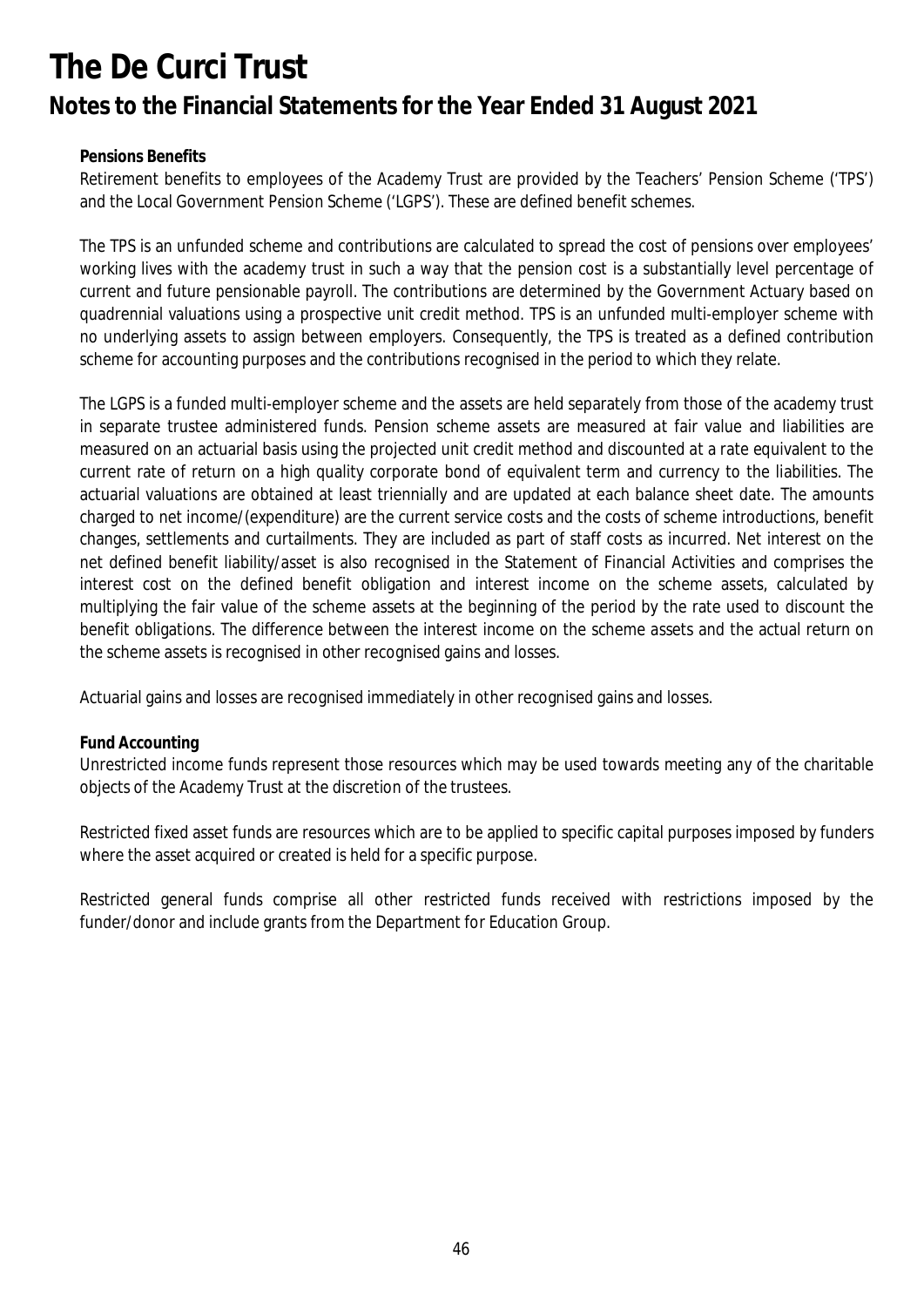# The De Curci Trust

## Notes to the Financial Statements for the Year Ended 31 August 2021

**Pensions Benefits**

Retirement benefits to employees of the Academy Trust are provided by the Teachers' Pension Scheme ('TPS') and the Local Government Pension Scheme ('LGPS'). These are defined benefit schemes.

The TPS is an unfunded scheme and contributions are calculated to spread the cost of pensions over employees' working lives with the academy trust in such a way that the pension cost is a substantially level percentage of current and future pensionable payroll. The contributions are determined by the Government Actuary based on quadrennial valuations using a prospective unit credit method. TPS is an unfunded multi-employer scheme with no underlying assets to assign between employers. Consequently, the TPS is treated as a defined contribution scheme for accounting purposes and the contributions recognised in the period to which they relate.

The LGPS is a funded multi-employer scheme and the assets are held separately from those of the academy trust in separate trustee administered funds. Pension scheme assets are measured at fair value and liabilities are measured on an actuarial basis using the projected unit credit method and discounted at a rate equivalent to the current rate of return on a high quality corporate bond of equivalent term and currency to the liabilities. The actuarial valuations are obtained at least triennially and are updated at each balance sheet date. The amounts charged to net income/(expenditure) are the current service costs and the costs of scheme introductions, benefit changes, settlements and curtailments. They are included as part of staff costs as incurred. Net interest on the net defined benefit liability/asset is also recognised in the Statement of Financial Activities and comprises the interest cost on the defined benefit obligation and interest income on the scheme assets, calculated by multiplying the fair value of the scheme assets at the beginning of the period by the rate used to discount the benefit obligations. The difference between the interest income on the scheme assets and the actual return on the scheme assets is recognised in other recognised gains and losses.

Actuarial gains and losses are recognised immediately in other recognised gains and losses.

**Fund Accounting**

Unrestricted income funds represent those resources which may be used towards meeting any of the charitable objects of the Academy Trust at the discretion of the trustees.

Restricted fixed asset funds are resources which are to be applied to specific capital purposes imposed by funders where the asset acquired or created is held for a specific purpose.

Restricted general funds comprise all other restricted funds received with restrictions imposed by the funder/donor and include grants from the Department for Education Group.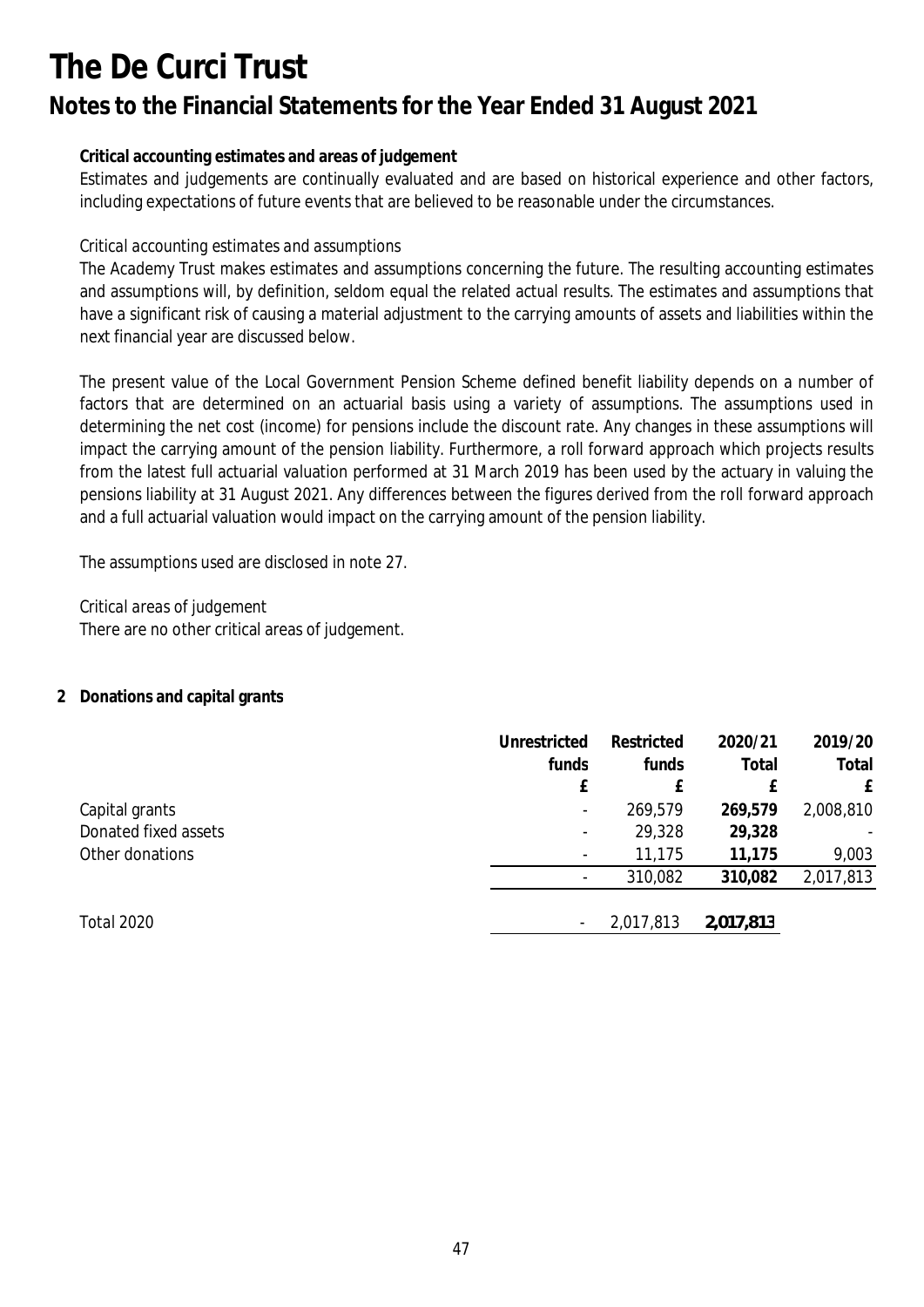# The De Curci Trust

## Notes to the Financial Statements for the Year Ended 31 August 2021

**Critical accounting estimates and areas of judgement**

Estimates and judgements are continually evaluated and are based on historical experience and other factors, including expectations of future events that are believed to be reasonable under the circumstances.

*Critical accounting estimates and assumptions*

The Academy Trust makes estimates and assumptions concerning the future. The resulting accounting estimates and assumptions will, by definition, seldom equal the related actual results. The estimates and assumptions that have a significant risk of causing a material adjustment to the carrying amounts of assets and liabilities within the next financial year are discussed below.

The present value of the Local Government Pension Scheme defined benefit liability depends on a number of factors that are determined on an actuarial basis using a variety of assumptions. The assumptions used in determining the net cost (income) for pensions include the discount rate. Any changes in these assumptions will impact the carrying amount of the pension liability. Furthermore, a roll forward approach which projects results from the latest full actuarial valuation performed at 31 March 2019 has been used by the actuary in valuing the pensions liability at 31 August 2021. Any differences between the figures derived from the roll forward approach and a full actuarial valuation would impact on the carrying amount of the pension liability.

The assumptions used are disclosed in note 27.

*Critical areas of judgement*

There are no other critical areas of judgement.

### 2 Donations and capital grants

| | Unrestricted funds | Restricted funds | 2020/21 Total | 2019/20 Total |
|---|---|---|---|---|
| | £ | £ | £ | £ |
| Capital grants | - | 269,579 | **269,579** | 2,008,810 |
| Donated fixed assets | - | 29,328 | **29,328** | - |
| Other donations | - | 11,175 | **11,175** | 9,003 |
| | - | 310,082 | **310,082** | 2,017,813 |
| Total 2020 | - | 2,017,813 | **2,017,813** | |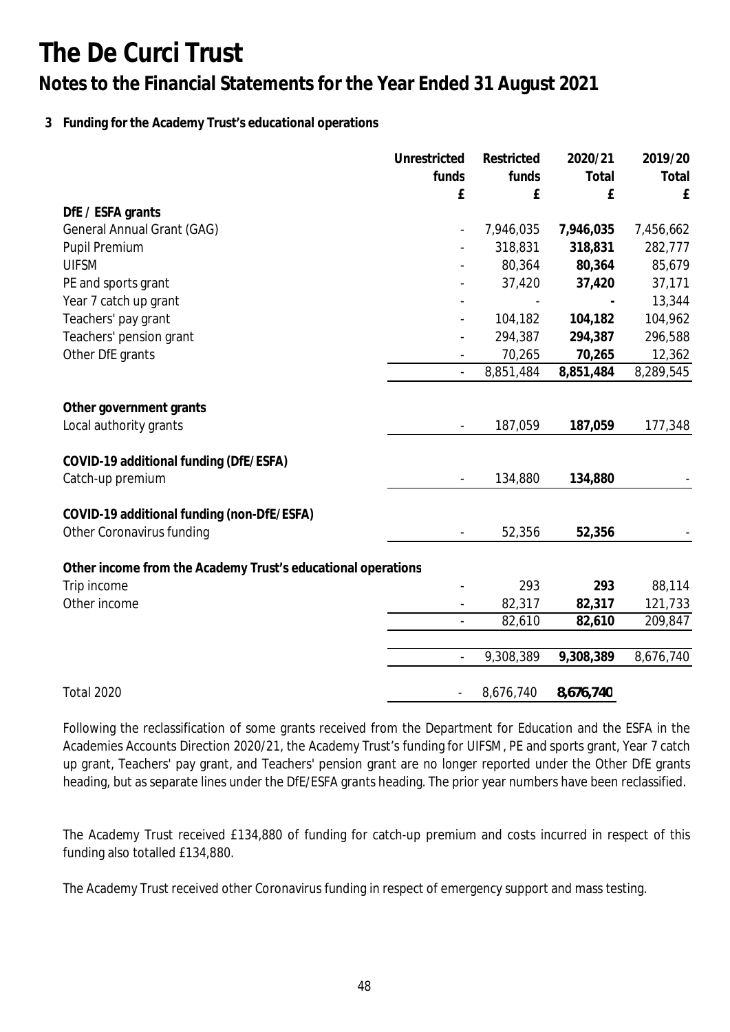# The De Curci Trust

## Notes to the Financial Statements for the Year Ended 31 August 2021

### 3 Funding for the Academy Trust's educational operations

| | Unrestricted funds | Restricted funds | 2020/21 Total | 2019/20 Total |
|---|---|---|---|---|
| | £ | £ | £ | £ |
| **DfE / ESFA grants** | | | | |
| General Annual Grant (GAG) | - | 7,946,035 | **7,946,035** | 7,456,662 |
| Pupil Premium | - | 318,831 | **318,831** | 282,777 |
| UIFSM | - | 80,364 | **80,364** | 85,679 |
| PE and sports grant | - | 37,420 | **37,420** | 37,171 |
| Year 7 catch up grant | - | - | **-** | 13,344 |
| Teachers' pay grant | - | 104,182 | **104,182** | 104,962 |
| Teachers' pension grant | - | 294,387 | **294,387** | 296,588 |
| Other DfE grants | - | 70,265 | **70,265** | 12,362 |
| | - | 8,851,484 | **8,851,484** | 8,289,545 |
| **Other government grants** | | | | |
| Local authority grants | - | 187,059 | **187,059** | 177,348 |
| **COVID-19 additional funding (DfE/ESFA)** | | | | |
| Catch-up premium | - | 134,880 | **134,880** | - |
| **COVID-19 additional funding (non-DfE/ESFA)** | | | | |
| Other Coronavirus funding | - | 52,356 | **52,356** | - |
| **Other income from the Academy Trust's educational operations** | | | | |
| Trip income | - | 293 | **293** | 88,114 |
| Other income | - | 82,317 | **82,317** | 121,733 |
| | - | 82,610 | **82,610** | 209,847 |
| | - | 9,308,389 | **9,308,389** | 8,676,740 |
| Total 2020 | - | 8,676,740 | **8,676,740** | |

Following the reclassification of some grants received from the Department for Education and the ESFA in the Academies Accounts Direction 2020/21, the Academy Trust's funding for UIFSM, PE and sports grant, Year 7 catch up grant, Teachers' pay grant, and Teachers' pension grant are no longer reported under the Other DfE grants heading, but as separate lines under the DfE/ESFA grants heading. The prior year numbers have been reclassified.

The Academy Trust received £134,880 of funding for catch-up premium and costs incurred in respect of this funding also totalled £134,880.

The Academy Trust received other Coronavirus funding in respect of emergency support and mass testing.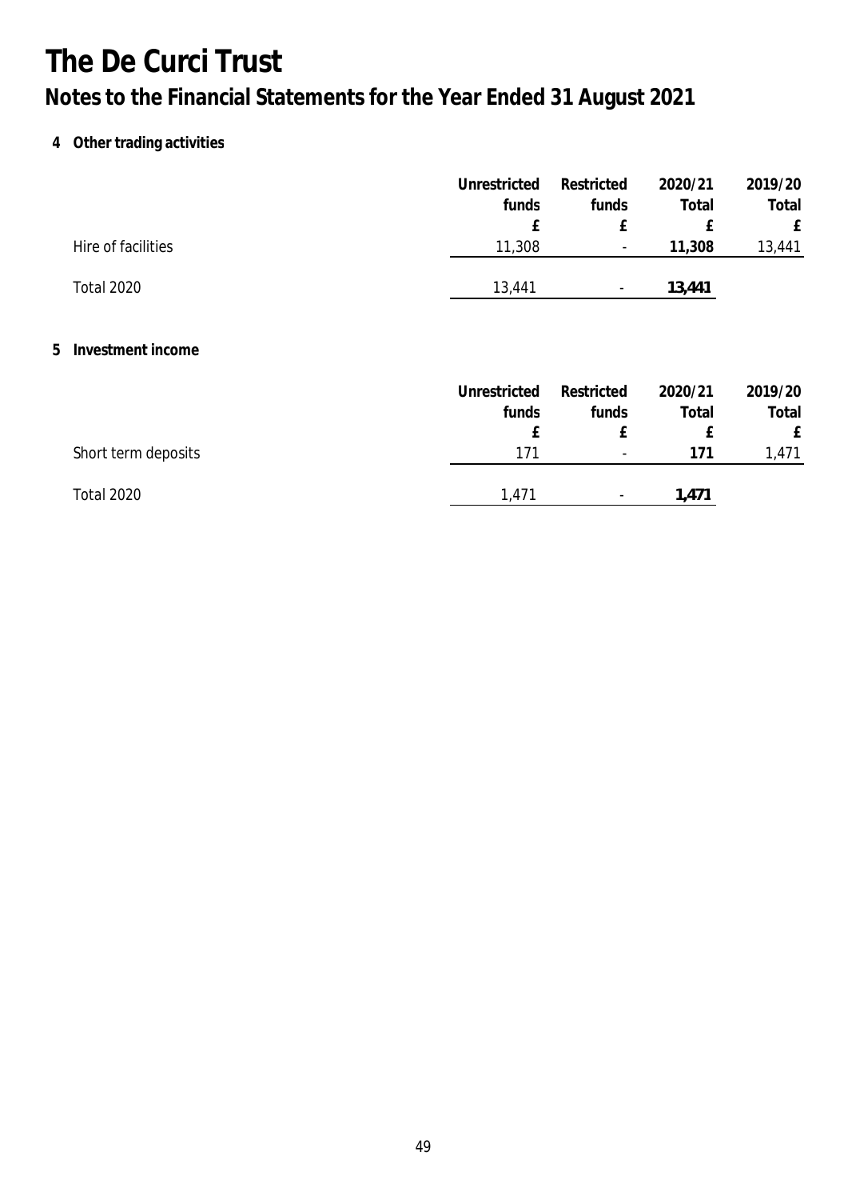# The De Curci Trust

## Notes to the Financial Statements for the Year Ended 31 August 2021

### 4 Other trading activities

| | Unrestricted funds | Restricted funds | 2020/21 Total | 2019/20 Total |
|---|---|---|---|---|
| | £ | £ | £ | £ |
| Hire of facilities | 11,308 | - | **11,308** | 13,441 |
| Total 2020 | 13,441 | - | **13,441** | |

### 5 Investment income

| | Unrestricted funds | Restricted funds | 2020/21 Total | 2019/20 Total |
|---|---|---|---|---|
| | £ | £ | £ | £ |
| Short term deposits | 171 | - | **171** | 1,471 |
| Total 2020 | 1,471 | - | **1,471** | |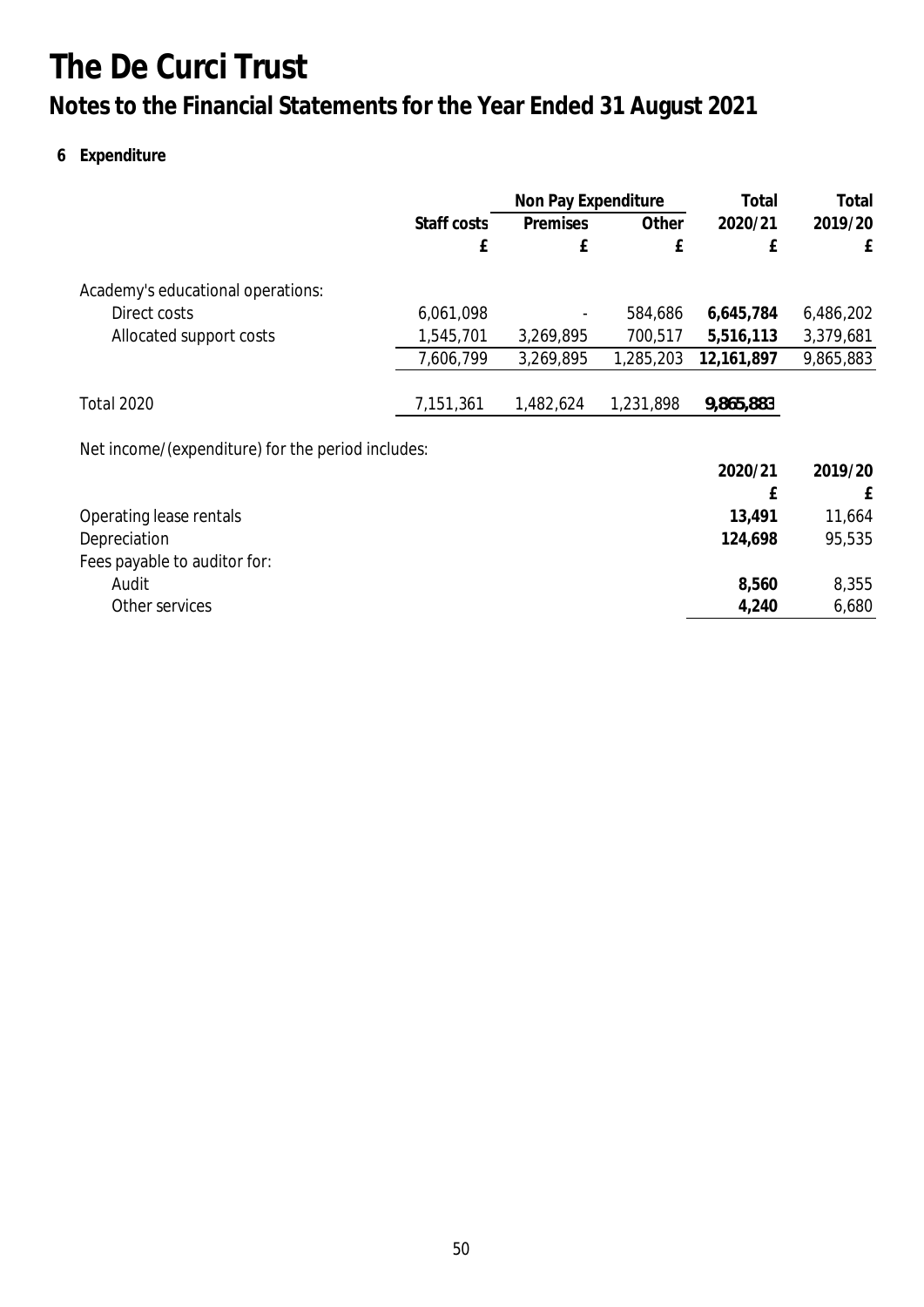# The De Curci Trust

## Notes to the Financial Statements for the Year Ended 31 August 2021

### 6 Expenditure

| | Staff costs | Non Pay Expenditure | | Total | Total |
|---|---|---|---|---|---|
| | | Premises | Other | 2020/21 | 2019/20 |
| | £ | £ | £ | £ | £ |
| Academy's educational operations: | | | | | |
| Direct costs | 6,061,098 | - | 584,686 | **6,645,784** | 6,486,202 |
| Allocated support costs | 1,545,701 | 3,269,895 | 700,517 | **5,516,113** | 3,379,681 |
| | 7,606,799 | 3,269,895 | 1,285,203 | **12,161,897** | 9,865,883 |
| Total 2020 | 7,151,361 | 1,482,624 | 1,231,898 | **9,865,883** | |

Net income/(expenditure) for the period includes:

| | 2020/21 | 2019/20 |
|---|---|---|
| | £ | £ |
| Operating lease rentals | **13,491** | 11,664 |
| Depreciation | **124,698** | 95,535 |
| Fees payable to auditor for: | | |
| Audit | **8,560** | 8,355 |
| Other services | **4,240** | 6,680 |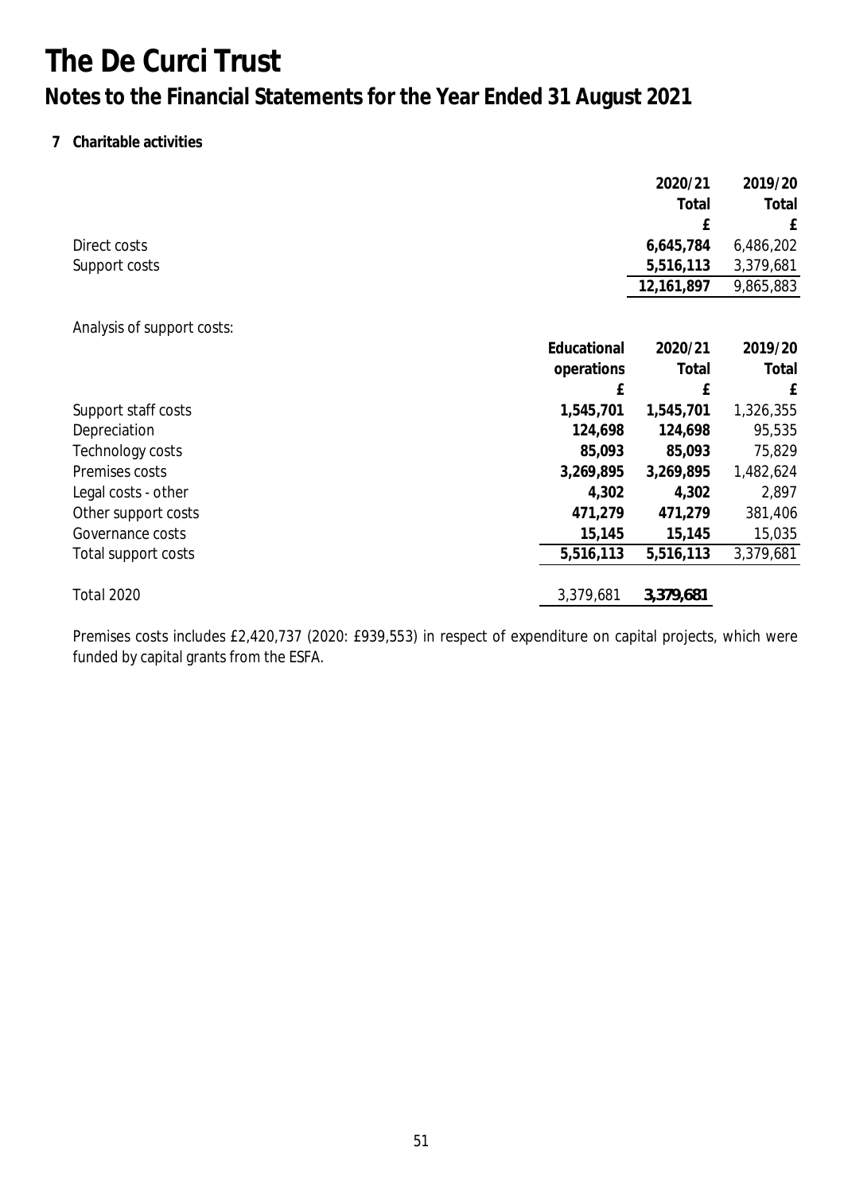# The De Curci Trust

## Notes to the Financial Statements for the Year Ended 31 August 2021

### 7 Charitable activities

| | 2020/21 Total £ | 2019/20 Total £ |
|---|---|---|
| Direct costs | **6,645,784** | 6,486,202 |
| Support costs | **5,516,113** | 3,379,681 |
| | **12,161,897** | 9,865,883 |

Analysis of support costs:

| | Educational operations £ | 2020/21 Total £ | 2019/20 Total £ |
|---|---|---|---|
| Support staff costs | **1,545,701** | **1,545,701** | 1,326,355 |
| Depreciation | **124,698** | **124,698** | 95,535 |
| Technology costs | **85,093** | **85,093** | 75,829 |
| Premises costs | **3,269,895** | **3,269,895** | 1,482,624 |
| Legal costs - other | **4,302** | **4,302** | 2,897 |
| Other support costs | **471,279** | **471,279** | 381,406 |
| Governance costs | **15,145** | **15,145** | 15,035 |
| Total support costs | **5,516,113** | **5,516,113** | 3,379,681 |
| Total 2020 | 3,379,681 | **3,379,681** | |

Premises costs includes £2,420,737 (2020: £939,553) in respect of expenditure on capital projects, which were funded by capital grants from the ESFA.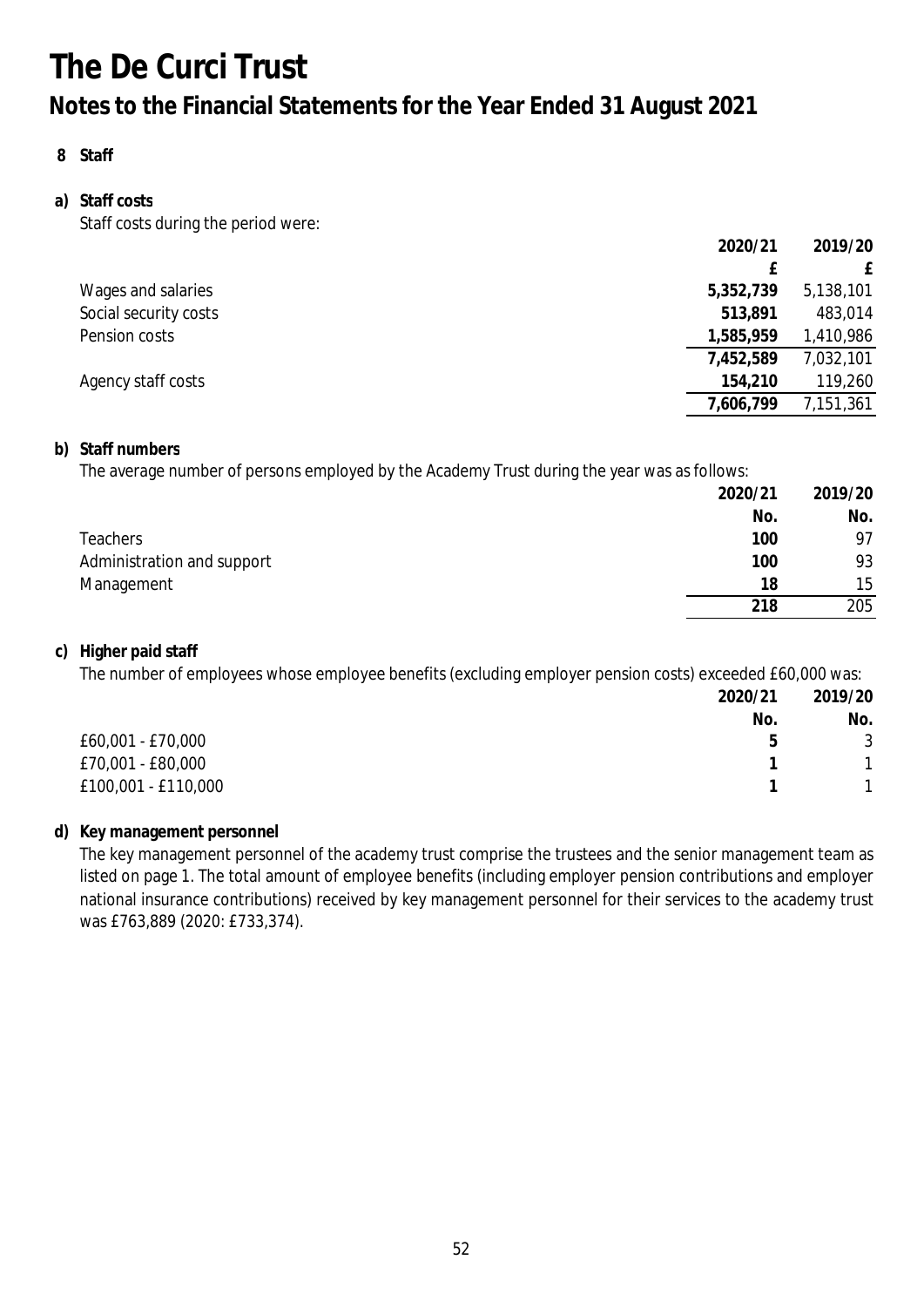# The De Curci Trust

## Notes to the Financial Statements for the Year Ended 31 August 2021

### 8 Staff

#### a) Staff costs

Staff costs during the period were:

| | 2020/21 | 2019/20 |
|---|---|---|
| | £ | £ |
| Wages and salaries | 5,352,739 | 5,138,101 |
| Social security costs | 513,891 | 483,014 |
| Pension costs | 1,585,959 | 1,410,986 |
| | 7,452,589 | 7,032,101 |
| Agency staff costs | 154,210 | 119,260 |
| | 7,606,799 | 7,151,361 |

#### b) Staff numbers

The average number of persons employed by the Academy Trust during the year was as follows:

| | 2020/21 | 2019/20 |
|---|---|---|
| | No. | No. |
| Teachers | 100 | 97 |
| Administration and support | 100 | 93 |
| Management | 18 | 15 |
| | 218 | 205 |

#### c) Higher paid staff

The number of employees whose employee benefits (excluding employer pension costs) exceeded £60,000 was:

| | 2020/21 | 2019/20 |
|---|---|---|
| | No. | No. |
| £60,001 - £70,000 | 5 | 3 |
| £70,001 - £80,000 | 1 | 1 |
| £100,001 - £110,000 | 1 | 1 |

#### d) Key management personnel

The key management personnel of the academy trust comprise the trustees and the senior management team as listed on page 1. The total amount of employee benefits (including employer pension contributions and employer national insurance contributions) received by key management personnel for their services to the academy trust was £763,889 (2020: £733,374).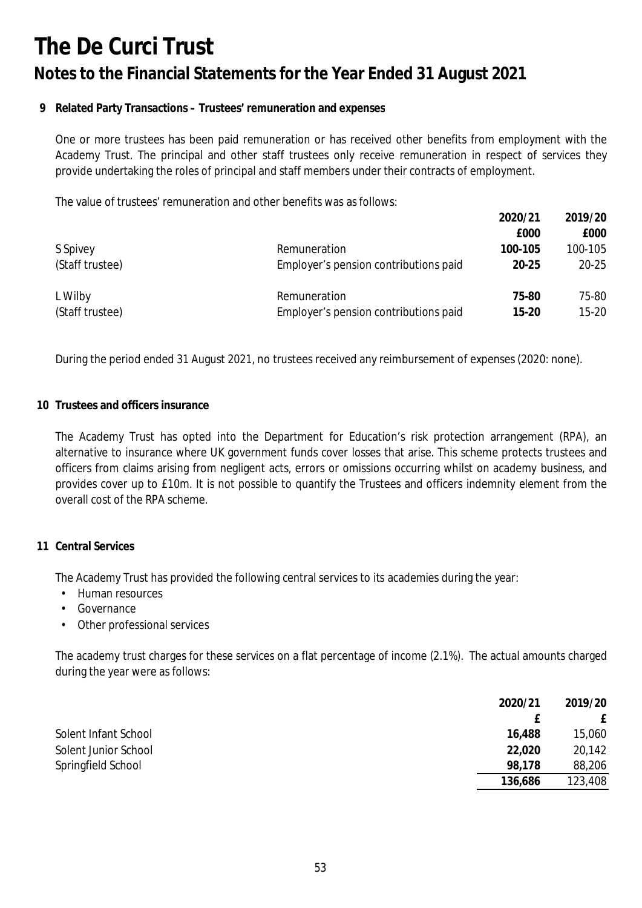# The De Curci Trust

## Notes to the Financial Statements for the Year Ended 31 August 2021

### 9 Related Party Transactions – Trustees' remuneration and expenses

One or more trustees has been paid remuneration or has received other benefits from employment with the Academy Trust. The principal and other staff trustees only receive remuneration in respect of services they provide undertaking the roles of principal and staff members under their contracts of employment.

The value of trustees' remuneration and other benefits was as follows:

| | | 2020/21 | 2019/20 |
|---|---|---|---|
| | | £000 | £000 |
| S Spivey | Remuneration | **100-105** | 100-105 |
| (Staff trustee) | Employer's pension contributions paid | **20-25** | 20-25 |
| L Wilby | Remuneration | **75-80** | 75-80 |
| (Staff trustee) | Employer's pension contributions paid | **15-20** | 15-20 |

During the period ended 31 August 2021, no trustees received any reimbursement of expenses (2020: none).

### 10 Trustees and officers insurance

The Academy Trust has opted into the Department for Education's risk protection arrangement (RPA), an alternative to insurance where UK government funds cover losses that arise. This scheme protects trustees and officers from claims arising from negligent acts, errors or omissions occurring whilst on academy business, and provides cover up to £10m. It is not possible to quantify the Trustees and officers indemnity element from the overall cost of the RPA scheme.

### 11 Central Services

The Academy Trust has provided the following central services to its academies during the year:

- Human resources
- Governance
- Other professional services

The academy trust charges for these services on a flat percentage of income (2.1%). The actual amounts charged during the year were as follows:

| | 2020/21 | 2019/20 |
|---|---|---|
| | £ | £ |
| Solent Infant School | **16,488** | 15,060 |
| Solent Junior School | **22,020** | 20,142 |
| Springfield School | **98,178** | 88,206 |
| | **136,686** | 123,408 |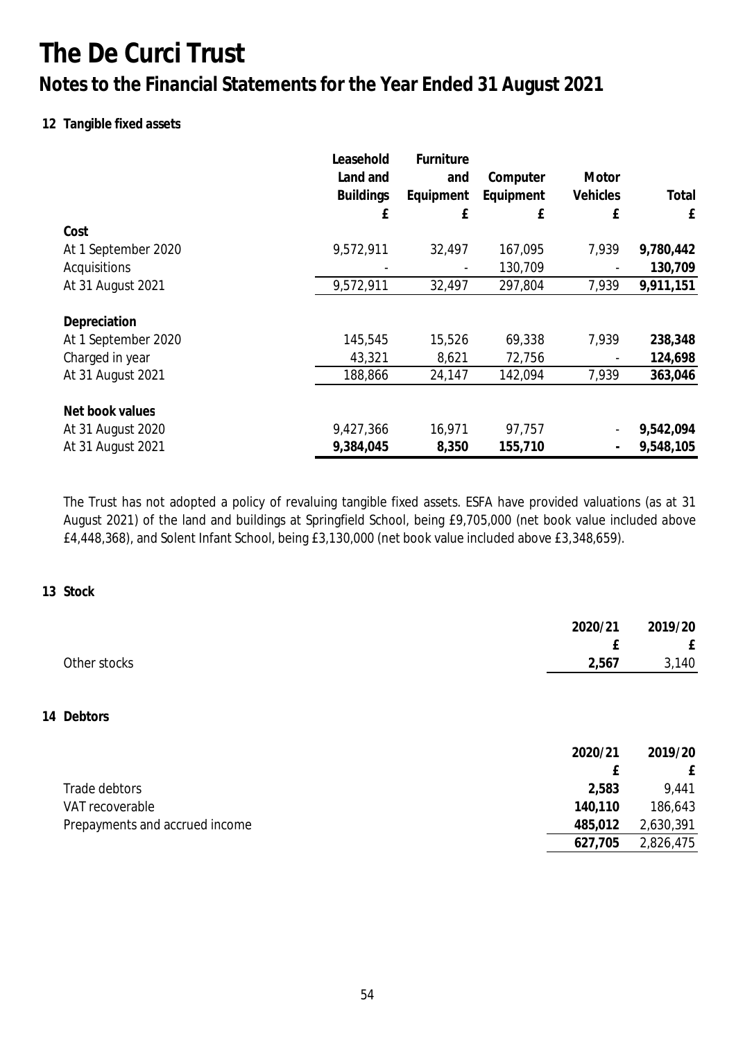# The De Curci Trust

## Notes to the Financial Statements for the Year Ended 31 August 2021

### 12 Tangible fixed assets

| | Leasehold Land and Buildings | Furniture and Equipment | Computer Equipment | Motor Vehicles | Total |
|---|---|---|---|---|---|
| | £ | £ | £ | £ | £ |
| **Cost** | | | | | |
| At 1 September 2020 | 9,572,911 | 32,497 | 167,095 | 7,939 | **9,780,442** |
| Acquisitions | - | - | 130,709 | - | **130,709** |
| At 31 August 2021 | 9,572,911 | 32,497 | 297,804 | 7,939 | **9,911,151** |
| **Depreciation** | | | | | |
| At 1 September 2020 | 145,545 | 15,526 | 69,338 | 7,939 | **238,348** |
| Charged in year | 43,321 | 8,621 | 72,756 | - | **124,698** |
| At 31 August 2021 | 188,866 | 24,147 | 142,094 | 7,939 | **363,046** |
| **Net book values** | | | | | |
| At 31 August 2020 | 9,427,366 | 16,971 | 97,757 | - | **9,542,094** |
| At 31 August 2021 | **9,384,045** | **8,350** | **155,710** | **-** | **9,548,105** |

The Trust has not adopted a policy of revaluing tangible fixed assets. ESFA have provided valuations (as at 31 August 2021) of the land and buildings at Springfield School, being £9,705,000 (net book value included above £4,448,368), and Solent Infant School, being £3,130,000 (net book value included above £3,348,659).

### 13 Stock

| | 2020/21 | 2019/20 |
|---|---|---|
| | £ | £ |
| Other stocks | **2,567** | 3,140 |

### 14 Debtors

| | 2020/21 | 2019/20 |
|---|---|---|
| | £ | £ |
| Trade debtors | **2,583** | 9,441 |
| VAT recoverable | **140,110** | 186,643 |
| Prepayments and accrued income | **485,012** | 2,630,391 |
| | **627,705** | 2,826,475 |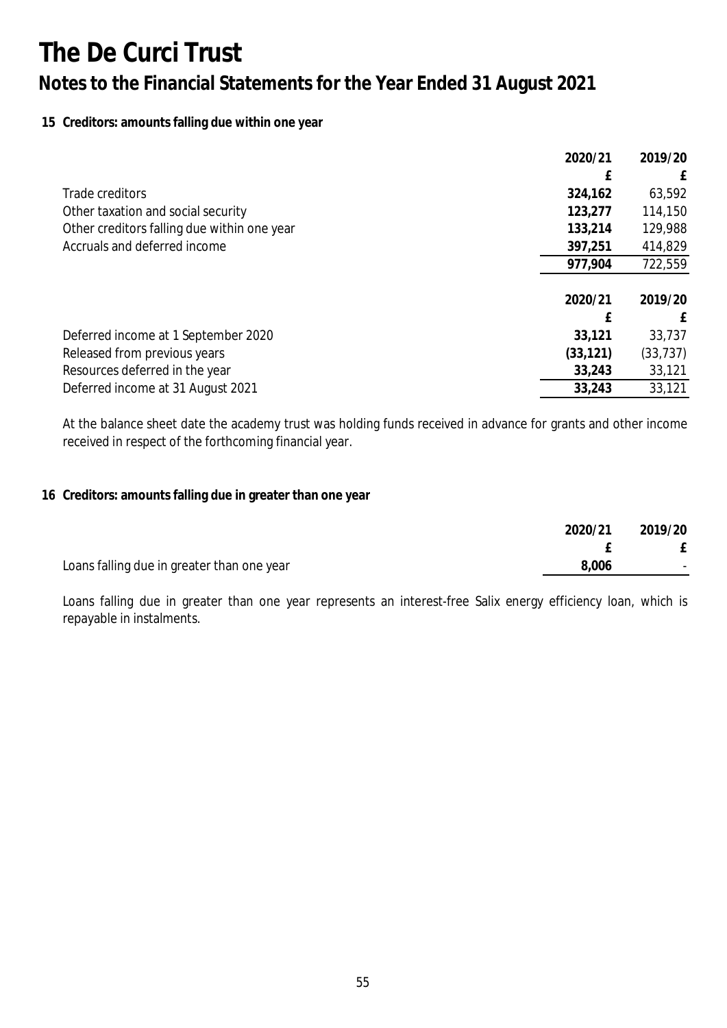# The De Curci Trust

## Notes to the Financial Statements for the Year Ended 31 August 2021

### 15 Creditors: amounts falling due within one year

| | 2020/21 | 2019/20 |
|---|---|---|
| | £ | £ |
| Trade creditors | **324,162** | 63,592 |
| Other taxation and social security | **123,277** | 114,150 |
| Other creditors falling due within one year | **133,214** | 129,988 |
| Accruals and deferred income | **397,251** | 414,829 |
| | **977,904** | 722,559 |

| | 2020/21 | 2019/20 |
|---|---|---|
| | £ | £ |
| Deferred income at 1 September 2020 | **33,121** | 33,737 |
| Released from previous years | **(33,121)** | (33,737) |
| Resources deferred in the year | **33,243** | 33,121 |
| Deferred income at 31 August 2021 | **33,243** | 33,121 |

At the balance sheet date the academy trust was holding funds received in advance for grants and other income received in respect of the forthcoming financial year.

### 16 Creditors: amounts falling due in greater than one year

| | 2020/21 | 2019/20 |
|---|---|---|
| | £ | £ |
| Loans falling due in greater than one year | **8,006** | - |

Loans falling due in greater than one year represents an interest-free Salix energy efficiency loan, which is repayable in instalments.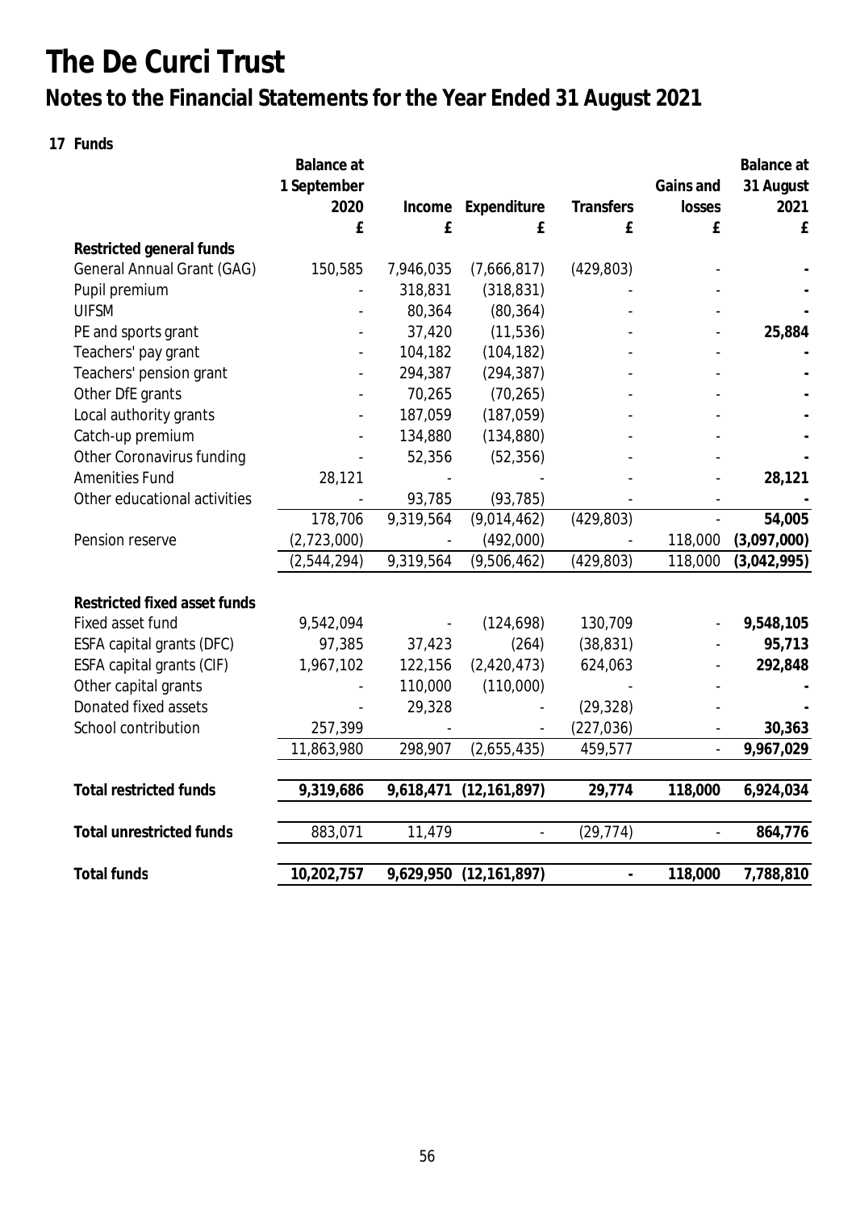# The De Curci Trust

## Notes to the Financial Statements for the Year Ended 31 August 2021

**17 Funds**

| | Balance at 1 September 2020 £ | Income £ | Expenditure £ | Transfers £ | Gains and losses £ | Balance at 31 August 2021 £ |
|---|---|---|---|---|---|---|
| **Restricted general funds** | | | | | | |
| General Annual Grant (GAG) | 150,585 | 7,946,035 | (7,666,817) | (429,803) | - | **-** |
| Pupil premium | - | 318,831 | (318,831) | - | - | **-** |
| UIFSM | - | 80,364 | (80,364) | - | - | **-** |
| PE and sports grant | - | 37,420 | (11,536) | - | - | **25,884** |
| Teachers' pay grant | - | 104,182 | (104,182) | - | - | **-** |
| Teachers' pension grant | - | 294,387 | (294,387) | - | - | **-** |
| Other DfE grants | - | 70,265 | (70,265) | - | - | **-** |
| Local authority grants | - | 187,059 | (187,059) | - | - | **-** |
| Catch-up premium | - | 134,880 | (134,880) | - | - | **-** |
| Other Coronavirus funding | - | 52,356 | (52,356) | - | - | **-** |
| Amenities Fund | 28,121 | - | - | - | - | **28,121** |
| Other educational activities | - | 93,785 | (93,785) | - | - | **-** |
| | 178,706 | 9,319,564 | (9,014,462) | (429,803) | - | **54,005** |
| Pension reserve | (2,723,000) | - | (492,000) | - | 118,000 | **(3,097,000)** |
| | (2,544,294) | 9,319,564 | (9,506,462) | (429,803) | 118,000 | **(3,042,995)** |
| **Restricted fixed asset funds** | | | | | | |
| Fixed asset fund | 9,542,094 | - | (124,698) | 130,709 | - | **9,548,105** |
| ESFA capital grants (DFC) | 97,385 | 37,423 | (264) | (38,831) | - | **95,713** |
| ESFA capital grants (CIF) | 1,967,102 | 122,156 | (2,420,473) | 624,063 | - | **292,848** |
| Other capital grants | - | 110,000 | (110,000) | - | - | **-** |
| Donated fixed assets | - | 29,328 | - | (29,328) | - | **-** |
| School contribution | 257,399 | - | - | (227,036) | - | **30,363** |
| | 11,863,980 | 298,907 | (2,655,435) | 459,577 | - | **9,967,029** |
| **Total restricted funds** | **9,319,686** | **9,618,471** | **(12,161,897)** | **29,774** | **118,000** | **6,924,034** |
| **Total unrestricted funds** | 883,071 | 11,479 | - | (29,774) | - | **864,776** |
| **Total funds** | **10,202,757** | **9,629,950** | **(12,161,897)** | **-** | **118,000** | **7,788,810** |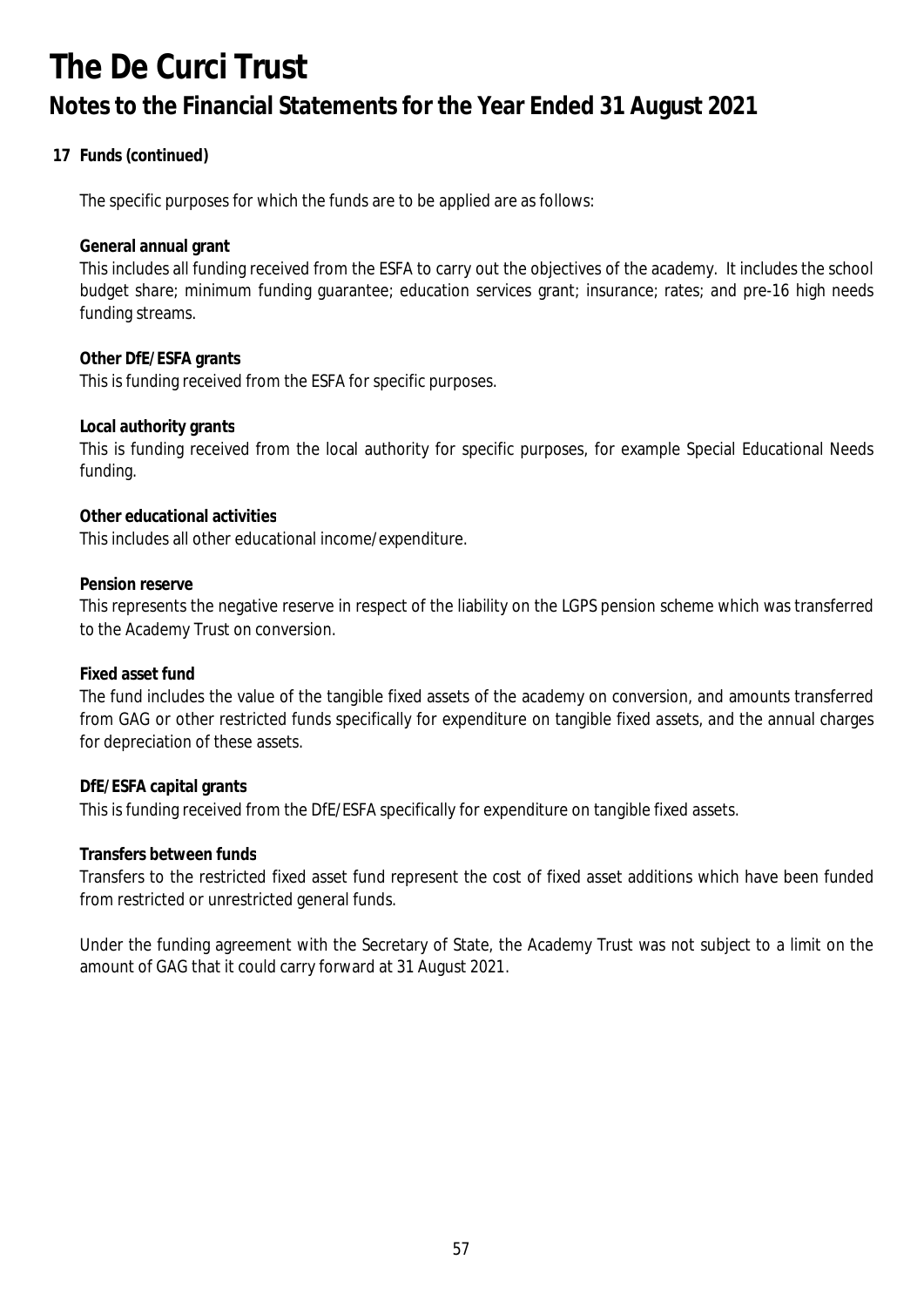## 17 Funds (continued)

The specific purposes for which the funds are to be applied are as follows:

**General annual grant**

This includes all funding received from the ESFA to carry out the objectives of the academy. It includes the school budget share; minimum funding guarantee; education services grant; insurance; rates; and pre-16 high needs funding streams.

**Other DfE/ESFA grants**

This is funding received from the ESFA for specific purposes.

**Local authority grants**

This is funding received from the local authority for specific purposes, for example Special Educational Needs funding.

**Other educational activities**

This includes all other educational income/expenditure.

**Pension reserve**

This represents the negative reserve in respect of the liability on the LGPS pension scheme which was transferred to the Academy Trust on conversion.

**Fixed asset fund**

The fund includes the value of the tangible fixed assets of the academy on conversion, and amounts transferred from GAG or other restricted funds specifically for expenditure on tangible fixed assets, and the annual charges for depreciation of these assets.

**DfE/ESFA capital grants**

This is funding received from the DfE/ESFA specifically for expenditure on tangible fixed assets.

**Transfers between funds**

Transfers to the restricted fixed asset fund represent the cost of fixed asset additions which have been funded from restricted or unrestricted general funds.

Under the funding agreement with the Secretary of State, the Academy Trust was not subject to a limit on the amount of GAG that it could carry forward at 31 August 2021.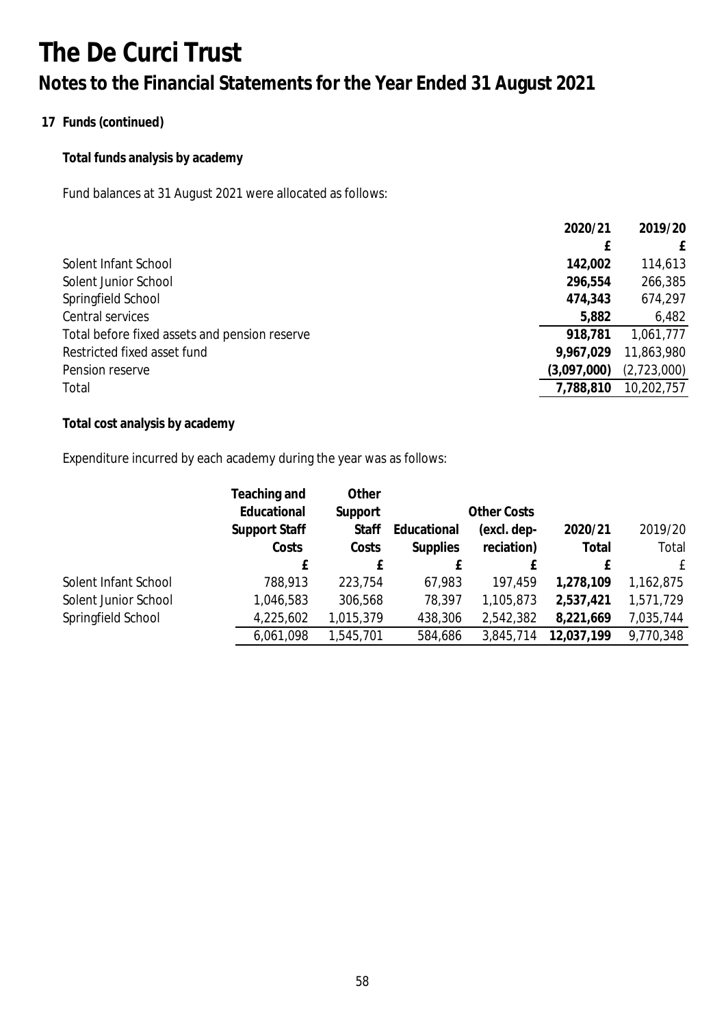# The De Curci Trust

## Notes to the Financial Statements for the Year Ended 31 August 2021

### 17 Funds (continued)

**Total funds analysis by academy**

Fund balances at 31 August 2021 were allocated as follows:

| | 2020/21 | 2019/20 |
|---|---|---|
| | £ | £ |
| Solent Infant School | 142,002 | 114,613 |
| Solent Junior School | 296,554 | 266,385 |
| Springfield School | 474,343 | 674,297 |
| Central services | 5,882 | 6,482 |
| Total before fixed assets and pension reserve | 918,781 | 1,061,777 |
| Restricted fixed asset fund | 9,967,029 | 11,863,980 |
| Pension reserve | (3,097,000) | (2,723,000) |
| Total | 7,788,810 | 10,202,757 |

**Total cost analysis by academy**

Expenditure incurred by each academy during the year was as follows:

| | Teaching and Educational Support Staff Costs | Other Support Staff Costs | Educational Supplies | Other Costs (excl. depreciation) | 2020/21 Total | 2019/20 Total |
|---|---|---|---|---|---|---|
| | £ | £ | £ | £ | £ | £ |
| Solent Infant School | 788,913 | 223,754 | 67,983 | 197,459 | 1,278,109 | 1,162,875 |
| Solent Junior School | 1,046,583 | 306,568 | 78,397 | 1,105,873 | 2,537,421 | 1,571,729 |
| Springfield School | 4,225,602 | 1,015,379 | 438,306 | 2,542,382 | 8,221,669 | 7,035,744 |
| | 6,061,098 | 1,545,701 | 584,686 | 3,845,714 | 12,037,199 | 9,770,348 |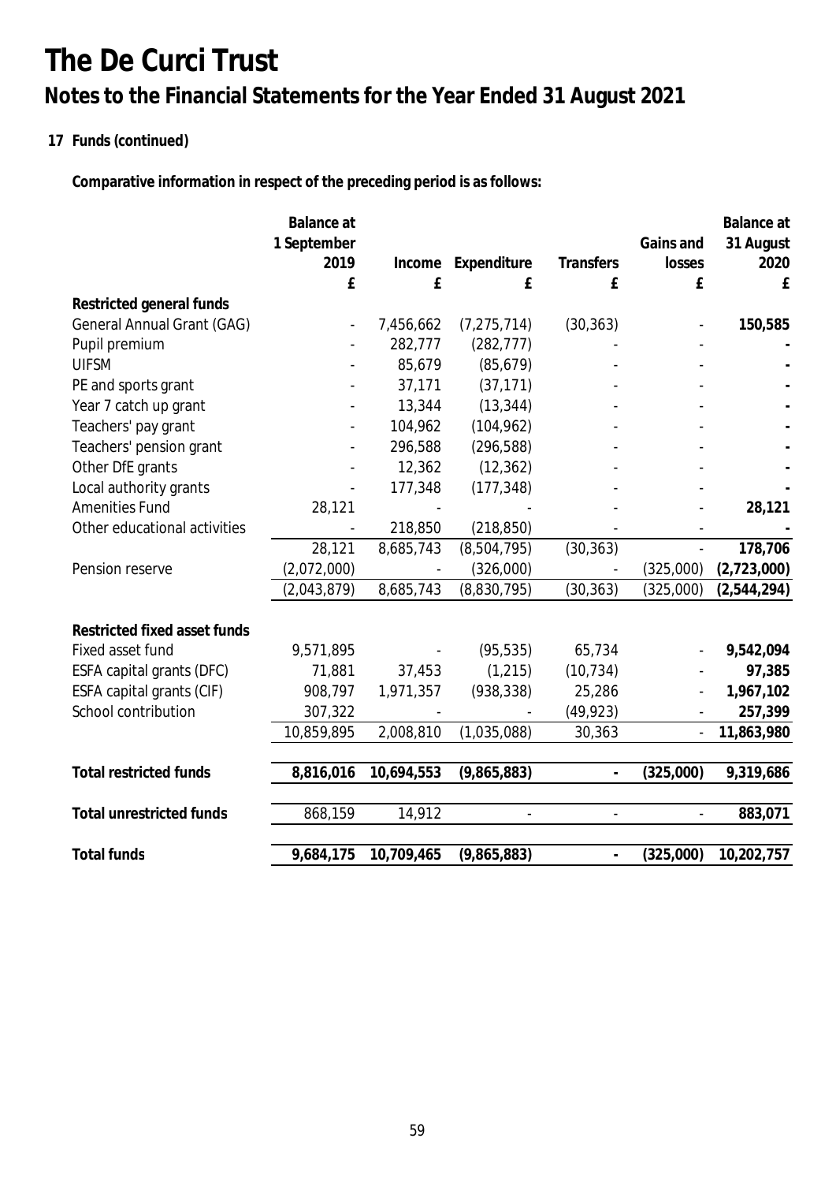# The De Curci Trust

## Notes to the Financial Statements for the Year Ended 31 August 2021

### 17 Funds (continued)

**Comparative information in respect of the preceding period is as follows:**

| | Balance at 1 September 2019 £ | Income £ | Expenditure £ | Transfers £ | Gains and losses £ | Balance at 31 August 2020 £ |
|---|---|---|---|---|---|---|
| **Restricted general funds** | | | | | | |
| General Annual Grant (GAG) | - | 7,456,662 | (7,275,714) | (30,363) | - | **150,585** |
| Pupil premium | - | 282,777 | (282,777) | - | - | **-** |
| UIFSM | - | 85,679 | (85,679) | - | - | **-** |
| PE and sports grant | - | 37,171 | (37,171) | - | - | **-** |
| Year 7 catch up grant | - | 13,344 | (13,344) | - | - | **-** |
| Teachers' pay grant | - | 104,962 | (104,962) | - | - | **-** |
| Teachers' pension grant | - | 296,588 | (296,588) | - | - | **-** |
| Other DfE grants | - | 12,362 | (12,362) | - | - | **-** |
| Local authority grants | - | 177,348 | (177,348) | - | - | **-** |
| Amenities Fund | 28,121 | - | - | - | - | **28,121** |
| Other educational activities | - | 218,850 | (218,850) | - | - | **-** |
| | 28,121 | 8,685,743 | (8,504,795) | (30,363) | - | **178,706** |
| Pension reserve | (2,072,000) | - | (326,000) | - | (325,000) | **(2,723,000)** |
| | (2,043,879) | 8,685,743 | (8,830,795) | (30,363) | (325,000) | **(2,544,294)** |
| **Restricted fixed asset funds** | | | | | | |
| Fixed asset fund | 9,571,895 | - | (95,535) | 65,734 | - | **9,542,094** |
| ESFA capital grants (DFC) | 71,881 | 37,453 | (1,215) | (10,734) | - | **97,385** |
| ESFA capital grants (CIF) | 908,797 | 1,971,357 | (938,338) | 25,286 | - | **1,967,102** |
| School contribution | 307,322 | - | - | (49,923) | - | **257,399** |
| | 10,859,895 | 2,008,810 | (1,035,088) | 30,363 | - | **11,863,980** |
| **Total restricted funds** | **8,816,016** | **10,694,553** | **(9,865,883)** | **-** | **(325,000)** | **9,319,686** |
| **Total unrestricted funds** | 868,159 | 14,912 | - | - | - | **883,071** |
| **Total funds** | **9,684,175** | **10,709,465** | **(9,865,883)** | **-** | **(325,000)** | **10,202,757** |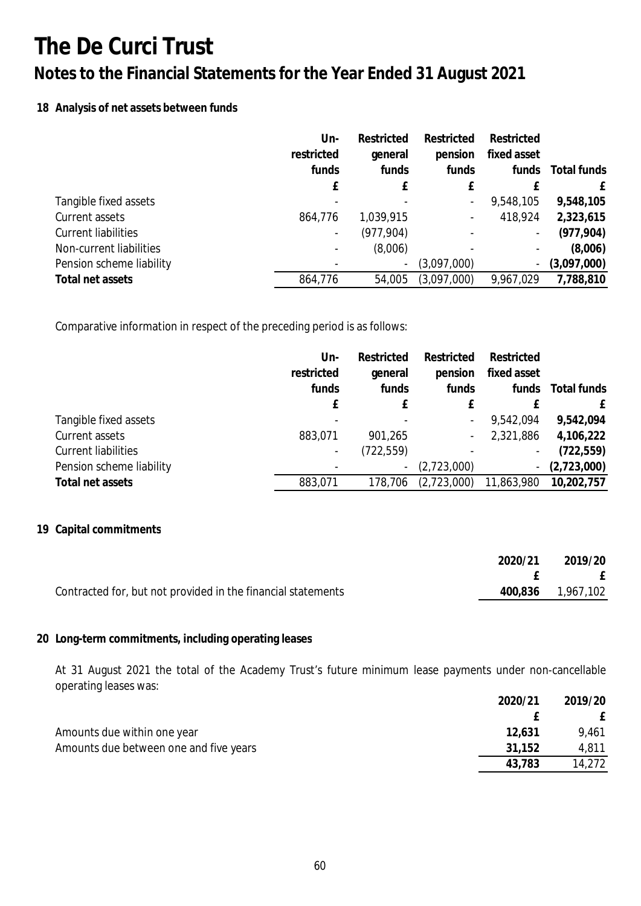# The De Curci Trust

## Notes to the Financial Statements for the Year Ended 31 August 2021

### 18 Analysis of net assets between funds

| | Un-restricted funds | Restricted general funds | Restricted pension funds | Restricted fixed asset funds | Total funds |
|---|---|---|---|---|---|
| | £ | £ | £ | £ | £ |
| Tangible fixed assets | - | - | - | 9,548,105 | **9,548,105** |
| Current assets | 864,776 | 1,039,915 | - | 418,924 | **2,323,615** |
| Current liabilities | - | (977,904) | - | - | **(977,904)** |
| Non-current liabilities | - | (8,006) | - | - | **(8,006)** |
| Pension scheme liability | - | - | (3,097,000) | - | **(3,097,000)** |
| **Total net assets** | 864,776 | 54,005 | (3,097,000) | 9,967,029 | **7,788,810** |

Comparative information in respect of the preceding period is as follows:

| | Un-restricted funds | Restricted general funds | Restricted pension funds | Restricted fixed asset funds | Total funds |
|---|---|---|---|---|---|
| | £ | £ | £ | £ | £ |
| Tangible fixed assets | - | - | - | 9,542,094 | **9,542,094** |
| Current assets | 883,071 | 901,265 | - | 2,321,886 | **4,106,222** |
| Current liabilities | - | (722,559) | - | - | **(722,559)** |
| Pension scheme liability | - | - | (2,723,000) | - | **(2,723,000)** |
| **Total net assets** | 883,071 | 178,706 | (2,723,000) | 11,863,980 | **10,202,757** |

### 19 Capital commitments

| | 2020/21 | 2019/20 |
|---|---|---|
| | £ | £ |
| Contracted for, but not provided in the financial statements | **400,836** | 1,967,102 |

### 20 Long-term commitments, including operating leases

At 31 August 2021 the total of the Academy Trust's future minimum lease payments under non-cancellable operating leases was:

| | 2020/21 | 2019/20 |
|---|---|---|
| | £ | £ |
| Amounts due within one year | **12,631** | 9,461 |
| Amounts due between one and five years | **31,152** | 4,811 |
| | **43,783** | 14,272 |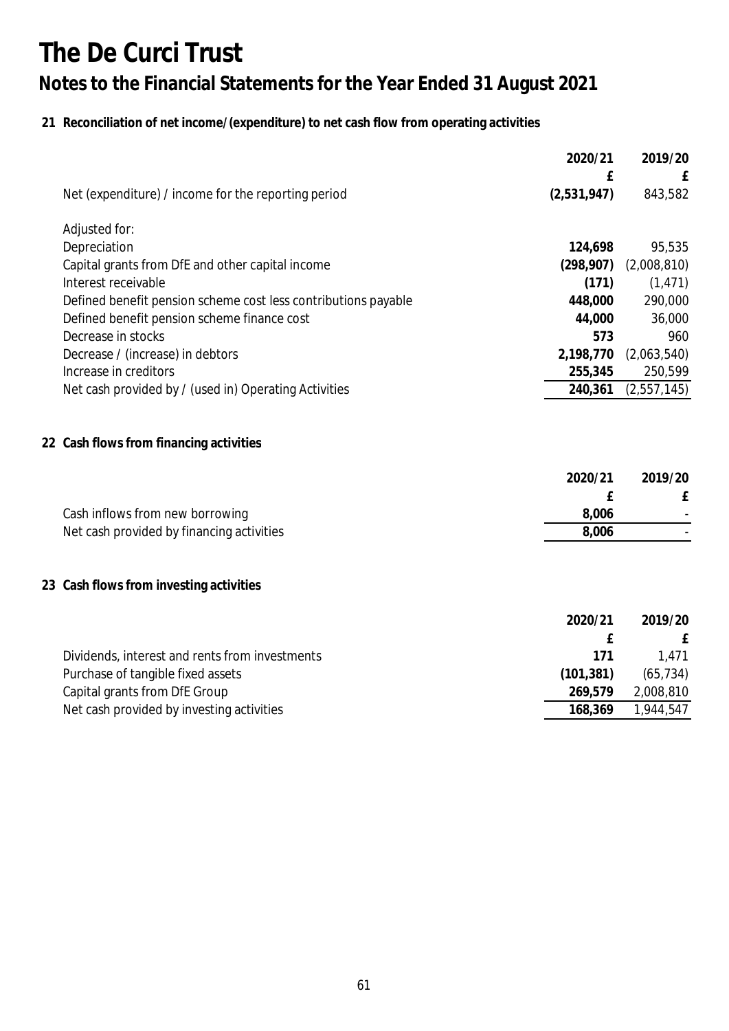# The De Curci Trust

## Notes to the Financial Statements for the Year Ended 31 August 2021

### 21 Reconciliation of net income/(expenditure) to net cash flow from operating activities

| | 2020/21 | 2019/20 |
|---|---|---|
| | £ | £ |
| Net (expenditure) / income for the reporting period | **(2,531,947)** | 843,582 |
| | | |
| Adjusted for: | | |
| Depreciation | **124,698** | 95,535 |
| Capital grants from DfE and other capital income | **(298,907)** | (2,008,810) |
| Interest receivable | **(171)** | (1,471) |
| Defined benefit pension scheme cost less contributions payable | **448,000** | 290,000 |
| Defined benefit pension scheme finance cost | **44,000** | 36,000 |
| Decrease in stocks | **573** | 960 |
| Decrease / (increase) in debtors | **2,198,770** | (2,063,540) |
| Increase in creditors | **255,345** | 250,599 |
| Net cash provided by / (used in) Operating Activities | **240,361** | (2,557,145) |

### 22 Cash flows from financing activities

| | 2020/21 | 2019/20 |
|---|---|---|
| | £ | £ |
| Cash inflows from new borrowing | **8,006** | - |
| Net cash provided by financing activities | **8,006** | - |

### 23 Cash flows from investing activities

| | 2020/21 | 2019/20 |
|---|---|---|
| | £ | £ |
| Dividends, interest and rents from investments | **171** | 1,471 |
| Purchase of tangible fixed assets | **(101,381)** | (65,734) |
| Capital grants from DfE Group | **269,579** | 2,008,810 |
| Net cash provided by investing activities | **168,369** | 1,944,547 |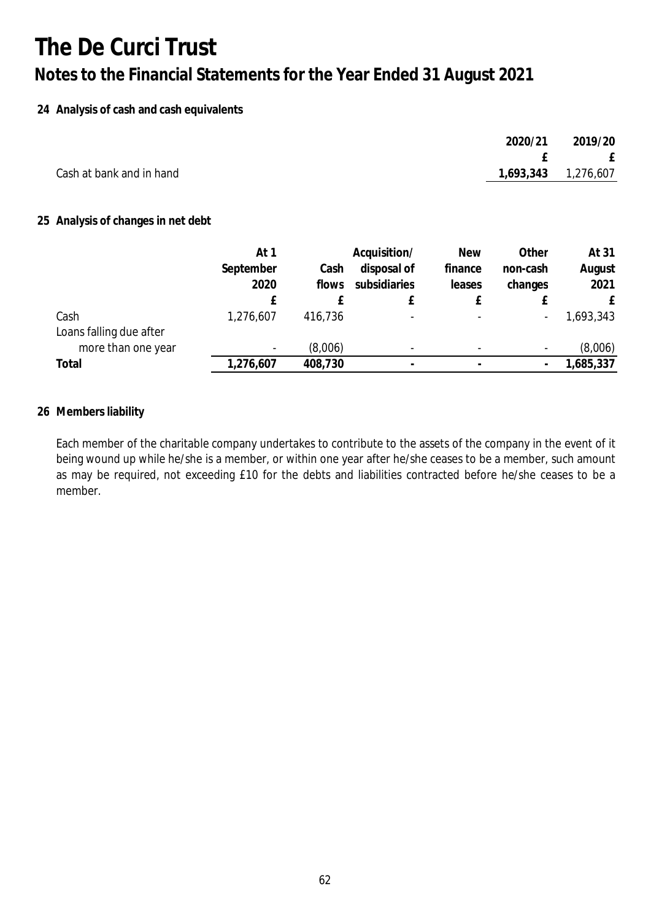# The De Curci Trust

## Notes to the Financial Statements for the Year Ended 31 August 2021

### 24 Analysis of cash and cash equivalents

| | 2020/21 | 2019/20 |
|---|---|---|
| | £ | £ |
| Cash at bank and in hand | **1,693,343** | 1,276,607 |

### 25 Analysis of changes in net debt

| | At 1 September 2020 | Cash flows | Acquisition/ disposal of subsidiaries | New finance leases | Other non-cash changes | At 31 August 2021 |
|---|---|---|---|---|---|---|
| | £ | £ | £ | £ | £ | £ |
| Cash | 1,276,607 | 416,736 | - | - | - | 1,693,343 |
| Loans falling due after more than one year | - | (8,006) | - | - | - | (8,006) |
| **Total** | **1,276,607** | **408,730** | **-** | **-** | **-** | **1,685,337** |

### 26 Members liability

Each member of the charitable company undertakes to contribute to the assets of the company in the event of it being wound up while he/she is a member, or within one year after he/she ceases to be a member, such amount as may be required, not exceeding £10 for the debts and liabilities contracted before he/she ceases to be a member.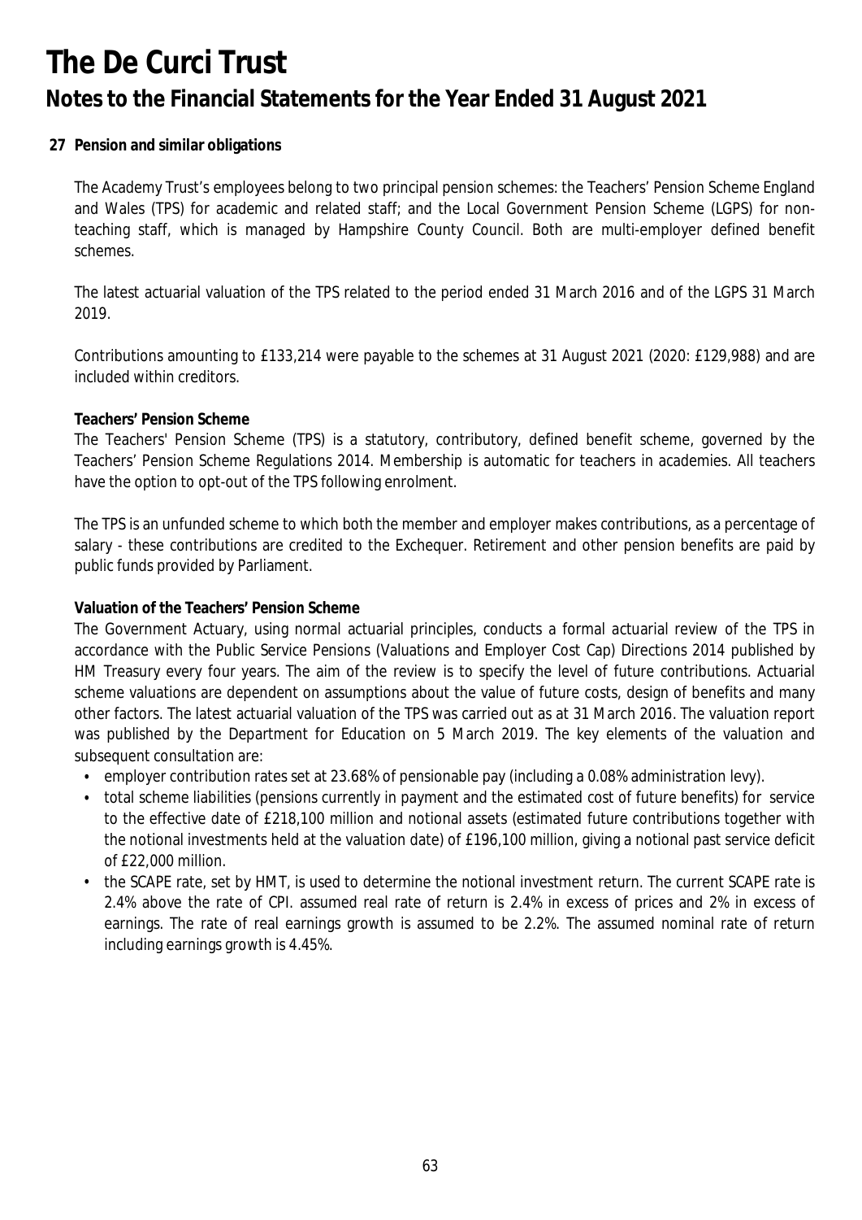# The De Curci Trust

## Notes to the Financial Statements for the Year Ended 31 August 2021

### 27 Pension and similar obligations

The Academy Trust's employees belong to two principal pension schemes: the Teachers' Pension Scheme England and Wales (TPS) for academic and related staff; and the Local Government Pension Scheme (LGPS) for non-teaching staff, which is managed by Hampshire County Council. Both are multi-employer defined benefit schemes.

The latest actuarial valuation of the TPS related to the period ended 31 March 2016 and of the LGPS 31 March 2019.

Contributions amounting to £133,214 were payable to the schemes at 31 August 2021 (2020: £129,988) and are included within creditors.

**Teachers' Pension Scheme**

The Teachers' Pension Scheme (TPS) is a statutory, contributory, defined benefit scheme, governed by the Teachers' Pension Scheme Regulations 2014. Membership is automatic for teachers in academies. All teachers have the option to opt-out of the TPS following enrolment.

The TPS is an unfunded scheme to which both the member and employer makes contributions, as a percentage of salary - these contributions are credited to the Exchequer. Retirement and other pension benefits are paid by public funds provided by Parliament.

**Valuation of the Teachers' Pension Scheme**

The Government Actuary, using normal actuarial principles, conducts a formal actuarial review of the TPS in accordance with the Public Service Pensions (Valuations and Employer Cost Cap) Directions 2014 published by HM Treasury every four years. The aim of the review is to specify the level of future contributions. Actuarial scheme valuations are dependent on assumptions about the value of future costs, design of benefits and many other factors. The latest actuarial valuation of the TPS was carried out as at 31 March 2016. The valuation report was published by the Department for Education on 5 March 2019. The key elements of the valuation and subsequent consultation are:

- employer contribution rates set at 23.68% of pensionable pay (including a 0.08% administration levy).
- total scheme liabilities (pensions currently in payment and the estimated cost of future benefits) for service to the effective date of £218,100 million and notional assets (estimated future contributions together with the notional investments held at the valuation date) of £196,100 million, giving a notional past service deficit of £22,000 million.
- the SCAPE rate, set by HMT, is used to determine the notional investment return. The current SCAPE rate is 2.4% above the rate of CPI. assumed real rate of return is 2.4% in excess of prices and 2% in excess of earnings. The rate of real earnings growth is assumed to be 2.2%. The assumed nominal rate of return including earnings growth is 4.45%.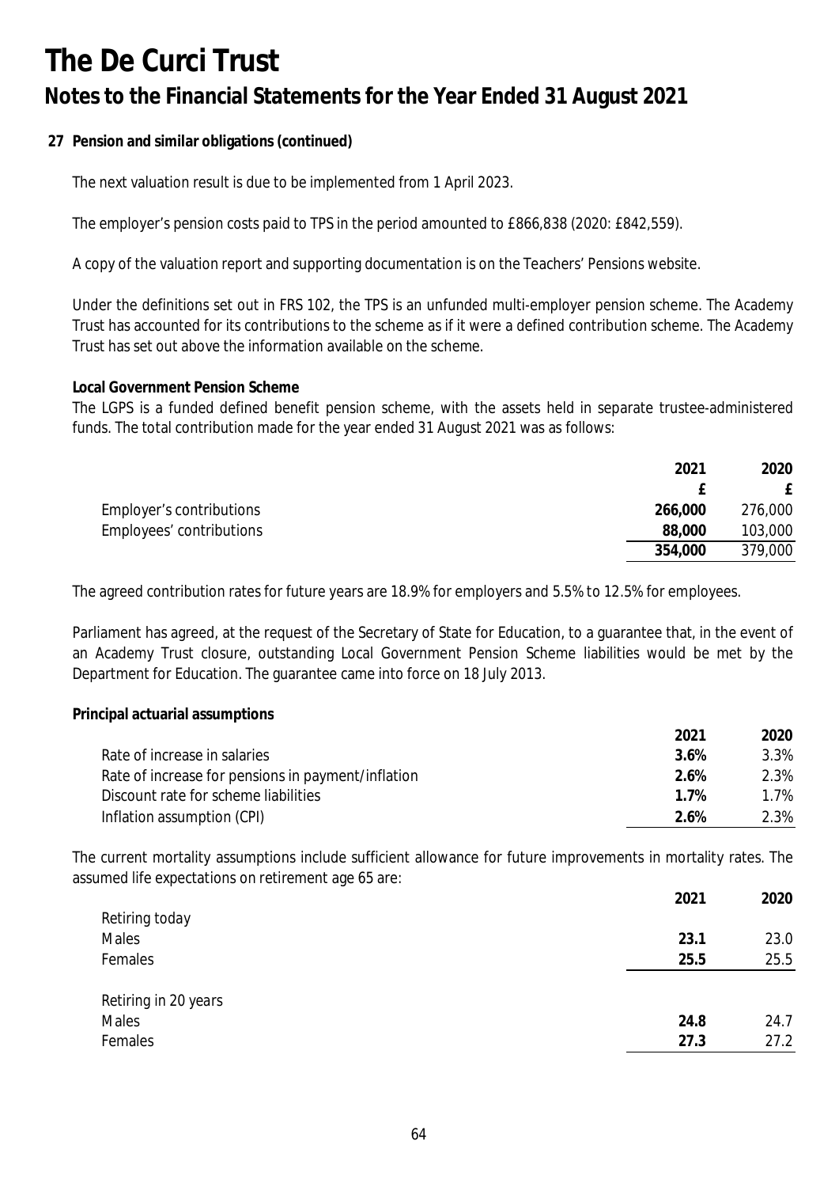# The De Curci Trust

## Notes to the Financial Statements for the Year Ended 31 August 2021

**27 Pension and similar obligations (continued)**

The next valuation result is due to be implemented from 1 April 2023.

The employer's pension costs paid to TPS in the period amounted to £866,838 (2020: £842,559).

A copy of the valuation report and supporting documentation is on the Teachers' Pensions website.

Under the definitions set out in FRS 102, the TPS is an unfunded multi-employer pension scheme. The Academy Trust has accounted for its contributions to the scheme as if it were a defined contribution scheme. The Academy Trust has set out above the information available on the scheme.

**Local Government Pension Scheme**

The LGPS is a funded defined benefit pension scheme, with the assets held in separate trustee-administered funds. The total contribution made for the year ended 31 August 2021 was as follows:

| | 2021 | 2020 |
|---|---|---|
| | £ | £ |
| Employer's contributions | **266,000** | 276,000 |
| Employees' contributions | **88,000** | 103,000 |
| | **354,000** | 379,000 |

The agreed contribution rates for future years are 18.9% for employers and 5.5% to 12.5% for employees.

Parliament has agreed, at the request of the Secretary of State for Education, to a guarantee that, in the event of an Academy Trust closure, outstanding Local Government Pension Scheme liabilities would be met by the Department for Education. The guarantee came into force on 18 July 2013.

**Principal actuarial assumptions**

| | 2021 | 2020 |
|---|---|---|
| Rate of increase in salaries | **3.6%** | 3.3% |
| Rate of increase for pensions in payment/inflation | **2.6%** | 2.3% |
| Discount rate for scheme liabilities | **1.7%** | 1.7% |
| Inflation assumption (CPI) | **2.6%** | 2.3% |

The current mortality assumptions include sufficient allowance for future improvements in mortality rates. The assumed life expectations on retirement age 65 are:

| | 2021 | 2020 |
|---|---|---|
| Retiring today | | |
| Males | **23.1** | 23.0 |
| Females | **25.5** | 25.5 |
| | | |
| Retiring in 20 years | | |
| Males | **24.8** | 24.7 |
| Females | **27.3** | 27.2 |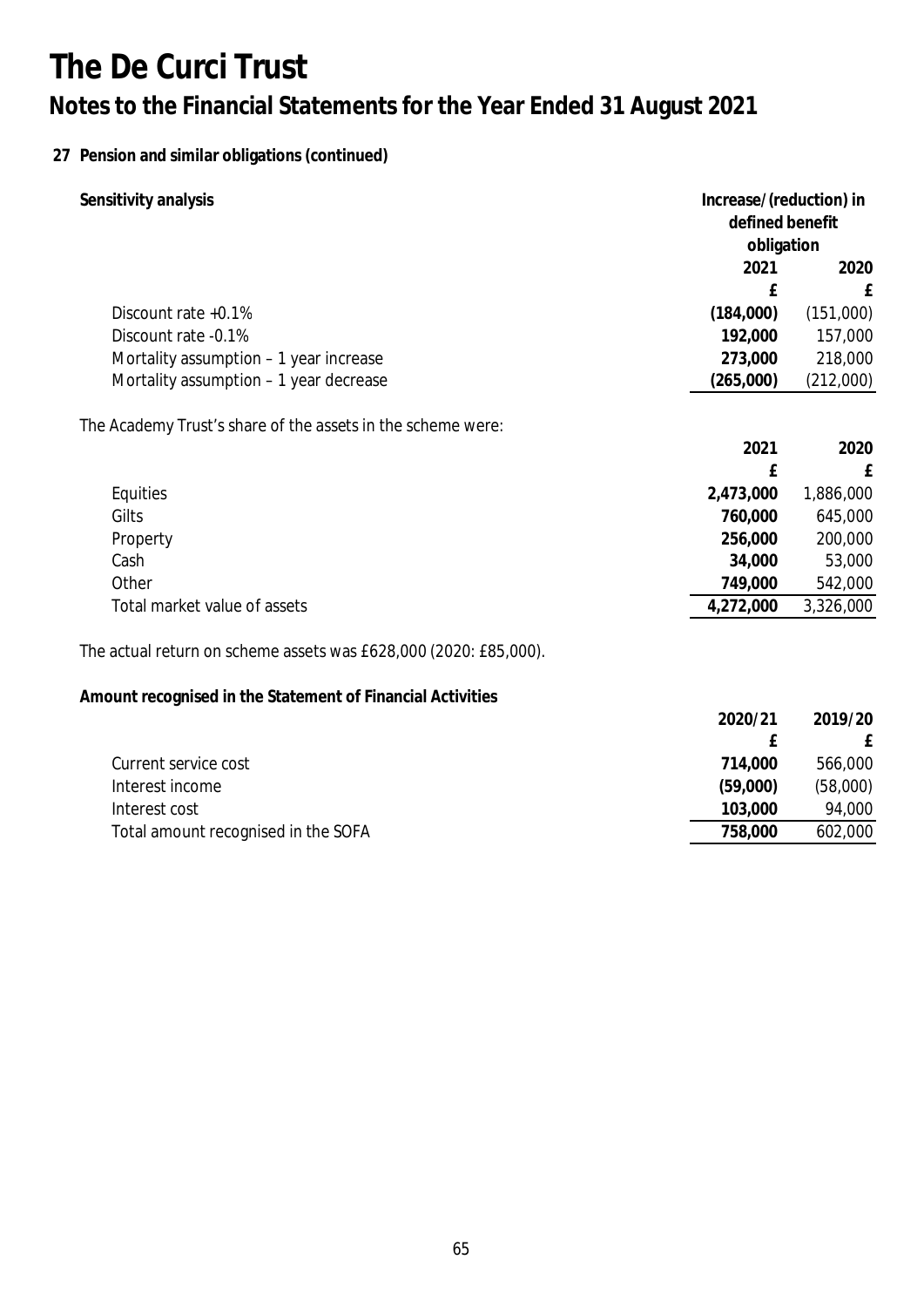# The De Curci Trust

## Notes to the Financial Statements for the Year Ended 31 August 2021

### 27 Pension and similar obligations (continued)

**Sensitivity analysis**

| | Increase/(reduction) in defined benefit obligation | |
|---|---|---|
| | **2021** | **2020** |
| | **£** | **£** |
| Discount rate +0.1% | **(184,000)** | (151,000) |
| Discount rate -0.1% | **192,000** | 157,000 |
| Mortality assumption – 1 year increase | **273,000** | 218,000 |
| Mortality assumption – 1 year decrease | **(265,000)** | (212,000) |

The Academy Trust's share of the assets in the scheme were:

| | **2021** | **2020** |
|---|---|---|
| | **£** | **£** |
| Equities | **2,473,000** | 1,886,000 |
| Gilts | **760,000** | 645,000 |
| Property | **256,000** | 200,000 |
| Cash | **34,000** | 53,000 |
| Other | **749,000** | 542,000 |
| Total market value of assets | **4,272,000** | 3,326,000 |

The actual return on scheme assets was £628,000 (2020: £85,000).

**Amount recognised in the Statement of Financial Activities**

| | **2020/21** | **2019/20** |
|---|---|---|
| | **£** | **£** |
| Current service cost | **714,000** | 566,000 |
| Interest income | **(59,000)** | (58,000) |
| Interest cost | **103,000** | 94,000 |
| Total amount recognised in the SOFA | **758,000** | 602,000 |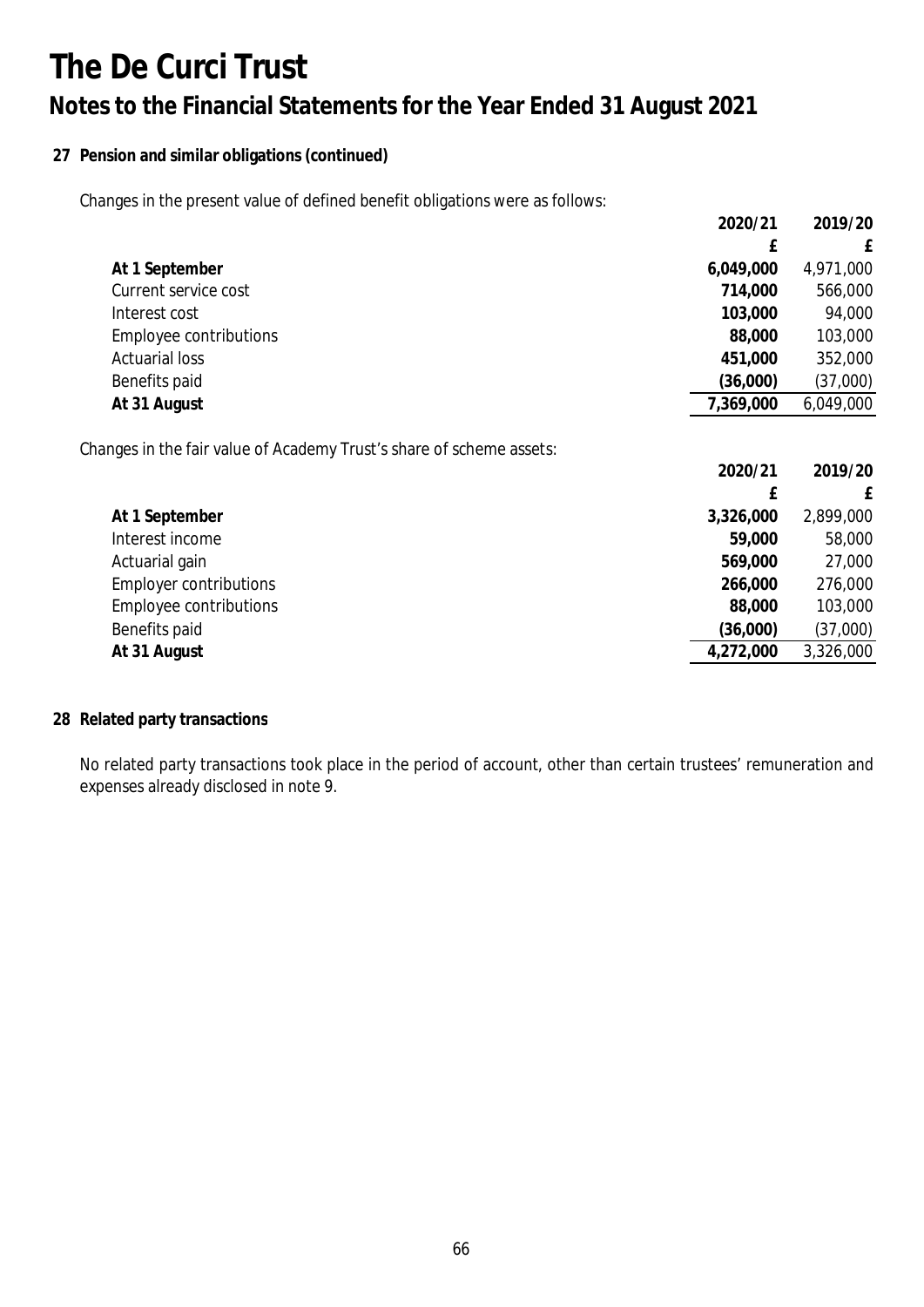# The De Curci Trust

## Notes to the Financial Statements for the Year Ended 31 August 2021

**27 Pension and similar obligations (continued)**

Changes in the present value of defined benefit obligations were as follows:

| | 2020/21 | 2019/20 |
|---|---|---|
| | £ | £ |
| **At 1 September** | **6,049,000** | 4,971,000 |
| Current service cost | **714,000** | 566,000 |
| Interest cost | **103,000** | 94,000 |
| Employee contributions | **88,000** | 103,000 |
| Actuarial loss | **451,000** | 352,000 |
| Benefits paid | **(36,000)** | (37,000) |
| **At 31 August** | **7,369,000** | 6,049,000 |

Changes in the fair value of Academy Trust's share of scheme assets:

| | 2020/21 | 2019/20 |
|---|---|---|
| | £ | £ |
| **At 1 September** | **3,326,000** | 2,899,000 |
| Interest income | **59,000** | 58,000 |
| Actuarial gain | **569,000** | 27,000 |
| Employer contributions | **266,000** | 276,000 |
| Employee contributions | **88,000** | 103,000 |
| Benefits paid | **(36,000)** | (37,000) |
| **At 31 August** | **4,272,000** | 3,326,000 |

**28 Related party transactions**

No related party transactions took place in the period of account, other than certain trustees' remuneration and expenses already disclosed in note 9.